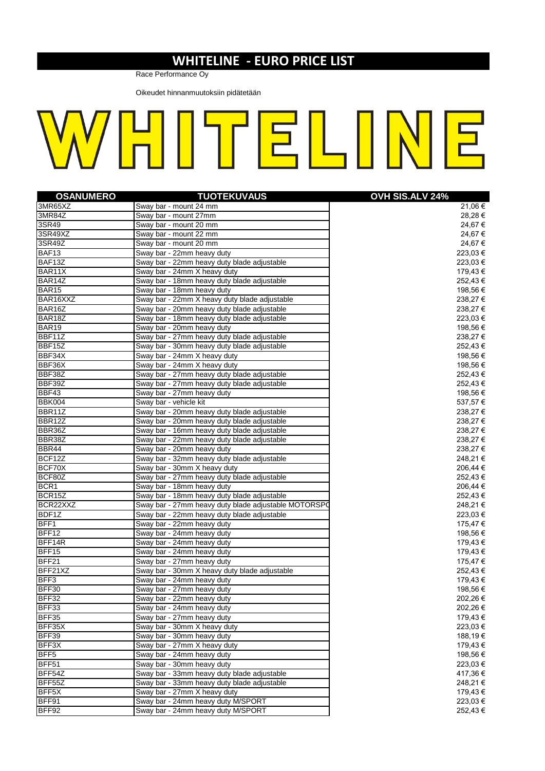# WHITELINE - EURO PRICE LIST

Race Performance Oy

Oikeudet hinnanmuutoksiin pidätetään

WHITELINE

| OSANUMERO | TUOTEKUVAUS | OVH SIS.ALV 24% |
|---|---|---|
| 3MR65XZ | Sway bar - mount 24 mm | 21,06 € |
| 3MR84Z | Sway bar - mount 27mm | 28,28 € |
| 3SR49 | Sway bar - mount 20 mm | 24,67 € |
| 3SR49XZ | Sway bar - mount 22 mm | 24,67 € |
| 3SR49Z | Sway bar - mount 20 mm | 24,67 € |
| BAF13 | Sway bar - 22mm heavy duty | 223,03 € |
| BAF13Z | Sway bar - 22mm heavy duty blade adjustable | 223,03 € |
| BAR11X | Sway bar - 24mm X heavy duty | 179,43 € |
| BAR14Z | Sway bar - 18mm heavy duty blade adjustable | 252,43 € |
| BAR15 | Sway bar - 18mm heavy duty | 198,56 € |
| BAR16XXZ | Sway bar - 22mm X heavy duty blade adjustable | 238,27 € |
| BAR16Z | Sway bar - 20mm heavy duty blade adjustable | 238,27 € |
| BAR18Z | Sway bar - 18mm heavy duty blade adjustable | 223,03 € |
| BAR19 | Sway bar - 20mm heavy duty | 198,56 € |
| BBF11Z | Sway bar - 27mm heavy duty blade adjustable | 238,27 € |
| BBF15Z | Sway bar - 30mm heavy duty blade adjustable | 252,43 € |
| BBF34X | Sway bar - 24mm X heavy duty | 198,56 € |
| BBF36X | Sway bar - 24mm X heavy duty | 198,56 € |
| BBF38Z | Sway bar - 27mm heavy duty blade adjustable | 252,43 € |
| BBF39Z | Sway bar - 27mm heavy duty blade adjustable | 252,43 € |
| BBF43 | Sway bar - 27mm heavy duty | 198,56 € |
| BBK004 | Sway bar - vehicle kit | 537,57 € |
| BBR11Z | Sway bar - 20mm heavy duty blade adjustable | 238,27 € |
| BBR12Z | Sway bar - 20mm heavy duty blade adjustable | 238,27 € |
| BBR36Z | Sway bar - 16mm heavy duty blade adjustable | 238,27 € |
| BBR38Z | Sway bar - 22mm heavy duty blade adjustable | 238,27 € |
| BBR44 | Sway bar - 20mm heavy duty | 238,27 € |
| BCF12Z | Sway bar - 32mm heavy duty blade adjustable | 248,21 € |
| BCF70X | Sway bar - 30mm X heavy duty | 206,44 € |
| BCF80Z | Sway bar - 27mm heavy duty blade adjustable | 252,43 € |
| BCR1 | Sway bar - 18mm heavy duty | 206,44 € |
| BCR15Z | Sway bar - 18mm heavy duty blade adjustable | 252,43 € |
| BCR22XXZ | Sway bar - 27mm heavy duty blade adjustable MOTORSPO | 248,21 € |
| BDF1Z | Sway bar - 22mm heavy duty blade adjustable | 223,03 € |
| BFF1 | Sway bar - 22mm heavy duty | 175,47 € |
| BFF12 | Sway bar - 24mm heavy duty | 198,56 € |
| BFF14R | Sway bar - 24mm heavy duty | 179,43 € |
| BFF15 | Sway bar - 24mm heavy duty | 179,43 € |
| BFF21 | Sway bar - 27mm heavy duty | 175,47 € |
| BFF21XZ | Sway bar - 30mm X heavy duty blade adjustable | 252,43 € |
| BFF3 | Sway bar - 24mm heavy duty | 179,43 € |
| BFF30 | Sway bar - 27mm heavy duty | 198,56 € |
| BFF32 | Sway bar - 22mm heavy duty | 202,26 € |
| BFF33 | Sway bar - 24mm heavy duty | 202,26 € |
| BFF35 | Sway bar - 27mm heavy duty | 179,43 € |
| BFF35X | Sway bar - 30mm X heavy duty | 223,03 € |
| BFF39 | Sway bar - 30mm heavy duty | 188,19 € |
| BFF3X | Sway bar - 27mm X heavy duty | 179,43 € |
| BFF5 | Sway bar - 24mm heavy duty | 198,56 € |
| BFF51 | Sway bar - 30mm heavy duty | 223,03 € |
| BFF54Z | Sway bar - 33mm heavy duty blade adjustable | 417,36 € |
| BFF55Z | Sway bar - 33mm heavy duty blade adjustable | 248,21 € |
| BFF5X | Sway bar - 27mm X heavy duty | 179,43 € |
| BFF91 | Sway bar - 24mm heavy duty M/SPORT | 223,03 € |
| BFF92 | Sway bar - 24mm heavy duty M/SPORT | 252,43 € |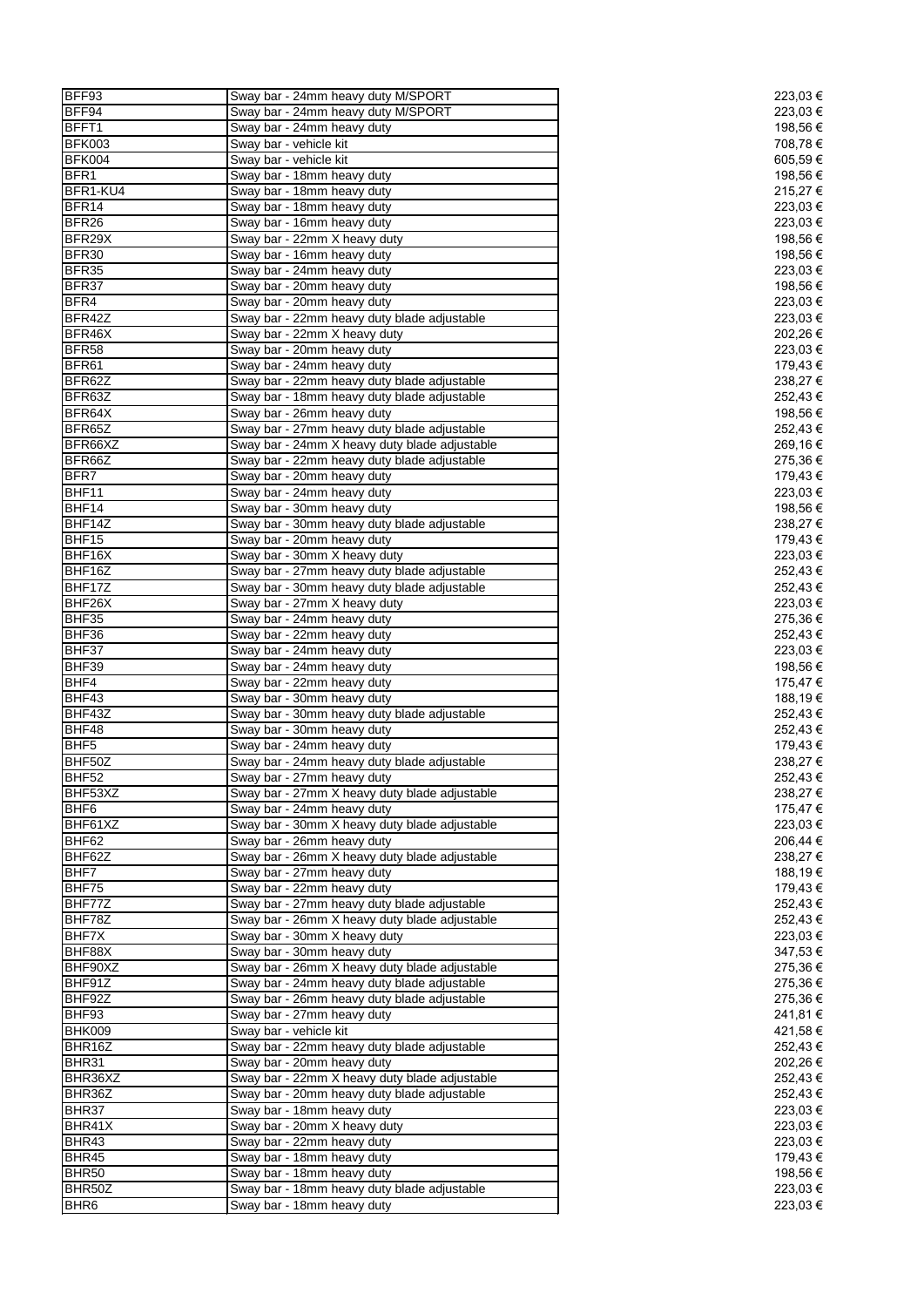| | | |
|---|---|---|
| BFF93 | Sway bar - 24mm heavy duty M/SPORT | 223,03 € |
| BFF94 | Sway bar - 24mm heavy duty M/SPORT | 223,03 € |
| BFFT1 | Sway bar - 24mm heavy duty | 198,56 € |
| BFK003 | Sway bar - vehicle kit | 708,78 € |
| BFK004 | Sway bar - vehicle kit | 605,59 € |
| BFR1 | Sway bar - 18mm heavy duty | 198,56 € |
| BFR1-KU4 | Sway bar - 18mm heavy duty | 215,27 € |
| BFR14 | Sway bar - 18mm heavy duty | 223,03 € |
| BFR26 | Sway bar - 16mm heavy duty | 223,03 € |
| BFR29X | Sway bar - 22mm X heavy duty | 198,56 € |
| BFR30 | Sway bar - 16mm heavy duty | 198,56 € |
| BFR35 | Sway bar - 24mm heavy duty | 223,03 € |
| BFR37 | Sway bar - 20mm heavy duty | 198,56 € |
| BFR4 | Sway bar - 20mm heavy duty | 223,03 € |
| BFR42Z | Sway bar - 22mm heavy duty blade adjustable | 223,03 € |
| BFR46X | Sway bar - 22mm X heavy duty | 202,26 € |
| BFR58 | Sway bar - 20mm heavy duty | 223,03 € |
| BFR61 | Sway bar - 24mm heavy duty | 179,43 € |
| BFR62Z | Sway bar - 22mm heavy duty blade adjustable | 238,27 € |
| BFR63Z | Sway bar - 18mm heavy duty blade adjustable | 252,43 € |
| BFR64X | Sway bar - 26mm heavy duty | 198,56 € |
| BFR65Z | Sway bar - 27mm heavy duty blade adjustable | 252,43 € |
| BFR66XZ | Sway bar - 24mm X heavy duty blade adjustable | 269,16 € |
| BFR66Z | Sway bar - 22mm heavy duty blade adjustable | 275,36 € |
| BFR7 | Sway bar - 20mm heavy duty | 179,43 € |
| BHF11 | Sway bar - 24mm heavy duty | 223,03 € |
| BHF14 | Sway bar - 30mm heavy duty | 198,56 € |
| BHF14Z | Sway bar - 30mm heavy duty blade adjustable | 238,27 € |
| BHF15 | Sway bar - 20mm heavy duty | 179,43 € |
| BHF16X | Sway bar - 30mm X heavy duty | 223,03 € |
| BHF16Z | Sway bar - 27mm heavy duty blade adjustable | 252,43 € |
| BHF17Z | Sway bar - 30mm heavy duty blade adjustable | 252,43 € |
| BHF26X | Sway bar - 27mm X heavy duty | 223,03 € |
| BHF35 | Sway bar - 24mm heavy duty | 275,36 € |
| BHF36 | Sway bar - 22mm heavy duty | 252,43 € |
| BHF37 | Sway bar - 24mm heavy duty | 223,03 € |
| BHF39 | Sway bar - 24mm heavy duty | 198,56 € |
| BHF4 | Sway bar - 22mm heavy duty | 175,47 € |
| BHF43 | Sway bar - 30mm heavy duty | 188,19 € |
| BHF43Z | Sway bar - 30mm heavy duty blade adjustable | 252,43 € |
| BHF48 | Sway bar - 30mm heavy duty | 252,43 € |
| BHF5 | Sway bar - 24mm heavy duty | 179,43 € |
| BHF50Z | Sway bar - 24mm heavy duty blade adjustable | 238,27 € |
| BHF52 | Sway bar - 27mm heavy duty | 252,43 € |
| BHF53XZ | Sway bar - 27mm X heavy duty blade adjustable | 238,27 € |
| BHF6 | Sway bar - 24mm heavy duty | 175,47 € |
| BHF61XZ | Sway bar - 30mm X heavy duty blade adjustable | 223,03 € |
| BHF62 | Sway bar - 26mm heavy duty | 206,44 € |
| BHF62Z | Sway bar - 26mm X heavy duty blade adjustable | 238,27 € |
| BHF7 | Sway bar - 27mm heavy duty | 188,19 € |
| BHF75 | Sway bar - 22mm heavy duty | 179,43 € |
| BHF77Z | Sway bar - 27mm heavy duty blade adjustable | 252,43 € |
| BHF78Z | Sway bar - 26mm X heavy duty blade adjustable | 252,43 € |
| BHF7X | Sway bar - 30mm X heavy duty | 223,03 € |
| BHF88X | Sway bar - 30mm heavy duty | 347,53 € |
| BHF90XZ | Sway bar - 26mm X heavy duty blade adjustable | 275,36 € |
| BHF91Z | Sway bar - 24mm heavy duty blade adjustable | 275,36 € |
| BHF92Z | Sway bar - 26mm heavy duty blade adjustable | 275,36 € |
| BHF93 | Sway bar - 27mm heavy duty | 241,81 € |
| BHK009 | Sway bar - vehicle kit | 421,58 € |
| BHR16Z | Sway bar - 22mm heavy duty blade adjustable | 252,43 € |
| BHR31 | Sway bar - 20mm heavy duty | 202,26 € |
| BHR36XZ | Sway bar - 22mm X heavy duty blade adjustable | 252,43 € |
| BHR36Z | Sway bar - 20mm heavy duty blade adjustable | 252,43 € |
| BHR37 | Sway bar - 18mm heavy duty | 223,03 € |
| BHR41X | Sway bar - 20mm X heavy duty | 223,03 € |
| BHR43 | Sway bar - 22mm heavy duty | 223,03 € |
| BHR45 | Sway bar - 18mm heavy duty | 179,43 € |
| BHR50 | Sway bar - 18mm heavy duty | 198,56 € |
| BHR50Z | Sway bar - 18mm heavy duty blade adjustable | 223,03 € |
| BHR6 | Sway bar - 18mm heavy duty | 223,03 € |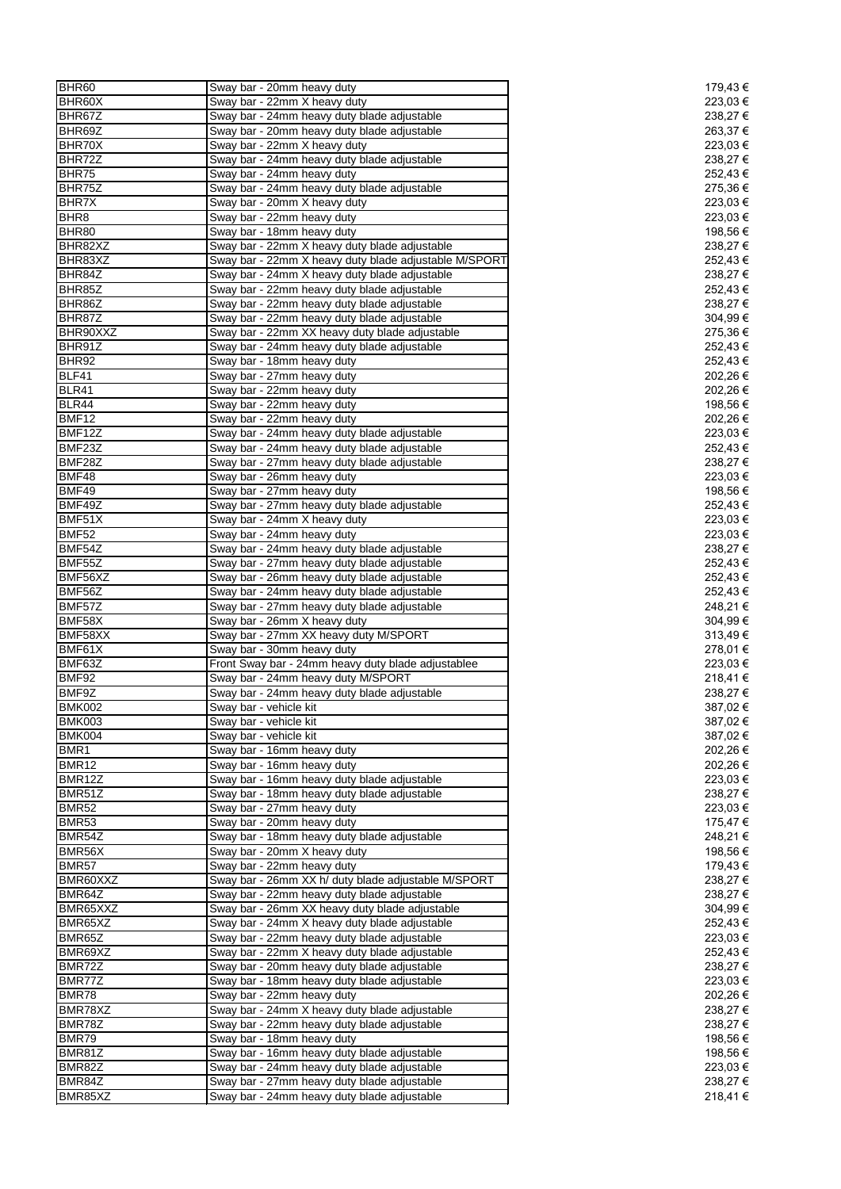| | | |
|---|---|---|
| BHR60 | Sway bar - 20mm heavy duty | 179,43 € |
| BHR60X | Sway bar - 22mm X heavy duty | 223,03 € |
| BHR67Z | Sway bar - 24mm heavy duty blade adjustable | 238,27 € |
| BHR69Z | Sway bar - 20mm heavy duty blade adjustable | 263,37 € |
| BHR70X | Sway bar - 22mm X heavy duty | 223,03 € |
| BHR72Z | Sway bar - 24mm heavy duty blade adjustable | 238,27 € |
| BHR75 | Sway bar - 24mm heavy duty | 252,43 € |
| BHR75Z | Sway bar - 24mm heavy duty blade adjustable | 275,36 € |
| BHR7X | Sway bar - 20mm X heavy duty | 223,03 € |
| BHR8 | Sway bar - 22mm heavy duty | 223,03 € |
| BHR80 | Sway bar - 18mm heavy duty | 198,56 € |
| BHR82XZ | Sway bar - 22mm X heavy duty blade adjustable | 238,27 € |
| BHR83XZ | Sway bar - 22mm X heavy duty blade adjustable M/SPORT | 252,43 € |
| BHR84Z | Sway bar - 24mm X heavy duty blade adjustable | 238,27 € |
| BHR85Z | Sway bar - 22mm heavy duty blade adjustable | 252,43 € |
| BHR86Z | Sway bar - 22mm heavy duty blade adjustable | 238,27 € |
| BHR87Z | Sway bar - 22mm heavy duty blade adjustable | 304,99 € |
| BHR90XXZ | Sway bar - 22mm XX heavy duty blade adjustable | 275,36 € |
| BHR91Z | Sway bar - 24mm heavy duty blade adjustable | 252,43 € |
| BHR92 | Sway bar - 18mm heavy duty | 252,43 € |
| BLF41 | Sway bar - 27mm heavy duty | 202,26 € |
| BLR41 | Sway bar - 22mm heavy duty | 202,26 € |
| BLR44 | Sway bar - 22mm heavy duty | 198,56 € |
| BMF12 | Sway bar - 22mm heavy duty | 202,26 € |
| BMF12Z | Sway bar - 24mm heavy duty blade adjustable | 223,03 € |
| BMF23Z | Sway bar - 24mm heavy duty blade adjustable | 252,43 € |
| BMF28Z | Sway bar - 27mm heavy duty blade adjustable | 238,27 € |
| BMF48 | Sway bar - 26mm heavy duty | 223,03 € |
| BMF49 | Sway bar - 27mm heavy duty | 198,56 € |
| BMF49Z | Sway bar - 27mm heavy duty blade adjustable | 252,43 € |
| BMF51X | Sway bar - 24mm X heavy duty | 223,03 € |
| BMF52 | Sway bar - 24mm heavy duty | 223,03 € |
| BMF54Z | Sway bar - 24mm heavy duty blade adjustable | 238,27 € |
| BMF55Z | Sway bar - 27mm heavy duty blade adjustable | 252,43 € |
| BMF56XZ | Sway bar - 26mm heavy duty blade adjustable | 252,43 € |
| BMF56Z | Sway bar - 24mm heavy duty blade adjustable | 252,43 € |
| BMF57Z | Sway bar - 27mm heavy duty blade adjustable | 248,21 € |
| BMF58X | Sway bar - 26mm X heavy duty | 304,99 € |
| BMF58XX | Sway bar - 27mm XX heavy duty M/SPORT | 313,49 € |
| BMF61X | Sway bar - 30mm heavy duty | 278,01 € |
| BMF63Z | Front Sway bar - 24mm heavy duty blade adjustablee | 223,03 € |
| BMF92 | Sway bar - 24mm heavy duty M/SPORT | 218,41 € |
| BMF9Z | Sway bar - 24mm heavy duty blade adjustable | 238,27 € |
| BMK002 | Sway bar - vehicle kit | 387,02 € |
| BMK003 | Sway bar - vehicle kit | 387,02 € |
| BMK004 | Sway bar - vehicle kit | 387,02 € |
| BMR1 | Sway bar - 16mm heavy duty | 202,26 € |
| BMR12 | Sway bar - 16mm heavy duty | 202,26 € |
| BMR12Z | Sway bar - 16mm heavy duty blade adjustable | 223,03 € |
| BMR51Z | Sway bar - 18mm heavy duty blade adjustable | 238,27 € |
| BMR52 | Sway bar - 27mm heavy duty | 223,03 € |
| BMR53 | Sway bar - 20mm heavy duty | 175,47 € |
| BMR54Z | Sway bar - 18mm heavy duty blade adjustable | 248,21 € |
| BMR56X | Sway bar - 20mm X heavy duty | 198,56 € |
| BMR57 | Sway bar - 22mm heavy duty | 179,43 € |
| BMR60XXZ | Sway bar - 26mm XX h/ duty blade adjustable M/SPORT | 238,27 € |
| BMR64Z | Sway bar - 22mm heavy duty blade adjustable | 238,27 € |
| BMR65XXZ | Sway bar - 26mm XX heavy duty blade adjustable | 304,99 € |
| BMR65XZ | Sway bar - 24mm X heavy duty blade adjustable | 252,43 € |
| BMR65Z | Sway bar - 22mm heavy duty blade adjustable | 223,03 € |
| BMR69XZ | Sway bar - 22mm X heavy duty blade adjustable | 252,43 € |
| BMR72Z | Sway bar - 20mm heavy duty blade adjustable | 238,27 € |
| BMR77Z | Sway bar - 18mm heavy duty blade adjustable | 223,03 € |
| BMR78 | Sway bar - 22mm heavy duty | 202,26 € |
| BMR78XZ | Sway bar - 24mm X heavy duty blade adjustable | 238,27 € |
| BMR78Z | Sway bar - 22mm heavy duty blade adjustable | 238,27 € |
| BMR79 | Sway bar - 18mm heavy duty | 198,56 € |
| BMR81Z | Sway bar - 16mm heavy duty blade adjustable | 198,56 € |
| BMR82Z | Sway bar - 24mm heavy duty blade adjustable | 223,03 € |
| BMR84Z | Sway bar - 27mm heavy duty blade adjustable | 238,27 € |
| BMR85XZ | Sway bar - 24mm heavy duty blade adjustable | 218,41 € |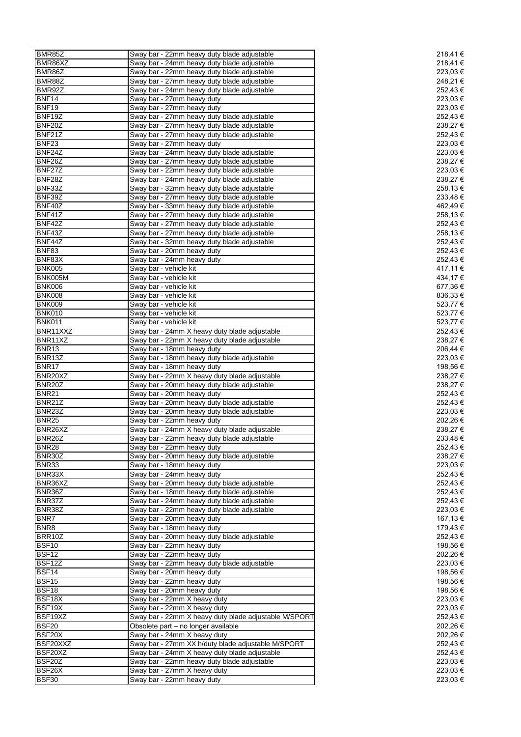| | | |
|---|---|---|
| BMR85Z | Sway bar - 22mm heavy duty blade adjustable | 218,41 € |
| BMR86XZ | Sway bar - 24mm heavy duty blade adjustable | 218,41 € |
| BMR86Z | Sway bar - 22mm heavy duty blade adjustable | 223,03 € |
| BMR88Z | Sway bar - 27mm heavy duty blade adjustable | 248,21 € |
| BMR92Z | Sway bar - 24mm heavy duty blade adjustable | 252,43 € |
| BNF14 | Sway bar - 27mm heavy duty | 223,03 € |
| BNF19 | Sway bar - 27mm heavy duty | 223,03 € |
| BNF19Z | Sway bar - 27mm heavy duty blade adjustable | 252,43 € |
| BNF20Z | Sway bar - 27mm heavy duty blade adjustable | 238,27 € |
| BNF21Z | Sway bar - 27mm heavy duty blade adjustable | 252,43 € |
| BNF23 | Sway bar - 27mm heavy duty | 223,03 € |
| BNF24Z | Sway bar - 24mm heavy duty blade adjustable | 223,03 € |
| BNF26Z | Sway bar - 27mm heavy duty blade adjustable | 238,27 € |
| BNF27Z | Sway bar - 22mm heavy duty blade adjustable | 223,03 € |
| BNF28Z | Sway bar - 24mm heavy duty blade adjustable | 238,27 € |
| BNF33Z | Sway bar - 32mm heavy duty blade adjustable | 258,13 € |
| BNF39Z | Sway bar - 27mm heavy duty blade adjustable | 233,48 € |
| BNF40Z | Sway bar - 33mm heavy duty blade adjustable | 462,49 € |
| BNF41Z | Sway bar - 27mm heavy duty blade adjustable | 258,13 € |
| BNF42Z | Sway bar - 27mm heavy duty blade adjustable | 252,43 € |
| BNF43Z | Sway bar - 27mm heavy duty blade adjustable | 258,13 € |
| BNF44Z | Sway bar - 32mm heavy duty blade adjustable | 252,43 € |
| BNF83 | Sway bar - 20mm heavy duty | 252,43 € |
| BNF83X | Sway bar - 24mm heavy duty | 252,43 € |
| BNK005 | Sway bar - vehicle kit | 417,11 € |
| BNK005M | Sway bar - vehicle kit | 434,17 € |
| BNK006 | Sway bar - vehicle kit | 677,36 € |
| BNK008 | Sway bar - vehicle kit | 836,33 € |
| BNK009 | Sway bar - vehicle kit | 523,77 € |
| BNK010 | Sway bar - vehicle kit | 523,77 € |
| BNK011 | Sway bar - vehicle kit | 523,77 € |
| BNR11XXZ | Sway bar - 24mm X heavy duty blade adjustable | 252,43 € |
| BNR11XZ | Sway bar - 22mm X heavy duty blade adjustable | 238,27 € |
| BNR13 | Sway bar - 18mm heavy duty | 206,44 € |
| BNR13Z | Sway bar - 18mm heavy duty blade adjustable | 223,03 € |
| BNR17 | Sway bar - 18mm heavy duty | 198,56 € |
| BNR20XZ | Sway bar - 22mm X heavy duty blade adjustable | 238,27 € |
| BNR20Z | Sway bar - 20mm heavy duty blade adjustable | 238,27 € |
| BNR21 | Sway bar - 20mm heavy duty | 252,43 € |
| BNR21Z | Sway bar - 20mm heavy duty blade adjustable | 252,43 € |
| BNR23Z | Sway bar - 20mm heavy duty blade adjustable | 223,03 € |
| BNR25 | Sway bar - 22mm heavy duty | 202,26 € |
| BNR26XZ | Sway bar - 24mm X heavy duty blade adjustable | 238,27 € |
| BNR26Z | Sway bar - 22mm heavy duty blade adjustable | 233,48 € |
| BNR28 | Sway bar - 22mm heavy duty | 252,43 € |
| BNR30Z | Sway bar - 20mm heavy duty blade adjustable | 238,27 € |
| BNR33 | Sway bar - 18mm heavy duty | 223,03 € |
| BNR33X | Sway bar - 24mm heavy duty | 252,43 € |
| BNR36XZ | Sway bar - 20mm heavy duty blade adjustable | 252,43 € |
| BNR36Z | Sway bar - 18mm heavy duty blade adjustable | 252,43 € |
| BNR37Z | Sway bar - 24mm heavy duty blade adjustable | 252,43 € |
| BNR38Z | Sway bar - 22mm heavy duty blade adjustable | 223,03 € |
| BNR7 | Sway bar - 20mm heavy duty | 167,13 € |
| BNR8 | Sway bar - 18mm heavy duty | 179,43 € |
| BRR10Z | Sway bar - 20mm heavy duty blade adjustable | 252,43 € |
| BSF10 | Sway bar - 22mm heavy duty | 198,56 € |
| BSF12 | Sway bar - 22mm heavy duty | 202,26 € |
| BSF12Z | Sway bar - 22mm heavy duty blade adjustable | 223,03 € |
| BSF14 | Sway bar - 20mm heavy duty | 198,56 € |
| BSF15 | Sway bar - 22mm heavy duty | 198,56 € |
| BSF18 | Sway bar - 20mm heavy duty | 198,56 € |
| BSF18X | Sway bar - 22mm X heavy duty | 223,03 € |
| BSF19X | Sway bar - 22mm X heavy duty | 223,03 € |
| BSF19XZ | Sway bar - 22mm X heavy duty blade adjustable M/SPORT | 252,43 € |
| BSF20 | Obsolete part – no longer available | 202,26 € |
| BSF20X | Sway bar - 24mm X heavy duty | 202,26 € |
| BSF20XXZ | Sway bar - 27mm XX h/duty blade adjustable M/SPORT | 252,43 € |
| BSF20XZ | Sway bar - 24mm X heavy duty blade adjustable | 252,43 € |
| BSF20Z | Sway bar - 22mm heavy duty blade adjustable | 223,03 € |
| BSF26X | Sway bar - 27mm X heavy duty | 223,03 € |
| BSF30 | Sway bar - 22mm heavy duty | 223,03 € |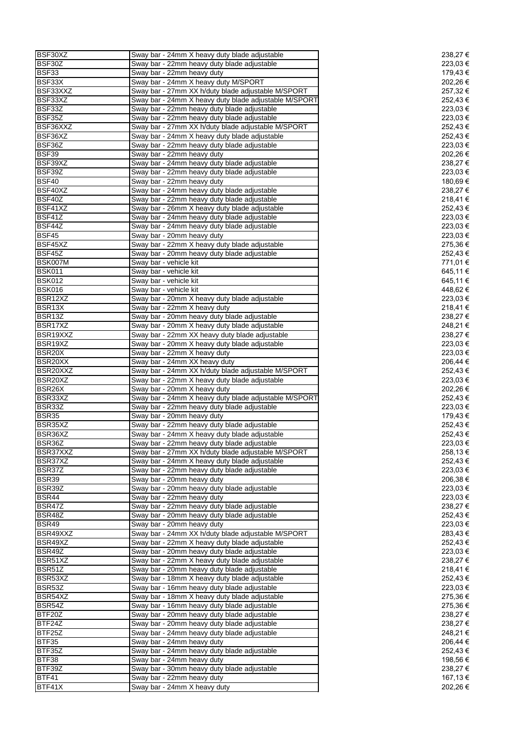| BSF30XZ | Sway bar - 24mm X heavy duty blade adjustable | 238,27 € |
|---|---|---|
| BSF30Z | Sway bar - 22mm heavy duty blade adjustable | 223,03 € |
| BSF33 | Sway bar - 22mm heavy duty | 179,43 € |
| BSF33X | Sway bar - 24mm X heavy duty M/SPORT | 202,26 € |
| BSF33XXZ | Sway bar - 27mm XX h/duty blade adjustable M/SPORT | 257,32 € |
| BSF33XZ | Sway bar - 24mm X heavy duty blade adjustable M/SPORT | 252,43 € |
| BSF33Z | Sway bar - 22mm heavy duty blade adjustable | 223,03 € |
| BSF35Z | Sway bar - 22mm heavy duty blade adjustable | 223,03 € |
| BSF36XXZ | Sway bar - 27mm XX h/duty blade adjustable M/SPORT | 252,43 € |
| BSF36XZ | Sway bar - 24mm X heavy duty blade adjustable | 252,43 € |
| BSF36Z | Sway bar - 22mm heavy duty blade adjustable | 223,03 € |
| BSF39 | Sway bar - 22mm heavy duty | 202,26 € |
| BSF39XZ | Sway bar - 24mm heavy duty blade adjustable | 238,27 € |
| BSF39Z | Sway bar - 22mm heavy duty blade adjustable | 223,03 € |
| BSF40 | Sway bar - 22mm heavy duty | 180,69 € |
| BSF40XZ | Sway bar - 24mm heavy duty blade adjustable | 238,27 € |
| BSF40Z | Sway bar - 22mm heavy duty blade adjustable | 218,41 € |
| BSF41XZ | Sway bar - 26mm X heavy duty blade adjustable | 252,43 € |
| BSF41Z | Sway bar - 24mm heavy duty blade adjustable | 223,03 € |
| BSF44Z | Sway bar - 24mm heavy duty blade adjustable | 223,03 € |
| BSF45 | Sway bar - 20mm heavy duty | 223,03 € |
| BSF45XZ | Sway bar - 22mm X heavy duty blade adjustable | 275,36 € |
| BSF45Z | Sway bar - 20mm heavy duty blade adjustable | 252,43 € |
| BSK007M | Sway bar - vehicle kit | 771,01 € |
| BSK011 | Sway bar - vehicle kit | 645,11 € |
| BSK012 | Sway bar - vehicle kit | 645,11 € |
| BSK016 | Sway bar - vehicle kit | 448,62 € |
| BSR12XZ | Sway bar - 20mm X heavy duty blade adjustable | 223,03 € |
| BSR13X | Sway bar - 22mm X heavy duty | 218,41 € |
| BSR13Z | Sway bar - 20mm heavy duty blade adjustable | 238,27 € |
| BSR17XZ | Sway bar - 20mm X heavy duty blade adjustable | 248,21 € |
| BSR19XXZ | Sway bar - 22mm XX heavy duty blade adjustable | 238,27 € |
| BSR19XZ | Sway bar - 20mm X heavy duty blade adjustable | 223,03 € |
| BSR20X | Sway bar - 22mm X heavy duty | 223,03 € |
| BSR20XX | Sway bar - 24mm XX heavy duty | 206,44 € |
| BSR20XXZ | Sway bar - 24mm XX h/duty blade adjustable M/SPORT | 252,43 € |
| BSR20XZ | Sway bar - 22mm X heavy duty blade adjustable | 223,03 € |
| BSR26X | Sway bar - 20mm X heavy duty | 202,26 € |
| BSR33XZ | Sway bar - 24mm X heavy duty blade adjustable M/SPORT | 252,43 € |
| BSR33Z | Sway bar - 22mm heavy duty blade adjustable | 223,03 € |
| BSR35 | Sway bar - 20mm heavy duty | 179,43 € |
| BSR35XZ | Sway bar - 22mm heavy duty blade adjustable | 252,43 € |
| BSR36XZ | Sway bar - 24mm X heavy duty blade adjustable | 252,43 € |
| BSR36Z | Sway bar - 22mm heavy duty blade adjustable | 223,03 € |
| BSR37XXZ | Sway bar - 27mm XX h/duty blade adjustable M/SPORT | 258,13 € |
| BSR37XZ | Sway bar - 24mm X heavy duty blade adjustable | 252,43 € |
| BSR37Z | Sway bar - 22mm heavy duty blade adjustable | 223,03 € |
| BSR39 | Sway bar - 20mm heavy duty | 206,38 € |
| BSR39Z | Sway bar - 20mm heavy duty blade adjustable | 223,03 € |
| BSR44 | Sway bar - 22mm heavy duty | 223,03 € |
| BSR47Z | Sway bar - 22mm heavy duty blade adjustable | 238,27 € |
| BSR48Z | Sway bar - 20mm heavy duty blade adjustable | 252,43 € |
| BSR49 | Sway bar - 20mm heavy duty | 223,03 € |
| BSR49XXZ | Sway bar - 24mm XX h/duty blade adjustable M/SPORT | 283,43 € |
| BSR49XZ | Sway bar - 22mm X heavy duty blade adjustable | 252,43 € |
| BSR49Z | Sway bar - 20mm heavy duty blade adjustable | 223,03 € |
| BSR51XZ | Sway bar - 22mm X heavy duty blade adjustable | 238,27 € |
| BSR51Z | Sway bar - 20mm heavy duty blade adjustable | 218,41 € |
| BSR53XZ | Sway bar - 18mm X heavy duty blade adjustable | 252,43 € |
| BSR53Z | Sway bar - 16mm heavy duty blade adjustable | 223,03 € |
| BSR54XZ | Sway bar - 18mm X heavy duty blade adjustable | 275,36 € |
| BSR54Z | Sway bar - 16mm heavy duty blade adjustable | 275,36 € |
| BTF20Z | Sway bar - 20mm heavy duty blade adjustable | 238,27 € |
| BTF24Z | Sway bar - 20mm heavy duty blade adjustable | 238,27 € |
| BTF25Z | Sway bar - 24mm heavy duty blade adjustable | 248,21 € |
| BTF35 | Sway bar - 24mm heavy duty | 206,44 € |
| BTF35Z | Sway bar - 24mm heavy duty blade adjustable | 252,43 € |
| BTF38 | Sway bar - 24mm heavy duty | 198,56 € |
| BTF39Z | Sway bar - 30mm heavy duty blade adjustable | 238,27 € |
| BTF41 | Sway bar - 22mm heavy duty | 167,13 € |
| BTF41X | Sway bar - 24mm X heavy duty | 202,26 € |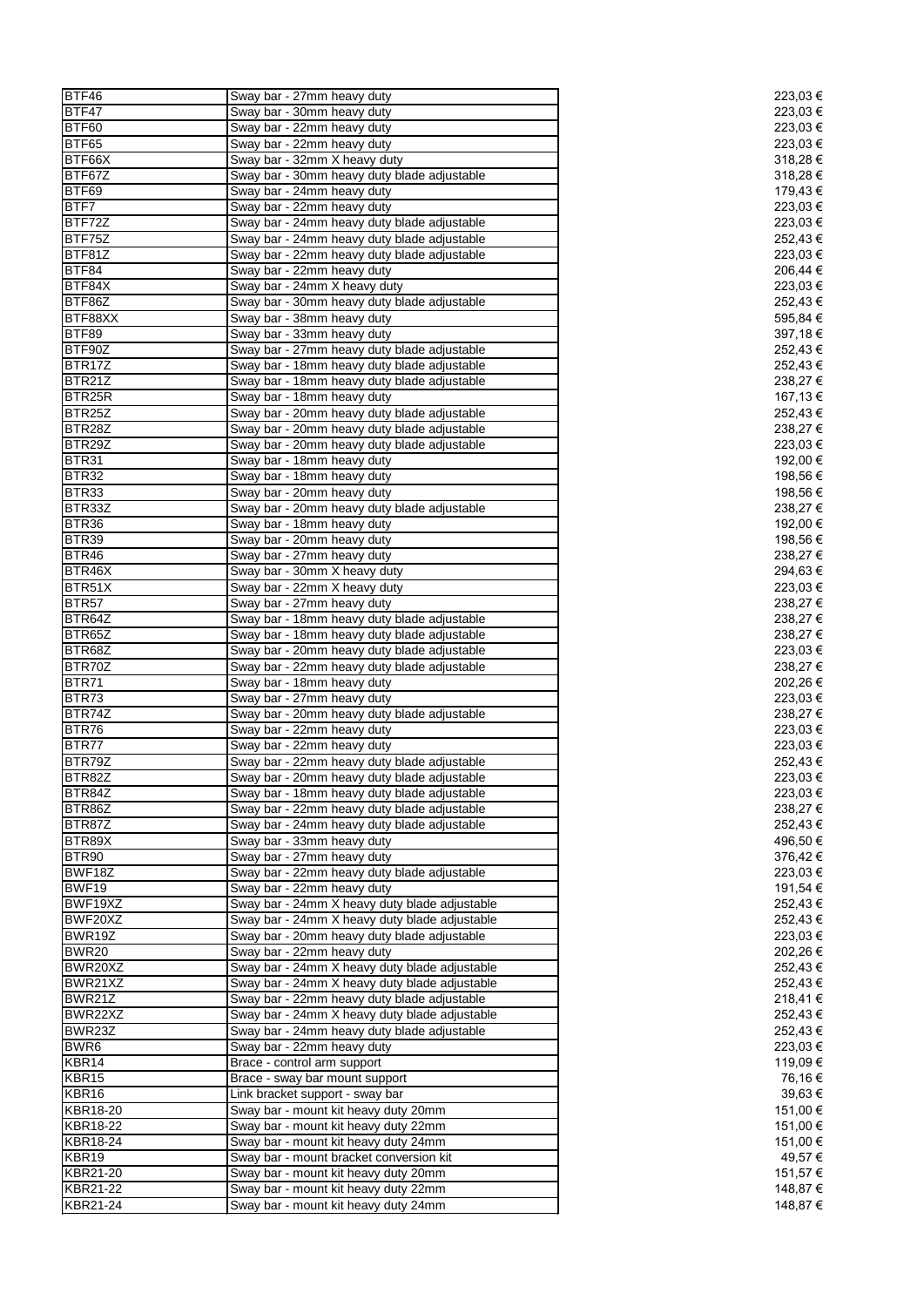| | | |
|---|---|---|
| BTF46 | Sway bar - 27mm heavy duty | 223,03 € |
| BTF47 | Sway bar - 30mm heavy duty | 223,03 € |
| BTF60 | Sway bar - 22mm heavy duty | 223,03 € |
| BTF65 | Sway bar - 22mm heavy duty | 223,03 € |
| BTF66X | Sway bar - 32mm X heavy duty | 318,28 € |
| BTF67Z | Sway bar - 30mm heavy duty blade adjustable | 318,28 € |
| BTF69 | Sway bar - 24mm heavy duty | 179,43 € |
| BTF7 | Sway bar - 22mm heavy duty | 223,03 € |
| BTF72Z | Sway bar - 24mm heavy duty blade adjustable | 223,03 € |
| BTF75Z | Sway bar - 24mm heavy duty blade adjustable | 252,43 € |
| BTF81Z | Sway bar - 22mm heavy duty blade adjustable | 223,03 € |
| BTF84 | Sway bar - 22mm heavy duty | 206,44 € |
| BTF84X | Sway bar - 24mm X heavy duty | 223,03 € |
| BTF86Z | Sway bar - 30mm heavy duty blade adjustable | 252,43 € |
| BTF88XX | Sway bar - 38mm heavy duty | 595,84 € |
| BTF89 | Sway bar - 33mm heavy duty | 397,18 € |
| BTF90Z | Sway bar - 27mm heavy duty blade adjustable | 252,43 € |
| BTR17Z | Sway bar - 18mm heavy duty blade adjustable | 252,43 € |
| BTR21Z | Sway bar - 18mm heavy duty blade adjustable | 238,27 € |
| BTR25R | Sway bar - 18mm heavy duty | 167,13 € |
| BTR25Z | Sway bar - 20mm heavy duty blade adjustable | 252,43 € |
| BTR28Z | Sway bar - 20mm heavy duty blade adjustable | 238,27 € |
| BTR29Z | Sway bar - 20mm heavy duty blade adjustable | 223,03 € |
| BTR31 | Sway bar - 18mm heavy duty | 192,00 € |
| BTR32 | Sway bar - 18mm heavy duty | 198,56 € |
| BTR33 | Sway bar - 20mm heavy duty | 198,56 € |
| BTR33Z | Sway bar - 20mm heavy duty blade adjustable | 238,27 € |
| BTR36 | Sway bar - 18mm heavy duty | 192,00 € |
| BTR39 | Sway bar - 20mm heavy duty | 198,56 € |
| BTR46 | Sway bar - 27mm heavy duty | 238,27 € |
| BTR46X | Sway bar - 30mm X heavy duty | 294,63 € |
| BTR51X | Sway bar - 22mm X heavy duty | 223,03 € |
| BTR57 | Sway bar - 27mm heavy duty | 238,27 € |
| BTR64Z | Sway bar - 18mm heavy duty blade adjustable | 238,27 € |
| BTR65Z | Sway bar - 18mm heavy duty blade adjustable | 238,27 € |
| BTR68Z | Sway bar - 20mm heavy duty blade adjustable | 223,03 € |
| BTR70Z | Sway bar - 22mm heavy duty blade adjustable | 238,27 € |
| BTR71 | Sway bar - 18mm heavy duty | 202,26 € |
| BTR73 | Sway bar - 27mm heavy duty | 223,03 € |
| BTR74Z | Sway bar - 20mm heavy duty blade adjustable | 238,27 € |
| BTR76 | Sway bar - 22mm heavy duty | 223,03 € |
| BTR77 | Sway bar - 22mm heavy duty | 223,03 € |
| BTR79Z | Sway bar - 22mm heavy duty blade adjustable | 252,43 € |
| BTR82Z | Sway bar - 20mm heavy duty blade adjustable | 223,03 € |
| BTR84Z | Sway bar - 18mm heavy duty blade adjustable | 223,03 € |
| BTR86Z | Sway bar - 22mm heavy duty blade adjustable | 238,27 € |
| BTR87Z | Sway bar - 24mm heavy duty blade adjustable | 252,43 € |
| BTR89X | Sway bar - 33mm heavy duty | 496,50 € |
| BTR90 | Sway bar - 27mm heavy duty | 376,42 € |
| BWF18Z | Sway bar - 22mm heavy duty blade adjustable | 223,03 € |
| BWF19 | Sway bar - 22mm heavy duty | 191,54 € |
| BWF19XZ | Sway bar - 24mm X heavy duty blade adjustable | 252,43 € |
| BWF20XZ | Sway bar - 24mm X heavy duty blade adjustable | 252,43 € |
| BWR19Z | Sway bar - 20mm heavy duty blade adjustable | 223,03 € |
| BWR20 | Sway bar - 22mm heavy duty | 202,26 € |
| BWR20XZ | Sway bar - 24mm X heavy duty blade adjustable | 252,43 € |
| BWR21XZ | Sway bar - 24mm X heavy duty blade adjustable | 252,43 € |
| BWR21Z | Sway bar - 22mm heavy duty blade adjustable | 218,41 € |
| BWR22XZ | Sway bar - 24mm X heavy duty blade adjustable | 252,43 € |
| BWR23Z | Sway bar - 24mm heavy duty blade adjustable | 252,43 € |
| BWR6 | Sway bar - 22mm heavy duty | 223,03 € |
| KBR14 | Brace - control arm support | 119,09 € |
| KBR15 | Brace - sway bar mount support | 76,16 € |
| KBR16 | Link bracket support - sway bar | 39,63 € |
| KBR18-20 | Sway bar - mount kit heavy duty 20mm | 151,00 € |
| KBR18-22 | Sway bar - mount kit heavy duty 22mm | 151,00 € |
| KBR18-24 | Sway bar - mount kit heavy duty 24mm | 151,00 € |
| KBR19 | Sway bar - mount bracket conversion kit | 49,57 € |
| KBR21-20 | Sway bar - mount kit heavy duty 20mm | 151,57 € |
| KBR21-22 | Sway bar - mount kit heavy duty 22mm | 148,87 € |
| KBR21-24 | Sway bar - mount kit heavy duty 24mm | 148,87 € |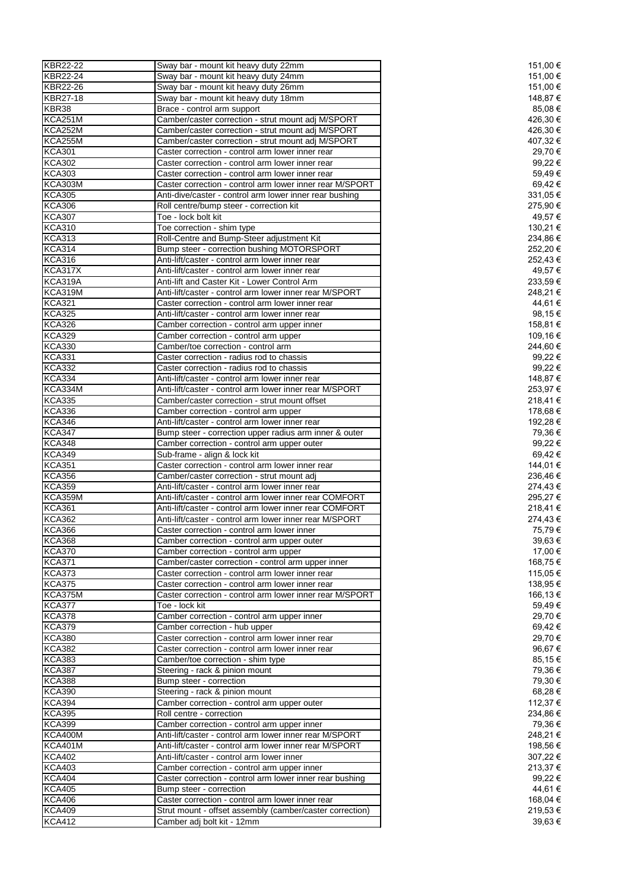| | | |
|---|---|---|
| KBR22-22 | Sway bar - mount kit heavy duty 22mm | 151,00 € |
| KBR22-24 | Sway bar - mount kit heavy duty 24mm | 151,00 € |
| KBR22-26 | Sway bar - mount kit heavy duty 26mm | 151,00 € |
| KBR27-18 | Sway bar - mount kit heavy duty 18mm | 148,87 € |
| KBR38 | Brace - control arm support | 85,08 € |
| KCA251M | Camber/caster correction - strut mount adj M/SPORT | 426,30 € |
| KCA252M | Camber/caster correction - strut mount adj M/SPORT | 426,30 € |
| KCA255M | Camber/caster correction - strut mount adj M/SPORT | 407,32 € |
| KCA301 | Caster correction - control arm lower inner rear | 29,70 € |
| KCA302 | Caster correction - control arm lower inner rear | 99,22 € |
| KCA303 | Caster correction - control arm lower inner rear | 59,49 € |
| KCA303M | Caster correction - control arm lower inner rear M/SPORT | 69,42 € |
| KCA305 | Anti-dive/caster - control arm lower inner rear bushing | 331,05 € |
| KCA306 | Roll centre/bump steer - correction kit | 275,90 € |
| KCA307 | Toe - lock bolt kit | 49,57 € |
| KCA310 | Toe correction - shim type | 130,21 € |
| KCA313 | Roll-Centre and Bump-Steer adjustment Kit | 234,86 € |
| KCA314 | Bump steer - correction bushing MOTORSPORT | 252,20 € |
| KCA316 | Anti-lift/caster - control arm lower inner rear | 252,43 € |
| KCA317X | Anti-lift/caster - control arm lower inner rear | 49,57 € |
| KCA319A | Anti-lift and Caster Kit - Lower Control Arm | 233,59 € |
| KCA319M | Anti-lift/caster - control arm lower inner rear M/SPORT | 248,21 € |
| KCA321 | Caster correction - control arm lower inner rear | 44,61 € |
| KCA325 | Anti-lift/caster - control arm lower inner rear | 98,15 € |
| KCA326 | Camber correction - control arm upper inner | 158,81 € |
| KCA329 | Camber correction - control arm upper | 109,16 € |
| KCA330 | Camber/toe correction - control arm | 244,60 € |
| KCA331 | Caster correction - radius rod to chassis | 99,22 € |
| KCA332 | Caster correction - radius rod to chassis | 99,22 € |
| KCA334 | Anti-lift/caster - control arm lower inner rear | 148,87 € |
| KCA334M | Anti-lift/caster - control arm lower inner rear M/SPORT | 253,97 € |
| KCA335 | Camber/caster correction - strut mount offset | 218,41 € |
| KCA336 | Camber correction - control arm upper | 178,68 € |
| KCA346 | Anti-lift/caster - control arm lower inner rear | 192,28 € |
| KCA347 | Bump steer - correction upper radius arm inner & outer | 79,36 € |
| KCA348 | Camber correction - control arm upper outer | 99,22 € |
| KCA349 | Sub-frame - align & lock kit | 69,42 € |
| KCA351 | Caster correction - control arm lower inner rear | 144,01 € |
| KCA356 | Camber/caster correction - strut mount adj | 236,46 € |
| KCA359 | Anti-lift/caster - control arm lower inner rear | 274,43 € |
| KCA359M | Anti-lift/caster - control arm lower inner rear COMFORT | 295,27 € |
| KCA361 | Anti-lift/caster - control arm lower inner rear COMFORT | 218,41 € |
| KCA362 | Anti-lift/caster - control arm lower inner rear M/SPORT | 274,43 € |
| KCA366 | Caster correction - control arm lower inner | 75,79 € |
| KCA368 | Camber correction - control arm upper outer | 39,63 € |
| KCA370 | Camber correction - control arm upper | 17,00 € |
| KCA371 | Camber/caster correction - control arm upper inner | 168,75 € |
| KCA373 | Caster correction - control arm lower inner rear | 115,05 € |
| KCA375 | Caster correction - control arm lower inner rear | 138,95 € |
| KCA375M | Caster correction - control arm lower inner rear M/SPORT | 166,13 € |
| KCA377 | Toe - lock kit | 59,49 € |
| KCA378 | Camber correction - control arm upper inner | 29,70 € |
| KCA379 | Camber correction - hub upper | 69,42 € |
| KCA380 | Caster correction - control arm lower inner rear | 29,70 € |
| KCA382 | Caster correction - control arm lower inner rear | 96,67 € |
| KCA383 | Camber/toe correction - shim type | 85,15 € |
| KCA387 | Steering - rack & pinion mount | 79,36 € |
| KCA388 | Bump steer - correction | 79,30 € |
| KCA390 | Steering - rack & pinion mount | 68,28 € |
| KCA394 | Camber correction - control arm upper outer | 112,37 € |
| KCA395 | Roll centre - correction | 234,86 € |
| KCA399 | Camber correction - control arm upper inner | 79,36 € |
| KCA400M | Anti-lift/caster - control arm lower inner rear M/SPORT | 248,21 € |
| KCA401M | Anti-lift/caster - control arm lower inner rear M/SPORT | 198,56 € |
| KCA402 | Anti-lift/caster - control arm lower inner | 307,22 € |
| KCA403 | Camber correction - control arm upper inner | 213,37 € |
| KCA404 | Caster correction - control arm lower inner rear bushing | 99,22 € |
| KCA405 | Bump steer - correction | 44,61 € |
| KCA406 | Caster correction - control arm lower inner rear | 168,04 € |
| KCA409 | Strut mount - offset assembly (camber/caster correction) | 219,53 € |
| KCA412 | Camber adj bolt kit - 12mm | 39,63 € |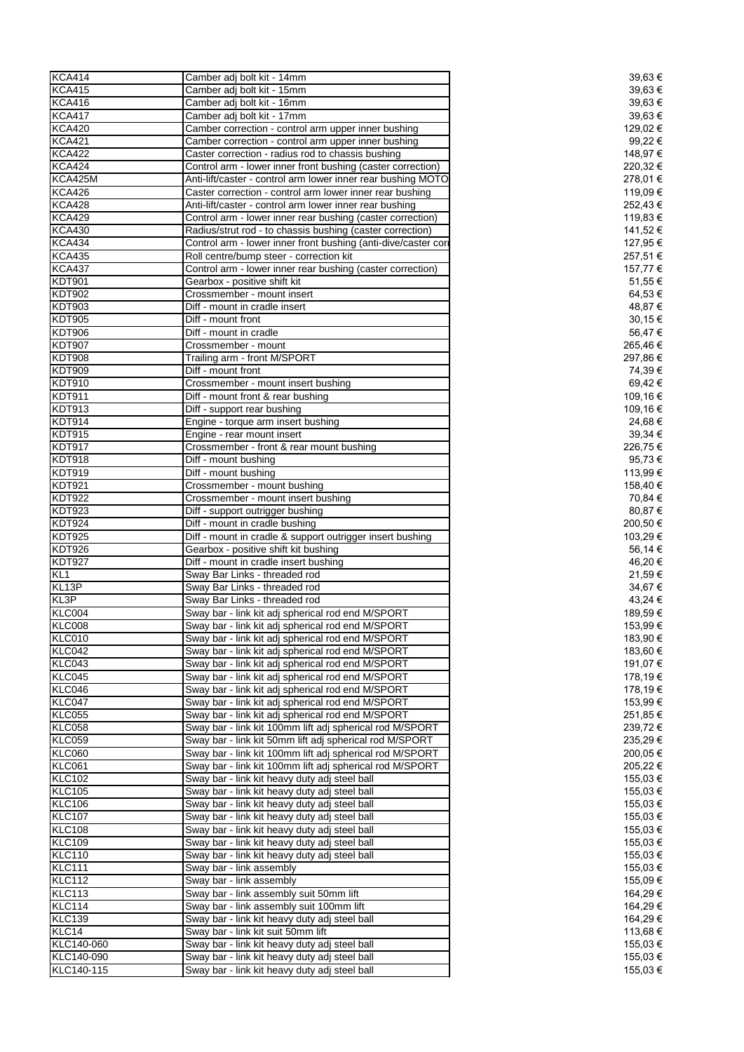| | | |
|---|---|---|
| KCA414 | Camber adj bolt kit - 14mm | 39,63 € |
| KCA415 | Camber adj bolt kit - 15mm | 39,63 € |
| KCA416 | Camber adj bolt kit - 16mm | 39,63 € |
| KCA417 | Camber adj bolt kit - 17mm | 39,63 € |
| KCA420 | Camber correction - control arm upper inner bushing | 129,02 € |
| KCA421 | Camber correction - control arm upper inner bushing | 99,22 € |
| KCA422 | Caster correction - radius rod to chassis bushing | 148,97 € |
| KCA424 | Control arm - lower inner front bushing (caster correction) | 220,32 € |
| KCA425M | Anti-lift/caster - control arm lower inner rear bushing MOTO | 278,01 € |
| KCA426 | Caster correction - control arm lower inner rear bushing | 119,09 € |
| KCA428 | Anti-lift/caster - control arm lower inner rear bushing | 252,43 € |
| KCA429 | Control arm - lower inner rear bushing (caster correction) | 119,83 € |
| KCA430 | Radius/strut rod - to chassis bushing (caster correction) | 141,52 € |
| KCA434 | Control arm - lower inner front bushing (anti-dive/caster cor | 127,95 € |
| KCA435 | Roll centre/bump steer - correction kit | 257,51 € |
| KCA437 | Control arm - lower inner rear bushing (caster correction) | 157,77 € |
| KDT901 | Gearbox - positive shift kit | 51,55 € |
| KDT902 | Crossmember - mount insert | 64,53 € |
| KDT903 | Diff - mount in cradle insert | 48,87 € |
| KDT905 | Diff - mount front | 30,15 € |
| KDT906 | Diff - mount in cradle | 56,47 € |
| KDT907 | Crossmember - mount | 265,46 € |
| KDT908 | Trailing arm - front M/SPORT | 297,86 € |
| KDT909 | Diff - mount front | 74,39 € |
| KDT910 | Crossmember - mount insert bushing | 69,42 € |
| KDT911 | Diff - mount front & rear bushing | 109,16 € |
| KDT913 | Diff - support rear bushing | 109,16 € |
| KDT914 | Engine - torque arm insert bushing | 24,68 € |
| KDT915 | Engine - rear mount insert | 39,34 € |
| KDT917 | Crossmember - front & rear mount bushing | 226,75 € |
| KDT918 | Diff - mount bushing | 95,73 € |
| KDT919 | Diff - mount bushing | 113,99 € |
| KDT921 | Crossmember - mount bushing | 158,40 € |
| KDT922 | Crossmember - mount insert bushing | 70,84 € |
| KDT923 | Diff - support outrigger bushing | 80,87 € |
| KDT924 | Diff - mount in cradle bushing | 200,50 € |
| KDT925 | Diff - mount in cradle & support outrigger insert bushing | 103,29 € |
| KDT926 | Gearbox - positive shift kit bushing | 56,14 € |
| KDT927 | Diff - mount in cradle insert bushing | 46,20 € |
| KL1 | Sway Bar Links - threaded rod | 21,59 € |
| KL13P | Sway Bar Links - threaded rod | 34,67 € |
| KL3P | Sway Bar Links - threaded rod | 43,24 € |
| KLC004 | Sway bar - link kit adj spherical rod end M/SPORT | 189,59 € |
| KLC008 | Sway bar - link kit adj spherical rod end M/SPORT | 153,99 € |
| KLC010 | Sway bar - link kit adj spherical rod end M/SPORT | 183,90 € |
| KLC042 | Sway bar - link kit adj spherical rod end M/SPORT | 183,60 € |
| KLC043 | Sway bar - link kit adj spherical rod end M/SPORT | 191,07 € |
| KLC045 | Sway bar - link kit adj spherical rod end M/SPORT | 178,19 € |
| KLC046 | Sway bar - link kit adj spherical rod end M/SPORT | 178,19 € |
| KLC047 | Sway bar - link kit adj spherical rod end M/SPORT | 153,99 € |
| KLC055 | Sway bar - link kit adj spherical rod end M/SPORT | 251,85 € |
| KLC058 | Sway bar - link kit 100mm lift adj spherical rod M/SPORT | 239,72 € |
| KLC059 | Sway bar - link kit 50mm lift adj spherical rod M/SPORT | 235,29 € |
| KLC060 | Sway bar - link kit 100mm lift adj spherical rod M/SPORT | 200,05 € |
| KLC061 | Sway bar - link kit 100mm lift adj spherical rod M/SPORT | 205,22 € |
| KLC102 | Sway bar - link kit heavy duty adj steel ball | 155,03 € |
| KLC105 | Sway bar - link kit heavy duty adj steel ball | 155,03 € |
| KLC106 | Sway bar - link kit heavy duty adj steel ball | 155,03 € |
| KLC107 | Sway bar - link kit heavy duty adj steel ball | 155,03 € |
| KLC108 | Sway bar - link kit heavy duty adj steel ball | 155,03 € |
| KLC109 | Sway bar - link kit heavy duty adj steel ball | 155,03 € |
| KLC110 | Sway bar - link kit heavy duty adj steel ball | 155,03 € |
| KLC111 | Sway bar - link assembly | 155,03 € |
| KLC112 | Sway bar - link assembly | 155,09 € |
| KLC113 | Sway bar - link assembly suit 50mm lift | 164,29 € |
| KLC114 | Sway bar - link assembly suit 100mm lift | 164,29 € |
| KLC139 | Sway bar - link kit heavy duty adj steel ball | 164,29 € |
| KLC14 | Sway bar - link kit suit 50mm lift | 113,68 € |
| KLC140-060 | Sway bar - link kit heavy duty adj steel ball | 155,03 € |
| KLC140-090 | Sway bar - link kit heavy duty adj steel ball | 155,03 € |
| KLC140-115 | Sway bar - link kit heavy duty adj steel ball | 155,03 € |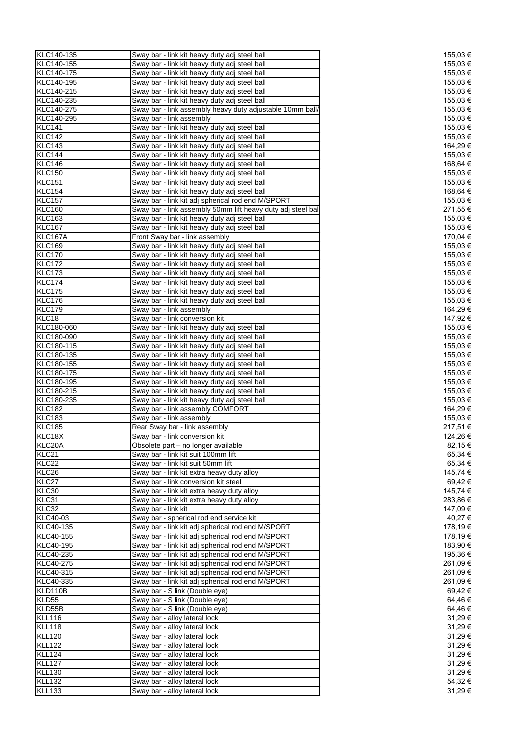| | | |
|---|---|---|
| KLC140-135 | Sway bar - link kit heavy duty adj steel ball | 155,03 € |
| KLC140-155 | Sway bar - link kit heavy duty adj steel ball | 155,03 € |
| KLC140-175 | Sway bar - link kit heavy duty adj steel ball | 155,03 € |
| KLC140-195 | Sway bar - link kit heavy duty adj steel ball | 155,03 € |
| KLC140-215 | Sway bar - link kit heavy duty adj steel ball | 155,03 € |
| KLC140-235 | Sway bar - link kit heavy duty adj steel ball | 155,03 € |
| KLC140-275 | Sway bar - link assembly heavy duty adjustable 10mm ball/ | 155,03 € |
| KLC140-295 | Sway bar - link assembly | 155,03 € |
| KLC141 | Sway bar - link kit heavy duty adj steel ball | 155,03 € |
| KLC142 | Sway bar - link kit heavy duty adj steel ball | 155,03 € |
| KLC143 | Sway bar - link kit heavy duty adj steel ball | 164,29 € |
| KLC144 | Sway bar - link kit heavy duty adj steel ball | 155,03 € |
| KLC146 | Sway bar - link kit heavy duty adj steel ball | 168,64 € |
| KLC150 | Sway bar - link kit heavy duty adj steel ball | 155,03 € |
| KLC151 | Sway bar - link kit heavy duty adj steel ball | 155,03 € |
| KLC154 | Sway bar - link kit heavy duty adj steel ball | 168,64 € |
| KLC157 | Sway bar - link kit adj spherical rod end M/SPORT | 155,03 € |
| KLC160 | Sway bar - link assembly 50mm lift heavy duty adj steel bal | 271,55 € |
| KLC163 | Sway bar - link kit heavy duty adj steel ball | 155,03 € |
| KLC167 | Sway bar - link kit heavy duty adj steel ball | 155,03 € |
| KLC167A | Front Sway bar - link assembly | 170,04 € |
| KLC169 | Sway bar - link kit heavy duty adj steel ball | 155,03 € |
| KLC170 | Sway bar - link kit heavy duty adj steel ball | 155,03 € |
| KLC172 | Sway bar - link kit heavy duty adj steel ball | 155,03 € |
| KLC173 | Sway bar - link kit heavy duty adj steel ball | 155,03 € |
| KLC174 | Sway bar - link kit heavy duty adj steel ball | 155,03 € |
| KLC175 | Sway bar - link kit heavy duty adj steel ball | 155,03 € |
| KLC176 | Sway bar - link kit heavy duty adj steel ball | 155,03 € |
| KLC179 | Sway bar - link assembly | 164,29 € |
| KLC18 | Sway bar - link conversion kit | 147,92 € |
| KLC180-060 | Sway bar - link kit heavy duty adj steel ball | 155,03 € |
| KLC180-090 | Sway bar - link kit heavy duty adj steel ball | 155,03 € |
| KLC180-115 | Sway bar - link kit heavy duty adj steel ball | 155,03 € |
| KLC180-135 | Sway bar - link kit heavy duty adj steel ball | 155,03 € |
| KLC180-155 | Sway bar - link kit heavy duty adj steel ball | 155,03 € |
| KLC180-175 | Sway bar - link kit heavy duty adj steel ball | 155,03 € |
| KLC180-195 | Sway bar - link kit heavy duty adj steel ball | 155,03 € |
| KLC180-215 | Sway bar - link kit heavy duty adj steel ball | 155,03 € |
| KLC180-235 | Sway bar - link kit heavy duty adj steel ball | 155,03 € |
| KLC182 | Sway bar - link assembly COMFORT | 164,29 € |
| KLC183 | Sway bar - link assembly | 155,03 € |
| KLC185 | Rear Sway bar - link assembly | 217,51 € |
| KLC18X | Sway bar - link conversion kit | 124,26 € |
| KLC20A | Obsolete part – no longer available | 82,15 € |
| KLC21 | Sway bar - link kit suit 100mm lift | 65,34 € |
| KLC22 | Sway bar - link kit suit 50mm lift | 65,34 € |
| KLC26 | Sway bar - link kit extra heavy duty alloy | 145,74 € |
| KLC27 | Sway bar - link conversion kit steel | 69,42 € |
| KLC30 | Sway bar - link kit extra heavy duty alloy | 145,74 € |
| KLC31 | Sway bar - link kit extra heavy duty alloy | 283,86 € |
| KLC32 | Sway bar - link kit | 147,09 € |
| KLC40-03 | Sway bar - spherical rod end service kit | 40,27 € |
| KLC40-135 | Sway bar - link kit adj spherical rod end M/SPORT | 178,19 € |
| KLC40-155 | Sway bar - link kit adj spherical rod end M/SPORT | 178,19 € |
| KLC40-195 | Sway bar - link kit adj spherical rod end M/SPORT | 183,90 € |
| KLC40-235 | Sway bar - link kit adj spherical rod end M/SPORT | 195,36 € |
| KLC40-275 | Sway bar - link kit adj spherical rod end M/SPORT | 261,09 € |
| KLC40-315 | Sway bar - link kit adj spherical rod end M/SPORT | 261,09 € |
| KLC40-335 | Sway bar - link kit adj spherical rod end M/SPORT | 261,09 € |
| KLD110B | Sway bar - S link (Double eye) | 69,42 € |
| KLD55 | Sway bar - S link (Double eye) | 64,46 € |
| KLD55B | Sway bar - S link (Double eye) | 64,46 € |
| KLL116 | Sway bar - alloy lateral lock | 31,29 € |
| KLL118 | Sway bar - alloy lateral lock | 31,29 € |
| KLL120 | Sway bar - alloy lateral lock | 31,29 € |
| KLL122 | Sway bar - alloy lateral lock | 31,29 € |
| KLL124 | Sway bar - alloy lateral lock | 31,29 € |
| KLL127 | Sway bar - alloy lateral lock | 31,29 € |
| KLL130 | Sway bar - alloy lateral lock | 31,29 € |
| KLL132 | Sway bar - alloy lateral lock | 54,32 € |
| KLL133 | Sway bar - alloy lateral lock | 31,29 € |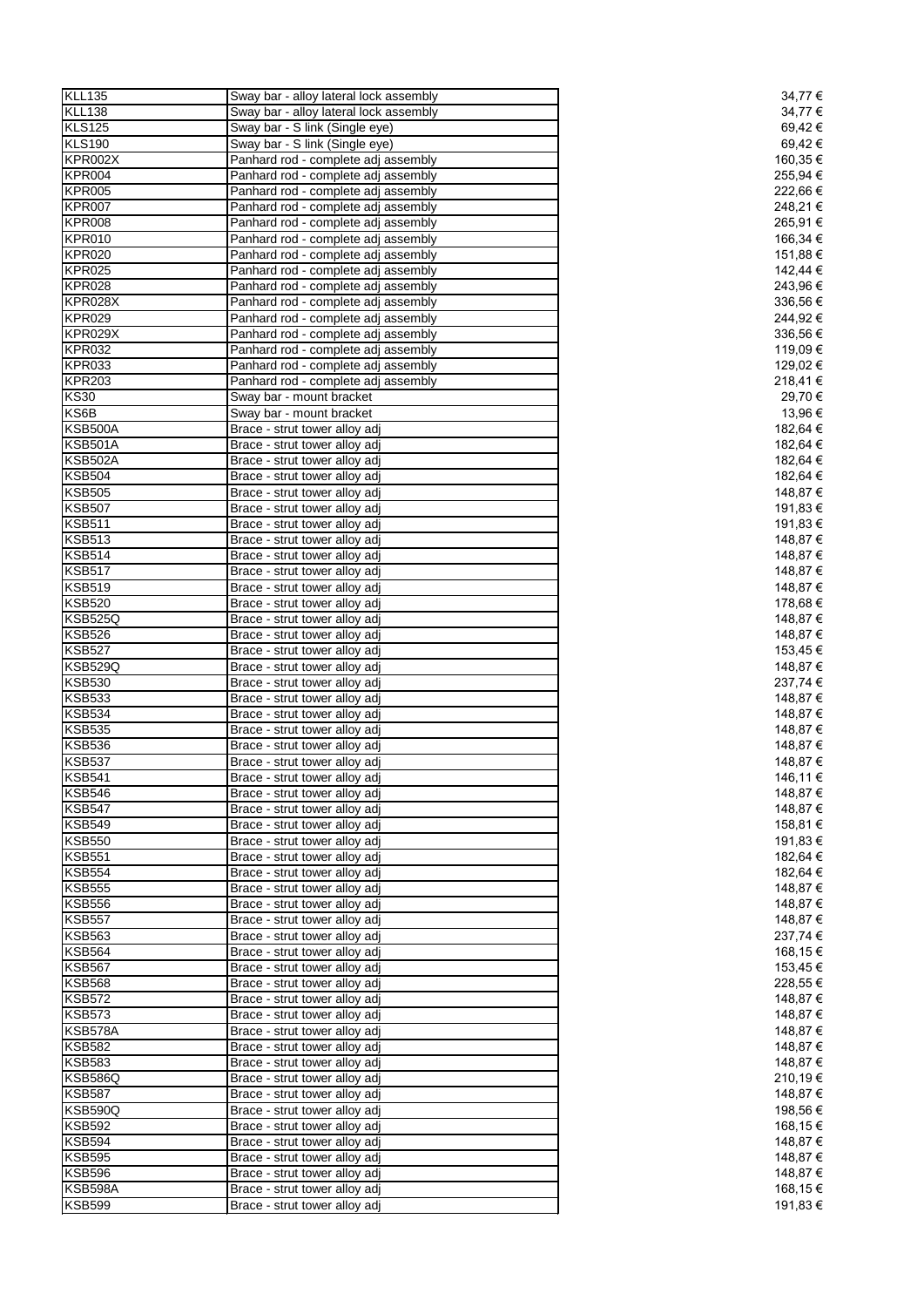| | | |
|---|---|---|
| KLL135 | Sway bar - alloy lateral lock assembly | 34,77 € |
| KLL138 | Sway bar - alloy lateral lock assembly | 34,77 € |
| KLS125 | Sway bar - S link (Single eye) | 69,42 € |
| KLS190 | Sway bar - S link (Single eye) | 69,42 € |
| KPR002X | Panhard rod - complete adj assembly | 160,35 € |
| KPR004 | Panhard rod - complete adj assembly | 255,94 € |
| KPR005 | Panhard rod - complete adj assembly | 222,66 € |
| KPR007 | Panhard rod - complete adj assembly | 248,21 € |
| KPR008 | Panhard rod - complete adj assembly | 265,91 € |
| KPR010 | Panhard rod - complete adj assembly | 166,34 € |
| KPR020 | Panhard rod - complete adj assembly | 151,88 € |
| KPR025 | Panhard rod - complete adj assembly | 142,44 € |
| KPR028 | Panhard rod - complete adj assembly | 243,96 € |
| KPR028X | Panhard rod - complete adj assembly | 336,56 € |
| KPR029 | Panhard rod - complete adj assembly | 244,92 € |
| KPR029X | Panhard rod - complete adj assembly | 336,56 € |
| KPR032 | Panhard rod - complete adj assembly | 119,09 € |
| KPR033 | Panhard rod - complete adj assembly | 129,02 € |
| KPR203 | Panhard rod - complete adj assembly | 218,41 € |
| KS30 | Sway bar - mount bracket | 29,70 € |
| KS6B | Sway bar - mount bracket | 13,96 € |
| KSB500A | Brace - strut tower alloy adj | 182,64 € |
| KSB501A | Brace - strut tower alloy adj | 182,64 € |
| KSB502A | Brace - strut tower alloy adj | 182,64 € |
| KSB504 | Brace - strut tower alloy adj | 182,64 € |
| KSB505 | Brace - strut tower alloy adj | 148,87 € |
| KSB507 | Brace - strut tower alloy adj | 191,83 € |
| KSB511 | Brace - strut tower alloy adj | 191,83 € |
| KSB513 | Brace - strut tower alloy adj | 148,87 € |
| KSB514 | Brace - strut tower alloy adj | 148,87 € |
| KSB517 | Brace - strut tower alloy adj | 148,87 € |
| KSB519 | Brace - strut tower alloy adj | 148,87 € |
| KSB520 | Brace - strut tower alloy adj | 178,68 € |
| KSB525Q | Brace - strut tower alloy adj | 148,87 € |
| KSB526 | Brace - strut tower alloy adj | 148,87 € |
| KSB527 | Brace - strut tower alloy adj | 153,45 € |
| KSB529Q | Brace - strut tower alloy adj | 148,87 € |
| KSB530 | Brace - strut tower alloy adj | 237,74 € |
| KSB533 | Brace - strut tower alloy adj | 148,87 € |
| KSB534 | Brace - strut tower alloy adj | 148,87 € |
| KSB535 | Brace - strut tower alloy adj | 148,87 € |
| KSB536 | Brace - strut tower alloy adj | 148,87 € |
| KSB537 | Brace - strut tower alloy adj | 148,87 € |
| KSB541 | Brace - strut tower alloy adj | 146,11 € |
| KSB546 | Brace - strut tower alloy adj | 148,87 € |
| KSB547 | Brace - strut tower alloy adj | 148,87 € |
| KSB549 | Brace - strut tower alloy adj | 158,81 € |
| KSB550 | Brace - strut tower alloy adj | 191,83 € |
| KSB551 | Brace - strut tower alloy adj | 182,64 € |
| KSB554 | Brace - strut tower alloy adj | 182,64 € |
| KSB555 | Brace - strut tower alloy adj | 148,87 € |
| KSB556 | Brace - strut tower alloy adj | 148,87 € |
| KSB557 | Brace - strut tower alloy adj | 148,87 € |
| KSB563 | Brace - strut tower alloy adj | 237,74 € |
| KSB564 | Brace - strut tower alloy adj | 168,15 € |
| KSB567 | Brace - strut tower alloy adj | 153,45 € |
| KSB568 | Brace - strut tower alloy adj | 228,55 € |
| KSB572 | Brace - strut tower alloy adj | 148,87 € |
| KSB573 | Brace - strut tower alloy adj | 148,87 € |
| KSB578A | Brace - strut tower alloy adj | 148,87 € |
| KSB582 | Brace - strut tower alloy adj | 148,87 € |
| KSB583 | Brace - strut tower alloy adj | 148,87 € |
| KSB586Q | Brace - strut tower alloy adj | 210,19 € |
| KSB587 | Brace - strut tower alloy adj | 148,87 € |
| KSB590Q | Brace - strut tower alloy adj | 198,56 € |
| KSB592 | Brace - strut tower alloy adj | 168,15 € |
| KSB594 | Brace - strut tower alloy adj | 148,87 € |
| KSB595 | Brace - strut tower alloy adj | 148,87 € |
| KSB596 | Brace - strut tower alloy adj | 148,87 € |
| KSB598A | Brace - strut tower alloy adj | 168,15 € |
| KSB599 | Brace - strut tower alloy adj | 191,83 € |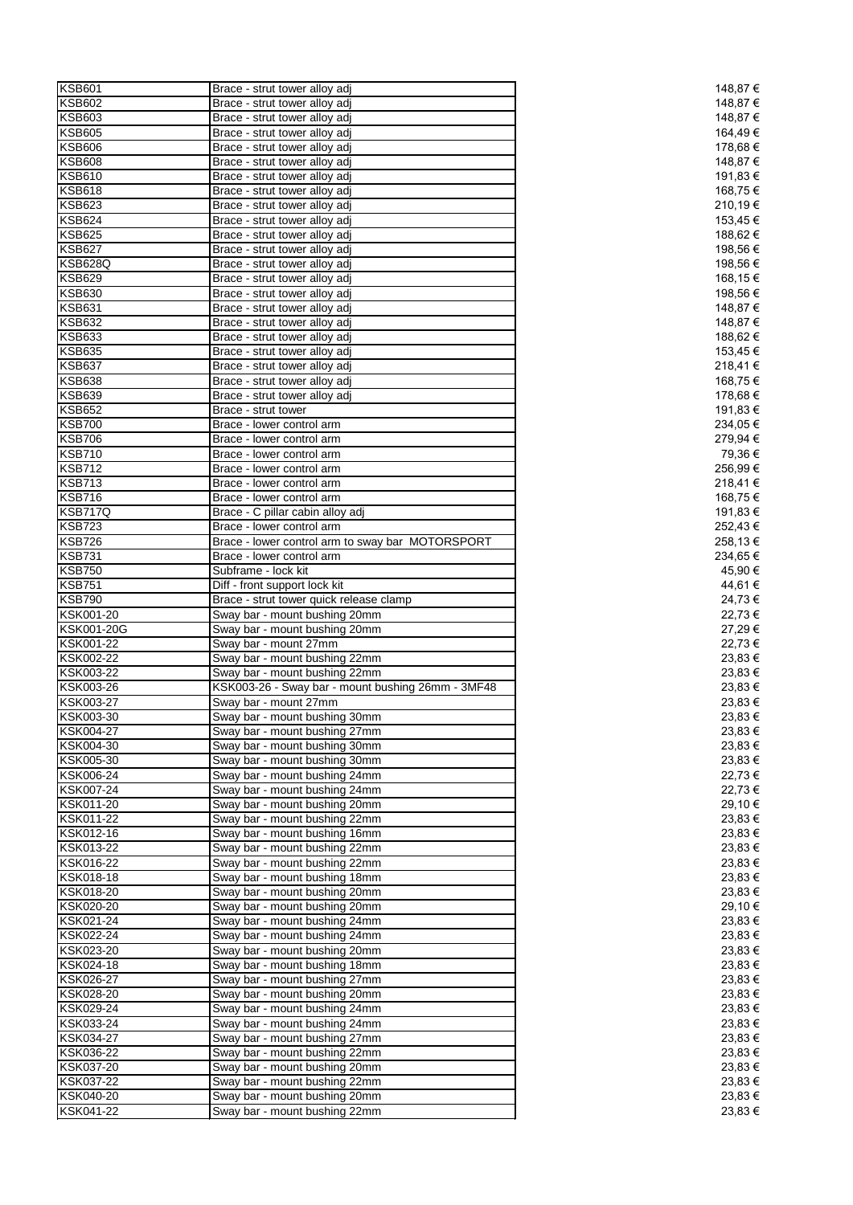| KSB601 | Brace - strut tower alloy adj | 148,87 € |
|---|---|---|
| KSB602 | Brace - strut tower alloy adj | 148,87 € |
| KSB603 | Brace - strut tower alloy adj | 148,87 € |
| KSB605 | Brace - strut tower alloy adj | 164,49 € |
| KSB606 | Brace - strut tower alloy adj | 178,68 € |
| KSB608 | Brace - strut tower alloy adj | 148,87 € |
| KSB610 | Brace - strut tower alloy adj | 191,83 € |
| KSB618 | Brace - strut tower alloy adj | 168,75 € |
| KSB623 | Brace - strut tower alloy adj | 210,19 € |
| KSB624 | Brace - strut tower alloy adj | 153,45 € |
| KSB625 | Brace - strut tower alloy adj | 188,62 € |
| KSB627 | Brace - strut tower alloy adj | 198,56 € |
| KSB628Q | Brace - strut tower alloy adj | 198,56 € |
| KSB629 | Brace - strut tower alloy adj | 168,15 € |
| KSB630 | Brace - strut tower alloy adj | 198,56 € |
| KSB631 | Brace - strut tower alloy adj | 148,87 € |
| KSB632 | Brace - strut tower alloy adj | 148,87 € |
| KSB633 | Brace - strut tower alloy adj | 188,62 € |
| KSB635 | Brace - strut tower alloy adj | 153,45 € |
| KSB637 | Brace - strut tower alloy adj | 218,41 € |
| KSB638 | Brace - strut tower alloy adj | 168,75 € |
| KSB639 | Brace - strut tower alloy adj | 178,68 € |
| KSB652 | Brace - strut tower | 191,83 € |
| KSB700 | Brace - lower control arm | 234,05 € |
| KSB706 | Brace - lower control arm | 279,94 € |
| KSB710 | Brace - lower control arm | 79,36 € |
| KSB712 | Brace - lower control arm | 256,99 € |
| KSB713 | Brace - lower control arm | 218,41 € |
| KSB716 | Brace - lower control arm | 168,75 € |
| KSB717Q | Brace - C pillar cabin alloy adj | 191,83 € |
| KSB723 | Brace - lower control arm | 252,43 € |
| KSB726 | Brace - lower control arm to sway bar MOTORSPORT | 258,13 € |
| KSB731 | Brace - lower control arm | 234,65 € |
| KSB750 | Subframe - lock kit | 45,90 € |
| KSB751 | Diff - front support lock kit | 44,61 € |
| KSB790 | Brace - strut tower quick release clamp | 24,73 € |
| KSK001-20 | Sway bar - mount bushing 20mm | 22,73 € |
| KSK001-20G | Sway bar - mount bushing 20mm | 27,29 € |
| KSK001-22 | Sway bar - mount 27mm | 22,73 € |
| KSK002-22 | Sway bar - mount bushing 22mm | 23,83 € |
| KSK003-22 | Sway bar - mount bushing 22mm | 23,83 € |
| KSK003-26 | KSK003-26 - Sway bar - mount bushing 26mm - 3MF48 | 23,83 € |
| KSK003-27 | Sway bar - mount 27mm | 23,83 € |
| KSK003-30 | Sway bar - mount bushing 30mm | 23,83 € |
| KSK004-27 | Sway bar - mount bushing 27mm | 23,83 € |
| KSK004-30 | Sway bar - mount bushing 30mm | 23,83 € |
| KSK005-30 | Sway bar - mount bushing 30mm | 23,83 € |
| KSK006-24 | Sway bar - mount bushing 24mm | 22,73 € |
| KSK007-24 | Sway bar - mount bushing 24mm | 22,73 € |
| KSK011-20 | Sway bar - mount bushing 20mm | 29,10 € |
| KSK011-22 | Sway bar - mount bushing 22mm | 23,83 € |
| KSK012-16 | Sway bar - mount bushing 16mm | 23,83 € |
| KSK013-22 | Sway bar - mount bushing 22mm | 23,83 € |
| KSK016-22 | Sway bar - mount bushing 22mm | 23,83 € |
| KSK018-18 | Sway bar - mount bushing 18mm | 23,83 € |
| KSK018-20 | Sway bar - mount bushing 20mm | 23,83 € |
| KSK020-20 | Sway bar - mount bushing 20mm | 29,10 € |
| KSK021-24 | Sway bar - mount bushing 24mm | 23,83 € |
| KSK022-24 | Sway bar - mount bushing 24mm | 23,83 € |
| KSK023-20 | Sway bar - mount bushing 20mm | 23,83 € |
| KSK024-18 | Sway bar - mount bushing 18mm | 23,83 € |
| KSK026-27 | Sway bar - mount bushing 27mm | 23,83 € |
| KSK028-20 | Sway bar - mount bushing 20mm | 23,83 € |
| KSK029-24 | Sway bar - mount bushing 24mm | 23,83 € |
| KSK033-24 | Sway bar - mount bushing 24mm | 23,83 € |
| KSK034-27 | Sway bar - mount bushing 27mm | 23,83 € |
| KSK036-22 | Sway bar - mount bushing 22mm | 23,83 € |
| KSK037-20 | Sway bar - mount bushing 20mm | 23,83 € |
| KSK037-22 | Sway bar - mount bushing 22mm | 23,83 € |
| KSK040-20 | Sway bar - mount bushing 20mm | 23,83 € |
| KSK041-22 | Sway bar - mount bushing 22mm | 23,83 € |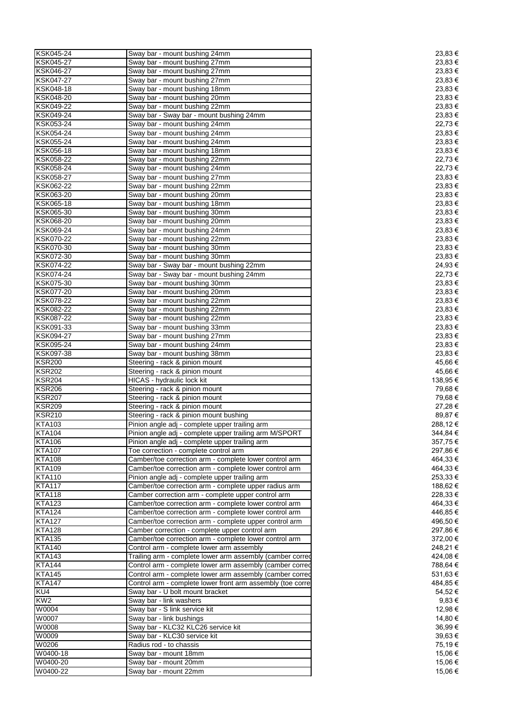| | | |
|---|---|---|
| KSK045-24 | Sway bar - mount bushing 24mm | 23,83 € |
| KSK045-27 | Sway bar - mount bushing 27mm | 23,83 € |
| KSK046-27 | Sway bar - mount bushing 27mm | 23,83 € |
| KSK047-27 | Sway bar - mount bushing 27mm | 23,83 € |
| KSK048-18 | Sway bar - mount bushing 18mm | 23,83 € |
| KSK048-20 | Sway bar - mount bushing 20mm | 23,83 € |
| KSK049-22 | Sway bar - mount bushing 22mm | 23,83 € |
| KSK049-24 | Sway bar - Sway bar - mount bushing 24mm | 23,83 € |
| KSK053-24 | Sway bar - mount bushing 24mm | 22,73 € |
| KSK054-24 | Sway bar - mount bushing 24mm | 23,83 € |
| KSK055-24 | Sway bar - mount bushing 24mm | 23,83 € |
| KSK056-18 | Sway bar - mount bushing 18mm | 23,83 € |
| KSK058-22 | Sway bar - mount bushing 22mm | 22,73 € |
| KSK058-24 | Sway bar - mount bushing 24mm | 22,73 € |
| KSK058-27 | Sway bar - mount bushing 27mm | 23,83 € |
| KSK062-22 | Sway bar - mount bushing 22mm | 23,83 € |
| KSK063-20 | Sway bar - mount bushing 20mm | 23,83 € |
| KSK065-18 | Sway bar - mount bushing 18mm | 23,83 € |
| KSK065-30 | Sway bar - mount bushing 30mm | 23,83 € |
| KSK068-20 | Sway bar - mount bushing 20mm | 23,83 € |
| KSK069-24 | Sway bar - mount bushing 24mm | 23,83 € |
| KSK070-22 | Sway bar - mount bushing 22mm | 23,83 € |
| KSK070-30 | Sway bar - mount bushing 30mm | 23,83 € |
| KSK072-30 | Sway bar - mount bushing 30mm | 23,83 € |
| KSK074-22 | Sway bar - Sway bar - mount bushing 22mm | 24,93 € |
| KSK074-24 | Sway bar - Sway bar - mount bushing 24mm | 22,73 € |
| KSK075-30 | Sway bar - mount bushing 30mm | 23,83 € |
| KSK077-20 | Sway bar - mount bushing 20mm | 23,83 € |
| KSK078-22 | Sway bar - mount bushing 22mm | 23,83 € |
| KSK082-22 | Sway bar - mount bushing 22mm | 23,83 € |
| KSK087-22 | Sway bar - mount bushing 22mm | 23,83 € |
| KSK091-33 | Sway bar - mount bushing 33mm | 23,83 € |
| KSK094-27 | Sway bar - mount bushing 27mm | 23,83 € |
| KSK095-24 | Sway bar - mount bushing 24mm | 23,83 € |
| KSK097-38 | Sway bar - mount bushing 38mm | 23,83 € |
| KSR200 | Steering - rack & pinion mount | 45,66 € |
| KSR202 | Steering - rack & pinion mount | 45,66 € |
| KSR204 | HICAS - hydraulic lock kit | 138,95 € |
| KSR206 | Steering - rack & pinion mount | 79,68 € |
| KSR207 | Steering - rack & pinion mount | 79,68 € |
| KSR209 | Steering - rack & pinion mount | 27,28 € |
| KSR210 | Steering - rack & pinion mount bushing | 89,87 € |
| KTA103 | Pinion angle adj - complete upper trailing arm | 288,12 € |
| KTA104 | Pinion angle adj - complete upper trailing arm M/SPORT | 344,84 € |
| KTA106 | Pinion angle adj - complete upper trailing arm | 357,75 € |
| KTA107 | Toe correction - complete control arm | 297,86 € |
| KTA108 | Camber/toe correction arm - complete lower control arm | 464,33 € |
| KTA109 | Camber/toe correction arm - complete lower control arm | 464,33 € |
| KTA110 | Pinion angle adj - complete upper trailing arm | 253,33 € |
| KTA117 | Camber/toe correction arm - complete upper radius arm | 188,62 € |
| KTA118 | Camber correction arm - complete upper control arm | 228,33 € |
| KTA123 | Camber/toe correction arm - complete lower control arm | 464,33 € |
| KTA124 | Camber/toe correction arm - complete lower control arm | 446,85 € |
| KTA127 | Camber/toe correction arm - complete upper control arm | 496,50 € |
| KTA128 | Camber correction - complete upper control arm | 297,86 € |
| KTA135 | Camber/toe correction arm - complete lower control arm | 372,00 € |
| KTA140 | Control arm - complete lower arm assembly | 248,21 € |
| KTA143 | Trailing arm - complete lower arm assembly (camber correc | 424,08 € |
| KTA144 | Control arm - complete lower arm assembly (camber correc | 788,64 € |
| KTA145 | Control arm - complete lower arm assembly (camber correc | 531,63 € |
| KTA147 | Control arm - complete lower front arm assembly (toe corre | 484,85 € |
| KU4 | Sway bar - U bolt mount bracket | 54,52 € |
| KW2 | Sway bar - link washers | 9,83 € |
| W0004 | Sway bar - S link service kit | 12,98 € |
| W0007 | Sway bar - link bushings | 14,80 € |
| W0008 | Sway bar - KLC32 KLC26 service kit | 36,99 € |
| W0009 | Sway bar - KLC30 service kit | 39,63 € |
| W0206 | Radius rod - to chassis | 75,19 € |
| W0400-18 | Sway bar - mount 18mm | 15,06 € |
| W0400-20 | Sway bar - mount 20mm | 15,06 € |
| W0400-22 | Sway bar - mount 22mm | 15,06 € |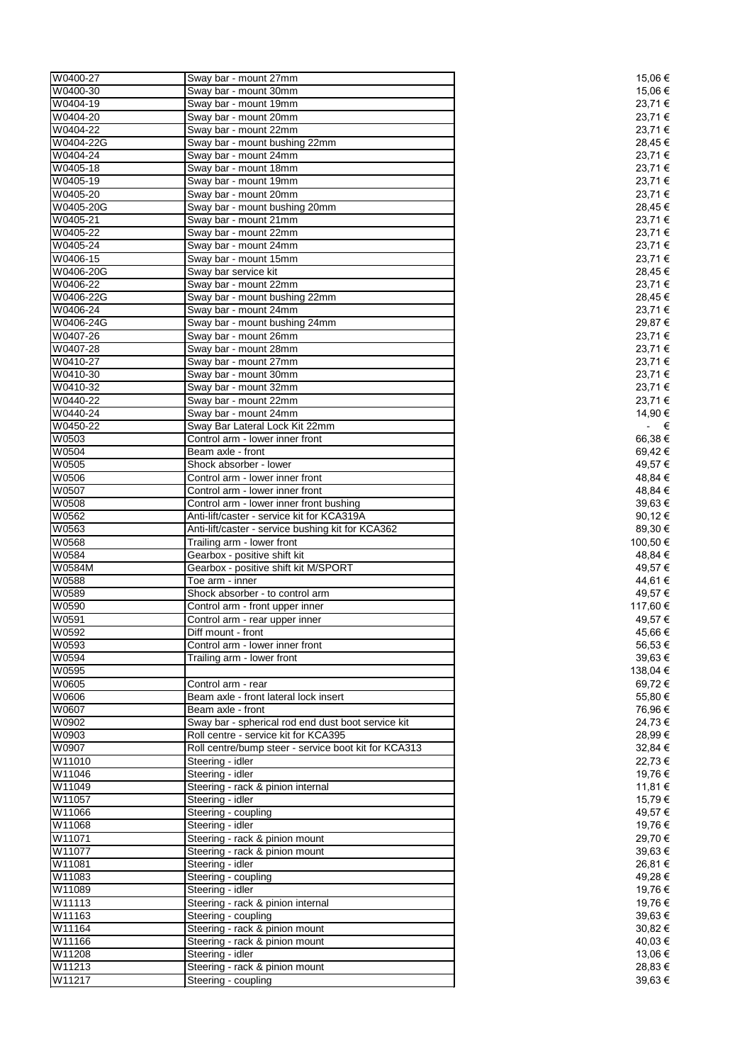| | | |
|---|---|---|
| W0400-27 | Sway bar - mount 27mm | 15,06 € |
| W0400-30 | Sway bar - mount 30mm | 15,06 € |
| W0404-19 | Sway bar - mount 19mm | 23,71 € |
| W0404-20 | Sway bar - mount 20mm | 23,71 € |
| W0404-22 | Sway bar - mount 22mm | 23,71 € |
| W0404-22G | Sway bar - mount bushing 22mm | 28,45 € |
| W0404-24 | Sway bar - mount 24mm | 23,71 € |
| W0405-18 | Sway bar - mount 18mm | 23,71 € |
| W0405-19 | Sway bar - mount 19mm | 23,71 € |
| W0405-20 | Sway bar - mount 20mm | 23,71 € |
| W0405-20G | Sway bar - mount bushing 20mm | 28,45 € |
| W0405-21 | Sway bar - mount 21mm | 23,71 € |
| W0405-22 | Sway bar - mount 22mm | 23,71 € |
| W0405-24 | Sway bar - mount 24mm | 23,71 € |
| W0406-15 | Sway bar - mount 15mm | 23,71 € |
| W0406-20G | Sway bar service kit | 28,45 € |
| W0406-22 | Sway bar - mount 22mm | 23,71 € |
| W0406-22G | Sway bar - mount bushing 22mm | 28,45 € |
| W0406-24 | Sway bar - mount 24mm | 23,71 € |
| W0406-24G | Sway bar - mount bushing 24mm | 29,87 € |
| W0407-26 | Sway bar - mount 26mm | 23,71 € |
| W0407-28 | Sway bar - mount 28mm | 23,71 € |
| W0410-27 | Sway bar - mount 27mm | 23,71 € |
| W0410-30 | Sway bar - mount 30mm | 23,71 € |
| W0410-32 | Sway bar - mount 32mm | 23,71 € |
| W0440-22 | Sway bar - mount 22mm | 23,71 € |
| W0440-24 | Sway bar - mount 24mm | 14,90 € |
| W0450-22 | Sway Bar Lateral Lock Kit 22mm | - € |
| W0503 | Control arm - lower inner front | 66,38 € |
| W0504 | Beam axle - front | 69,42 € |
| W0505 | Shock absorber - lower | 49,57 € |
| W0506 | Control arm - lower inner front | 48,84 € |
| W0507 | Control arm - lower inner front | 48,84 € |
| W0508 | Control arm - lower inner front bushing | 39,63 € |
| W0562 | Anti-lift/caster - service kit for KCA319A | 90,12 € |
| W0563 | Anti-lift/caster - service bushing kit for KCA362 | 89,30 € |
| W0568 | Trailing arm - lower front | 100,50 € |
| W0584 | Gearbox - positive shift kit | 48,84 € |
| W0584M | Gearbox - positive shift kit M/SPORT | 49,57 € |
| W0588 | Toe arm - inner | 44,61 € |
| W0589 | Shock absorber - to control arm | 49,57 € |
| W0590 | Control arm - front upper inner | 117,60 € |
| W0591 | Control arm - rear upper inner | 49,57 € |
| W0592 | Diff mount - front | 45,66 € |
| W0593 | Control arm - lower inner front | 56,53 € |
| W0594 | Trailing arm - lower front | 39,63 € |
| W0595 | | 138,04 € |
| W0605 | Control arm - rear | 69,72 € |
| W0606 | Beam axle - front lateral lock insert | 55,80 € |
| W0607 | Beam axle - front | 76,96 € |
| W0902 | Sway bar - spherical rod end dust boot service kit | 24,73 € |
| W0903 | Roll centre - service kit for KCA395 | 28,99 € |
| W0907 | Roll centre/bump steer - service boot kit for KCA313 | 32,84 € |
| W11010 | Steering - idler | 22,73 € |
| W11046 | Steering - idler | 19,76 € |
| W11049 | Steering - rack & pinion internal | 11,81 € |
| W11057 | Steering - idler | 15,79 € |
| W11066 | Steering - coupling | 49,57 € |
| W11068 | Steering - idler | 19,76 € |
| W11071 | Steering - rack & pinion mount | 29,70 € |
| W11077 | Steering - rack & pinion mount | 39,63 € |
| W11081 | Steering - idler | 26,81 € |
| W11083 | Steering - coupling | 49,28 € |
| W11089 | Steering - idler | 19,76 € |
| W11113 | Steering - rack & pinion internal | 19,76 € |
| W11163 | Steering - coupling | 39,63 € |
| W11164 | Steering - rack & pinion mount | 30,82 € |
| W11166 | Steering - rack & pinion mount | 40,03 € |
| W11208 | Steering - idler | 13,06 € |
| W11213 | Steering - rack & pinion mount | 28,83 € |
| W11217 | Steering - coupling | 39,63 € |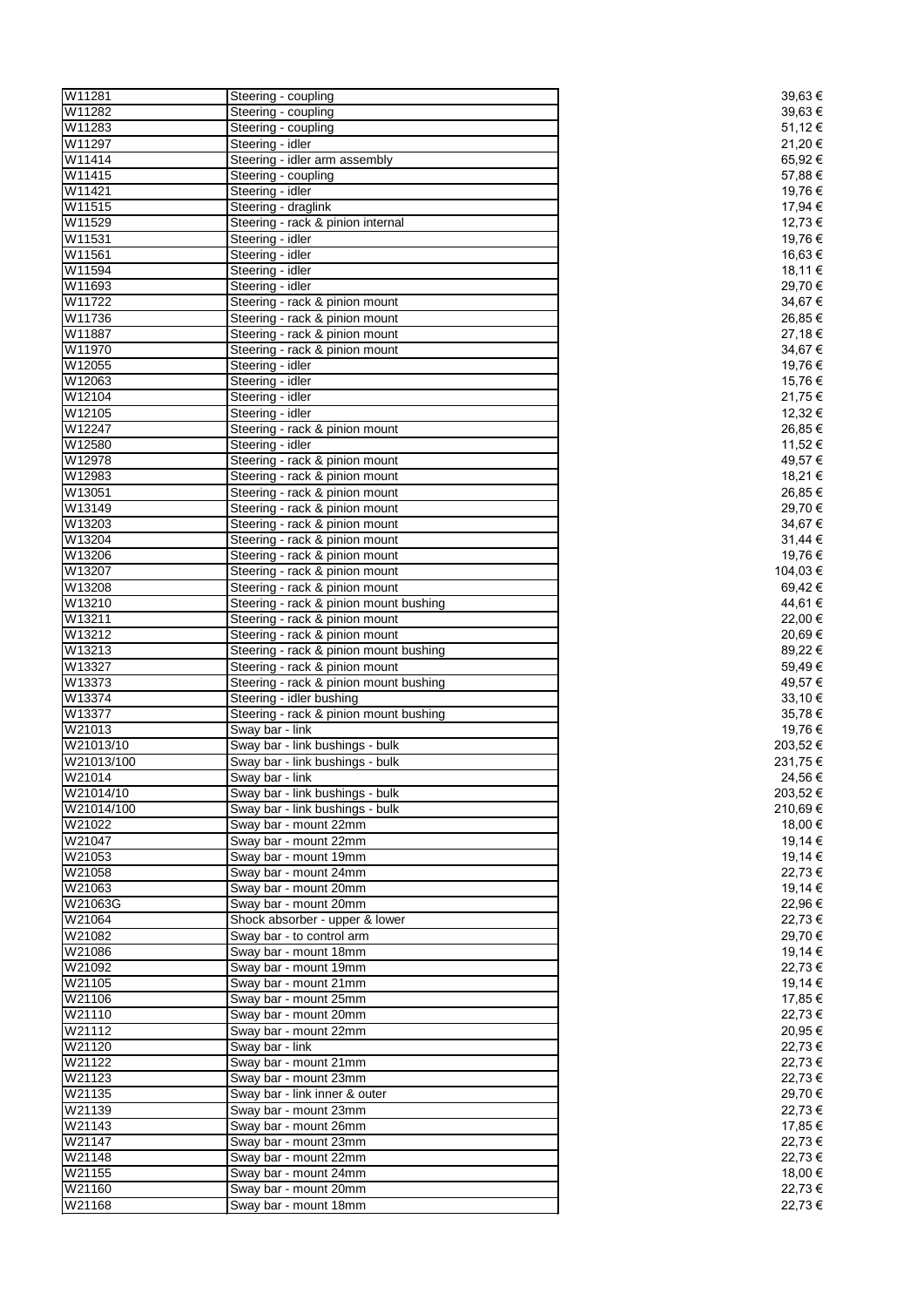| | | |
|---|---|---|
| W11281 | Steering - coupling | 39,63 € |
| W11282 | Steering - coupling | 39,63 € |
| W11283 | Steering - coupling | 51,12 € |
| W11297 | Steering - idler | 21,20 € |
| W11414 | Steering - idler arm assembly | 65,92 € |
| W11415 | Steering - coupling | 57,88 € |
| W11421 | Steering - idler | 19,76 € |
| W11515 | Steering - draglink | 17,94 € |
| W11529 | Steering - rack & pinion internal | 12,73 € |
| W11531 | Steering - idler | 19,76 € |
| W11561 | Steering - idler | 16,63 € |
| W11594 | Steering - idler | 18,11 € |
| W11693 | Steering - idler | 29,70 € |
| W11722 | Steering - rack & pinion mount | 34,67 € |
| W11736 | Steering - rack & pinion mount | 26,85 € |
| W11887 | Steering - rack & pinion mount | 27,18 € |
| W11970 | Steering - rack & pinion mount | 34,67 € |
| W12055 | Steering - idler | 19,76 € |
| W12063 | Steering - idler | 15,76 € |
| W12104 | Steering - idler | 21,75 € |
| W12105 | Steering - idler | 12,32 € |
| W12247 | Steering - rack & pinion mount | 26,85 € |
| W12580 | Steering - idler | 11,52 € |
| W12978 | Steering - rack & pinion mount | 49,57 € |
| W12983 | Steering - rack & pinion mount | 18,21 € |
| W13051 | Steering - rack & pinion mount | 26,85 € |
| W13149 | Steering - rack & pinion mount | 29,70 € |
| W13203 | Steering - rack & pinion mount | 34,67 € |
| W13204 | Steering - rack & pinion mount | 31,44 € |
| W13206 | Steering - rack & pinion mount | 19,76 € |
| W13207 | Steering - rack & pinion mount | 104,03 € |
| W13208 | Steering - rack & pinion mount | 69,42 € |
| W13210 | Steering - rack & pinion mount bushing | 44,61 € |
| W13211 | Steering - rack & pinion mount | 22,00 € |
| W13212 | Steering - rack & pinion mount | 20,69 € |
| W13213 | Steering - rack & pinion mount bushing | 89,22 € |
| W13327 | Steering - rack & pinion mount | 59,49 € |
| W13373 | Steering - rack & pinion mount bushing | 49,57 € |
| W13374 | Steering - idler bushing | 33,10 € |
| W13377 | Steering - rack & pinion mount bushing | 35,78 € |
| W21013 | Sway bar - link | 19,76 € |
| W21013/10 | Sway bar - link bushings - bulk | 203,52 € |
| W21013/100 | Sway bar - link bushings - bulk | 231,75 € |
| W21014 | Sway bar - link | 24,56 € |
| W21014/10 | Sway bar - link bushings - bulk | 203,52 € |
| W21014/100 | Sway bar - link bushings - bulk | 210,69 € |
| W21022 | Sway bar - mount 22mm | 18,00 € |
| W21047 | Sway bar - mount 22mm | 19,14 € |
| W21053 | Sway bar - mount 19mm | 19,14 € |
| W21058 | Sway bar - mount 24mm | 22,73 € |
| W21063 | Sway bar - mount 20mm | 19,14 € |
| W21063G | Sway bar - mount 20mm | 22,96 € |
| W21064 | Shock absorber - upper & lower | 22,73 € |
| W21082 | Sway bar - to control arm | 29,70 € |
| W21086 | Sway bar - mount 18mm | 19,14 € |
| W21092 | Sway bar - mount 19mm | 22,73 € |
| W21105 | Sway bar - mount 21mm | 19,14 € |
| W21106 | Sway bar - mount 25mm | 17,85 € |
| W21110 | Sway bar - mount 20mm | 22,73 € |
| W21112 | Sway bar - mount 22mm | 20,95 € |
| W21120 | Sway bar - link | 22,73 € |
| W21122 | Sway bar - mount 21mm | 22,73 € |
| W21123 | Sway bar - mount 23mm | 22,73 € |
| W21135 | Sway bar - link inner & outer | 29,70 € |
| W21139 | Sway bar - mount 23mm | 22,73 € |
| W21143 | Sway bar - mount 26mm | 17,85 € |
| W21147 | Sway bar - mount 23mm | 22,73 € |
| W21148 | Sway bar - mount 22mm | 22,73 € |
| W21155 | Sway bar - mount 24mm | 18,00 € |
| W21160 | Sway bar - mount 20mm | 22,73 € |
| W21168 | Sway bar - mount 18mm | 22,73 € |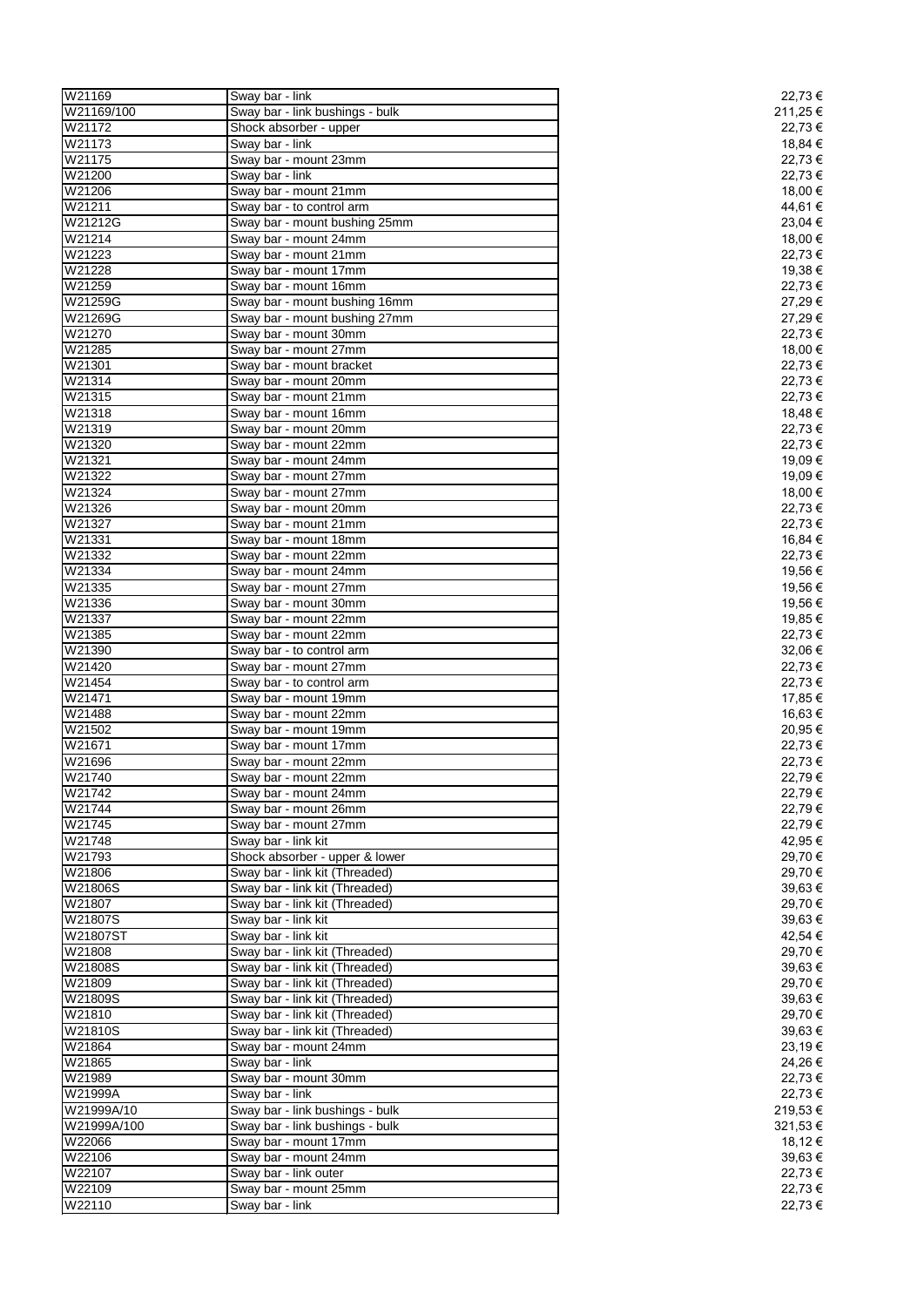| | | |
|---|---|---|
| W21169 | Sway bar - link | 22,73 € |
| W21169/100 | Sway bar - link bushings - bulk | 211,25 € |
| W21172 | Shock absorber - upper | 22,73 € |
| W21173 | Sway bar - link | 18,84 € |
| W21175 | Sway bar - mount 23mm | 22,73 € |
| W21200 | Sway bar - link | 22,73 € |
| W21206 | Sway bar - mount 21mm | 18,00 € |
| W21211 | Sway bar - to control arm | 44,61 € |
| W21212G | Sway bar - mount bushing 25mm | 23,04 € |
| W21214 | Sway bar - mount 24mm | 18,00 € |
| W21223 | Sway bar - mount 21mm | 22,73 € |
| W21228 | Sway bar - mount 17mm | 19,38 € |
| W21259 | Sway bar - mount 16mm | 22,73 € |
| W21259G | Sway bar - mount bushing 16mm | 27,29 € |
| W21269G | Sway bar - mount bushing 27mm | 27,29 € |
| W21270 | Sway bar - mount 30mm | 22,73 € |
| W21285 | Sway bar - mount 27mm | 18,00 € |
| W21301 | Sway bar - mount bracket | 22,73 € |
| W21314 | Sway bar - mount 20mm | 22,73 € |
| W21315 | Sway bar - mount 21mm | 22,73 € |
| W21318 | Sway bar - mount 16mm | 18,48 € |
| W21319 | Sway bar - mount 20mm | 22,73 € |
| W21320 | Sway bar - mount 22mm | 22,73 € |
| W21321 | Sway bar - mount 24mm | 19,09 € |
| W21322 | Sway bar - mount 27mm | 19,09 € |
| W21324 | Sway bar - mount 27mm | 18,00 € |
| W21326 | Sway bar - mount 20mm | 22,73 € |
| W21327 | Sway bar - mount 21mm | 22,73 € |
| W21331 | Sway bar - mount 18mm | 16,84 € |
| W21332 | Sway bar - mount 22mm | 22,73 € |
| W21334 | Sway bar - mount 24mm | 19,56 € |
| W21335 | Sway bar - mount 27mm | 19,56 € |
| W21336 | Sway bar - mount 30mm | 19,56 € |
| W21337 | Sway bar - mount 22mm | 19,85 € |
| W21385 | Sway bar - mount 22mm | 22,73 € |
| W21390 | Sway bar - to control arm | 32,06 € |
| W21420 | Sway bar - mount 27mm | 22,73 € |
| W21454 | Sway bar - to control arm | 22,73 € |
| W21471 | Sway bar - mount 19mm | 17,85 € |
| W21488 | Sway bar - mount 22mm | 16,63 € |
| W21502 | Sway bar - mount 19mm | 20,95 € |
| W21671 | Sway bar - mount 17mm | 22,73 € |
| W21696 | Sway bar - mount 22mm | 22,73 € |
| W21740 | Sway bar - mount 22mm | 22,79 € |
| W21742 | Sway bar - mount 24mm | 22,79 € |
| W21744 | Sway bar - mount 26mm | 22,79 € |
| W21745 | Sway bar - mount 27mm | 22,79 € |
| W21748 | Sway bar - link kit | 42,95 € |
| W21793 | Shock absorber - upper & lower | 29,70 € |
| W21806 | Sway bar - link kit (Threaded) | 29,70 € |
| W21806S | Sway bar - link kit (Threaded) | 39,63 € |
| W21807 | Sway bar - link kit (Threaded) | 29,70 € |
| W21807S | Sway bar - link kit | 39,63 € |
| W21807ST | Sway bar - link kit | 42,54 € |
| W21808 | Sway bar - link kit (Threaded) | 29,70 € |
| W21808S | Sway bar - link kit (Threaded) | 39,63 € |
| W21809 | Sway bar - link kit (Threaded) | 29,70 € |
| W21809S | Sway bar - link kit (Threaded) | 39,63 € |
| W21810 | Sway bar - link kit (Threaded) | 29,70 € |
| W21810S | Sway bar - link kit (Threaded) | 39,63 € |
| W21864 | Sway bar - mount 24mm | 23,19 € |
| W21865 | Sway bar - link | 24,26 € |
| W21989 | Sway bar - mount 30mm | 22,73 € |
| W21999A | Sway bar - link | 22,73 € |
| W21999A/10 | Sway bar - link bushings - bulk | 219,53 € |
| W21999A/100 | Sway bar - link bushings - bulk | 321,53 € |
| W22066 | Sway bar - mount 17mm | 18,12 € |
| W22106 | Sway bar - mount 24mm | 39,63 € |
| W22107 | Sway bar - link outer | 22,73 € |
| W22109 | Sway bar - mount 25mm | 22,73 € |
| W22110 | Sway bar - link | 22,73 € |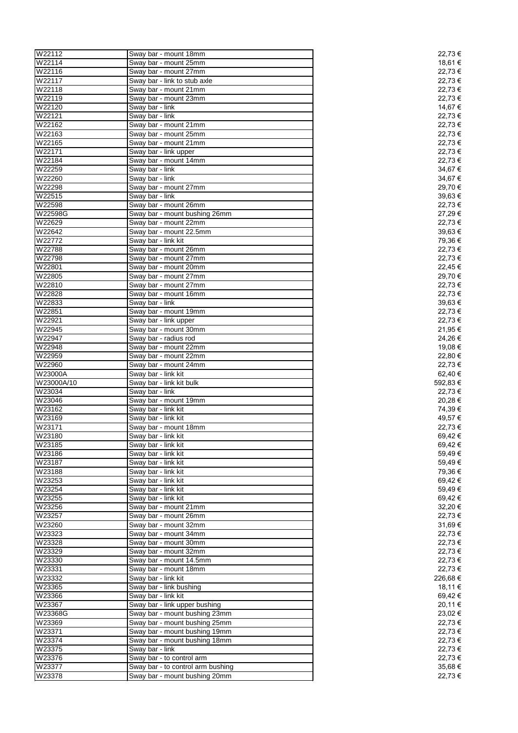| | | |
|---|---|---|
| W22112 | Sway bar - mount 18mm | 22,73 € |
| W22114 | Sway bar - mount 25mm | 18,61 € |
| W22116 | Sway bar - mount 27mm | 22,73 € |
| W22117 | Sway bar - link to stub axle | 22,73 € |
| W22118 | Sway bar - mount 21mm | 22,73 € |
| W22119 | Sway bar - mount 23mm | 22,73 € |
| W22120 | Sway bar - link | 14,67 € |
| W22121 | Sway bar - link | 22,73 € |
| W22162 | Sway bar - mount 21mm | 22,73 € |
| W22163 | Sway bar - mount 25mm | 22,73 € |
| W22165 | Sway bar - mount 21mm | 22,73 € |
| W22171 | Sway bar - link upper | 22,73 € |
| W22184 | Sway bar - mount 14mm | 22,73 € |
| W22259 | Sway bar - link | 34,67 € |
| W22260 | Sway bar - link | 34,67 € |
| W22298 | Sway bar - mount 27mm | 29,70 € |
| W22515 | Sway bar - link | 39,63 € |
| W22598 | Sway bar - mount 26mm | 22,73 € |
| W22598G | Sway bar - mount bushing 26mm | 27,29 € |
| W22629 | Sway bar - mount 22mm | 22,73 € |
| W22642 | Sway bar - mount 22.5mm | 39,63 € |
| W22772 | Sway bar - link kit | 79,36 € |
| W22788 | Sway bar - mount 26mm | 22,73 € |
| W22798 | Sway bar - mount 27mm | 22,73 € |
| W22801 | Sway bar - mount 20mm | 22,45 € |
| W22805 | Sway bar - mount 27mm | 29,70 € |
| W22810 | Sway bar - mount 27mm | 22,73 € |
| W22828 | Sway bar - mount 16mm | 22,73 € |
| W22833 | Sway bar - link | 39,63 € |
| W22851 | Sway bar - mount 19mm | 22,73 € |
| W22921 | Sway bar - link upper | 22,73 € |
| W22945 | Sway bar - mount 30mm | 21,95 € |
| W22947 | Sway bar - radius rod | 24,26 € |
| W22948 | Sway bar - mount 22mm | 19,08 € |
| W22959 | Sway bar - mount 22mm | 22,80 € |
| W22960 | Sway bar - mount 24mm | 22,73 € |
| W23000A | Sway bar - link kit | 62,40 € |
| W23000A/10 | Sway bar - link kit bulk | 592,83 € |
| W23034 | Sway bar - link | 22,73 € |
| W23046 | Sway bar - mount 19mm | 20,28 € |
| W23162 | Sway bar - link kit | 74,39 € |
| W23169 | Sway bar - link kit | 49,57 € |
| W23171 | Sway bar - mount 18mm | 22,73 € |
| W23180 | Sway bar - link kit | 69,42 € |
| W23185 | Sway bar - link kit | 69,42 € |
| W23186 | Sway bar - link kit | 59,49 € |
| W23187 | Sway bar - link kit | 59,49 € |
| W23188 | Sway bar - link kit | 79,36 € |
| W23253 | Sway bar - link kit | 69,42 € |
| W23254 | Sway bar - link kit | 59,49 € |
| W23255 | Sway bar - link kit | 69,42 € |
| W23256 | Sway bar - mount 21mm | 32,20 € |
| W23257 | Sway bar - mount 26mm | 22,73 € |
| W23260 | Sway bar - mount 32mm | 31,69 € |
| W23323 | Sway bar - mount 34mm | 22,73 € |
| W23328 | Sway bar - mount 30mm | 22,73 € |
| W23329 | Sway bar - mount 32mm | 22,73 € |
| W23330 | Sway bar - mount 14.5mm | 22,73 € |
| W23331 | Sway bar - mount 18mm | 22,73 € |
| W23332 | Sway bar - link kit | 226,68 € |
| W23365 | Sway bar - link bushing | 18,11 € |
| W23366 | Sway bar - link kit | 69,42 € |
| W23367 | Sway bar - link upper bushing | 20,11 € |
| W23368G | Sway bar - mount bushing 23mm | 23,02 € |
| W23369 | Sway bar - mount bushing 25mm | 22,73 € |
| W23371 | Sway bar - mount bushing 19mm | 22,73 € |
| W23374 | Sway bar - mount bushing 18mm | 22,73 € |
| W23375 | Sway bar - link | 22,73 € |
| W23376 | Sway bar - to control arm | 22,73 € |
| W23377 | Sway bar - to control arm bushing | 35,68 € |
| W23378 | Sway bar - mount bushing 20mm | 22,73 € |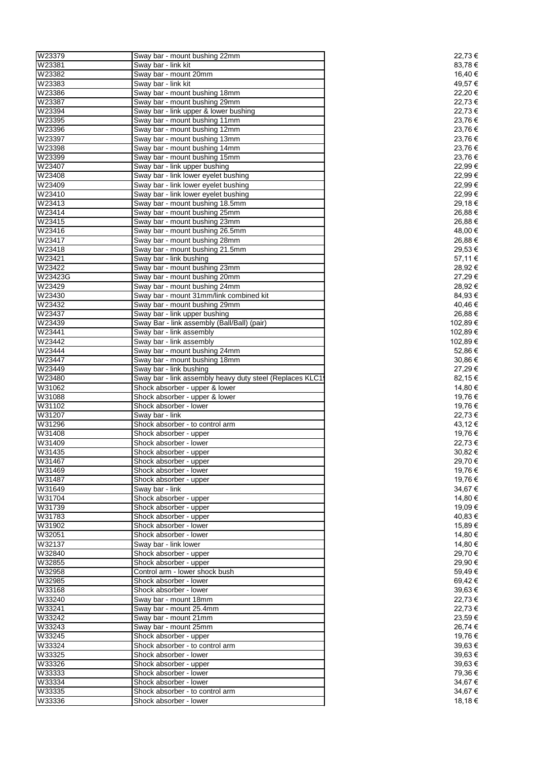| W23379 | Sway bar - mount bushing 22mm | 22,73 € |
|---|---|---|
| W23381 | Sway bar - link kit | 83,78 € |
| W23382 | Sway bar - mount 20mm | 16,40 € |
| W23383 | Sway bar - link kit | 49,57 € |
| W23386 | Sway bar - mount bushing 18mm | 22,20 € |
| W23387 | Sway bar - mount bushing 29mm | 22,73 € |
| W23394 | Sway bar - link upper & lower bushing | 22,73 € |
| W23395 | Sway bar - mount bushing 11mm | 23,76 € |
| W23396 | Sway bar - mount bushing 12mm | 23,76 € |
| W23397 | Sway bar - mount bushing 13mm | 23,76 € |
| W23398 | Sway bar - mount bushing 14mm | 23,76 € |
| W23399 | Sway bar - mount bushing 15mm | 23,76 € |
| W23407 | Sway bar - link upper bushing | 22,99 € |
| W23408 | Sway bar - link lower eyelet bushing | 22,99 € |
| W23409 | Sway bar - link lower eyelet bushing | 22,99 € |
| W23410 | Sway bar - link lower eyelet bushing | 22,99 € |
| W23413 | Sway bar - mount bushing 18.5mm | 29,18 € |
| W23414 | Sway bar - mount bushing 25mm | 26,88 € |
| W23415 | Sway bar - mount bushing 23mm | 26,88 € |
| W23416 | Sway bar - mount bushing 26.5mm | 48,00 € |
| W23417 | Sway bar - mount bushing 28mm | 26,88 € |
| W23418 | Sway bar - mount bushing 21.5mm | 29,53 € |
| W23421 | Sway bar - link bushing | 57,11 € |
| W23422 | Sway bar - mount bushing 23mm | 28,92 € |
| W23423G | Sway bar - mount bushing 20mm | 27,29 € |
| W23429 | Sway bar - mount bushing 24mm | 28,92 € |
| W23430 | Sway bar - mount 31mm/link combined kit | 84,93 € |
| W23432 | Sway bar - mount bushing 29mm | 40,46 € |
| W23437 | Sway bar - link upper bushing | 26,88 € |
| W23439 | Sway Bar - link assembly (Ball/Ball) (pair) | 102,89 € |
| W23441 | Sway bar - link assembly | 102,89 € |
| W23442 | Sway bar - link assembly | 102,89 € |
| W23444 | Sway bar - mount bushing 24mm | 52,86 € |
| W23447 | Sway bar - mount bushing 18mm | 30,86 € |
| W23449 | Sway bar - link bushing | 27,29 € |
| W23480 | Sway bar - link assembly heavy duty steel (Replaces KLC1 | 82,15 € |
| W31062 | Shock absorber - upper & lower | 14,80 € |
| W31088 | Shock absorber - upper & lower | 19,76 € |
| W31102 | Shock absorber - lower | 19,76 € |
| W31207 | Sway bar - link | 22,73 € |
| W31296 | Shock absorber - to control arm | 43,12 € |
| W31408 | Shock absorber - upper | 19,76 € |
| W31409 | Shock absorber - lower | 22,73 € |
| W31435 | Shock absorber - upper | 30,82 € |
| W31467 | Shock absorber - upper | 29,70 € |
| W31469 | Shock absorber - lower | 19,76 € |
| W31487 | Shock absorber - upper | 19,76 € |
| W31649 | Sway bar - link | 34,67 € |
| W31704 | Shock absorber - upper | 14,80 € |
| W31739 | Shock absorber - upper | 19,09 € |
| W31783 | Shock absorber - upper | 40,83 € |
| W31902 | Shock absorber - lower | 15,89 € |
| W32051 | Shock absorber - lower | 14,80 € |
| W32137 | Sway bar - link lower | 14,80 € |
| W32840 | Shock absorber - upper | 29,70 € |
| W32855 | Shock absorber - upper | 29,90 € |
| W32958 | Control arm - lower shock bush | 59,49 € |
| W32985 | Shock absorber - lower | 69,42 € |
| W33168 | Shock absorber - lower | 39,63 € |
| W33240 | Sway bar - mount 18mm | 22,73 € |
| W33241 | Sway bar - mount 25.4mm | 22,73 € |
| W33242 | Sway bar - mount 21mm | 23,59 € |
| W33243 | Sway bar - mount 25mm | 26,74 € |
| W33245 | Shock absorber - upper | 19,76 € |
| W33324 | Shock absorber - to control arm | 39,63 € |
| W33325 | Shock absorber - lower | 39,63 € |
| W33326 | Shock absorber - upper | 39,63 € |
| W33333 | Shock absorber - lower | 79,36 € |
| W33334 | Shock absorber - lower | 34,67 € |
| W33335 | Shock absorber - to control arm | 34,67 € |
| W33336 | Shock absorber - lower | 18,18 € |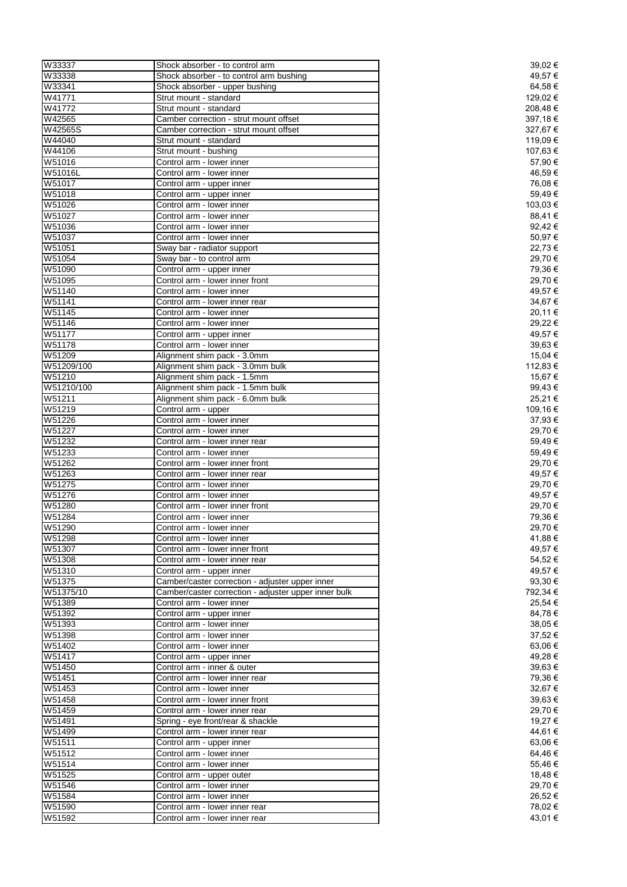| | | |
|---|---|---|
| W33337 | Shock absorber - to control arm | 39,02 € |
| W33338 | Shock absorber - to control arm bushing | 49,57 € |
| W33341 | Shock absorber - upper bushing | 64,58 € |
| W41771 | Strut mount - standard | 129,02 € |
| W41772 | Strut mount - standard | 208,48 € |
| W42565 | Camber correction - strut mount offset | 397,18 € |
| W42565S | Camber correction - strut mount offset | 327,67 € |
| W44040 | Strut mount - standard | 119,09 € |
| W44106 | Strut mount - bushing | 107,63 € |
| W51016 | Control arm - lower inner | 57,90 € |
| W51016L | Control arm - lower inner | 46,59 € |
| W51017 | Control arm - upper inner | 76,08 € |
| W51018 | Control arm - upper inner | 59,49 € |
| W51026 | Control arm - lower inner | 103,03 € |
| W51027 | Control arm - lower inner | 88,41 € |
| W51036 | Control arm - lower inner | 92,42 € |
| W51037 | Control arm - lower inner | 50,97 € |
| W51051 | Sway bar - radiator support | 22,73 € |
| W51054 | Sway bar - to control arm | 29,70 € |
| W51090 | Control arm - upper inner | 79,36 € |
| W51095 | Control arm - lower inner front | 29,70 € |
| W51140 | Control arm - lower inner | 49,57 € |
| W51141 | Control arm - lower inner rear | 34,67 € |
| W51145 | Control arm - lower inner | 20,11 € |
| W51146 | Control arm - lower inner | 29,22 € |
| W51177 | Control arm - upper inner | 49,57 € |
| W51178 | Control arm - lower inner | 39,63 € |
| W51209 | Alignment shim pack - 3.0mm | 15,04 € |
| W51209/100 | Alignment shim pack - 3.0mm bulk | 112,83 € |
| W51210 | Alignment shim pack - 1.5mm | 15,67 € |
| W51210/100 | Alignment shim pack - 1.5mm bulk | 99,43 € |
| W51211 | Alignment shim pack - 6.0mm bulk | 25,21 € |
| W51219 | Control arm - upper | 109,16 € |
| W51226 | Control arm - lower inner | 37,93 € |
| W51227 | Control arm - lower inner | 29,70 € |
| W51232 | Control arm - lower inner rear | 59,49 € |
| W51233 | Control arm - lower inner | 59,49 € |
| W51262 | Control arm - lower inner front | 29,70 € |
| W51263 | Control arm - lower inner rear | 49,57 € |
| W51275 | Control arm - lower inner | 29,70 € |
| W51276 | Control arm - lower inner | 49,57 € |
| W51280 | Control arm - lower inner front | 29,70 € |
| W51284 | Control arm - lower inner | 79,36 € |
| W51290 | Control arm - lower inner | 29,70 € |
| W51298 | Control arm - lower inner | 41,88 € |
| W51307 | Control arm - lower inner front | 49,57 € |
| W51308 | Control arm - lower inner rear | 54,52 € |
| W51310 | Control arm - upper inner | 49,57 € |
| W51375 | Camber/caster correction - adjuster upper inner | 93,30 € |
| W51375/10 | Camber/caster correction - adjuster upper inner bulk | 792,34 € |
| W51389 | Control arm - lower inner | 25,54 € |
| W51392 | Control arm - upper inner | 84,78 € |
| W51393 | Control arm - lower inner | 38,05 € |
| W51398 | Control arm - lower inner | 37,52 € |
| W51402 | Control arm - lower inner | 63,06 € |
| W51417 | Control arm - upper inner | 49,28 € |
| W51450 | Control arm - inner & outer | 39,63 € |
| W51451 | Control arm - lower inner rear | 79,36 € |
| W51453 | Control arm - lower inner | 32,67 € |
| W51458 | Control arm - lower inner front | 39,63 € |
| W51459 | Control arm - lower inner rear | 29,70 € |
| W51491 | Spring - eye front/rear & shackle | 19,27 € |
| W51499 | Control arm - lower inner rear | 44,61 € |
| W51511 | Control arm - upper inner | 63,06 € |
| W51512 | Control arm - lower inner | 64,46 € |
| W51514 | Control arm - lower inner | 55,46 € |
| W51525 | Control arm - upper outer | 18,48 € |
| W51546 | Control arm - lower inner | 29,70 € |
| W51584 | Control arm - lower inner | 26,52 € |
| W51590 | Control arm - lower inner rear | 78,02 € |
| W51592 | Control arm - lower inner rear | 43,01 € |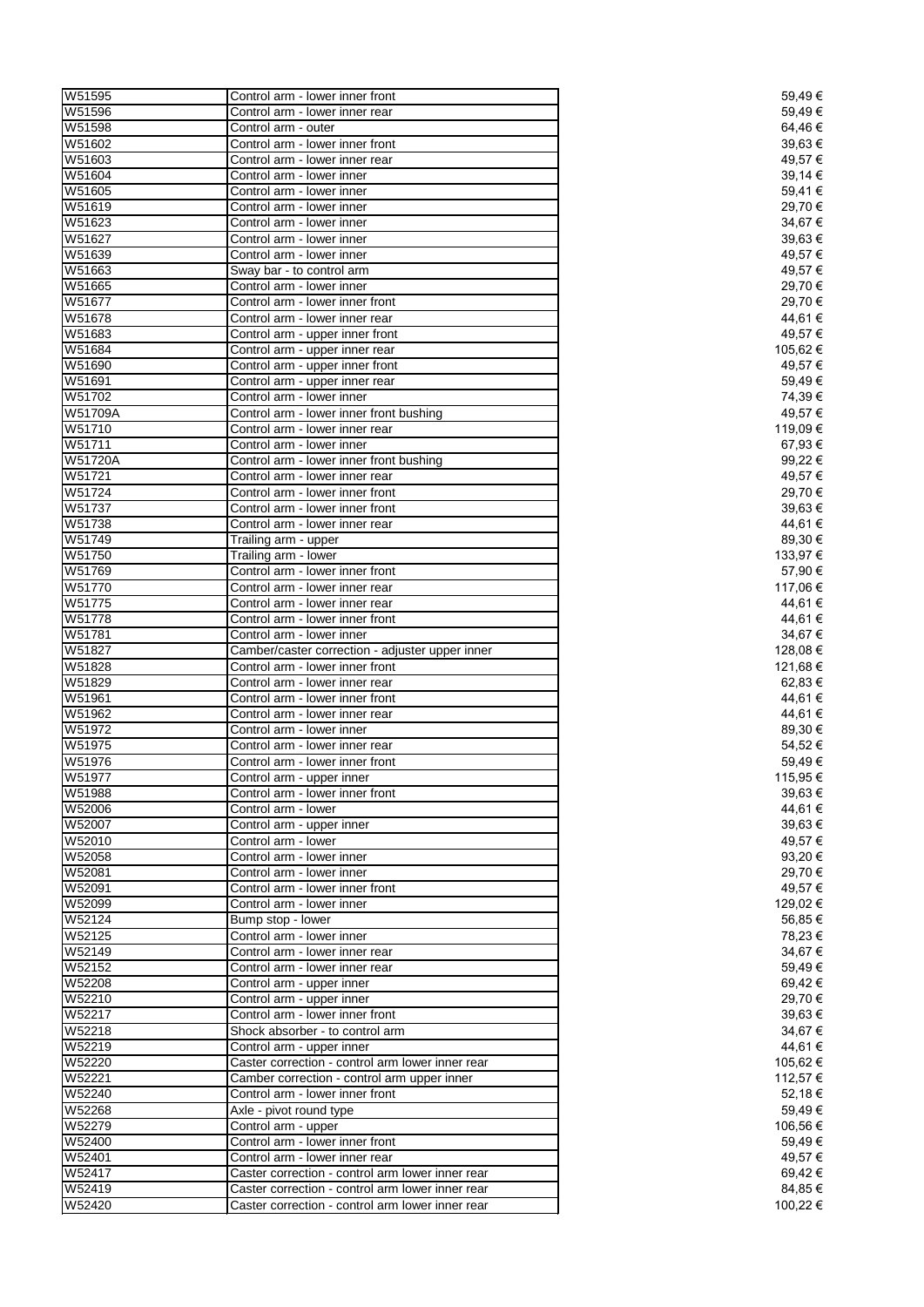| | | |
|---|---|---|
| W51595 | Control arm - lower inner front | 59,49 € |
| W51596 | Control arm - lower inner rear | 59,49 € |
| W51598 | Control arm - outer | 64,46 € |
| W51602 | Control arm - lower inner front | 39,63 € |
| W51603 | Control arm - lower inner rear | 49,57 € |
| W51604 | Control arm - lower inner | 39,14 € |
| W51605 | Control arm - lower inner | 59,41 € |
| W51619 | Control arm - lower inner | 29,70 € |
| W51623 | Control arm - lower inner | 34,67 € |
| W51627 | Control arm - lower inner | 39,63 € |
| W51639 | Control arm - lower inner | 49,57 € |
| W51663 | Sway bar - to control arm | 49,57 € |
| W51665 | Control arm - lower inner | 29,70 € |
| W51677 | Control arm - lower inner front | 29,70 € |
| W51678 | Control arm - lower inner rear | 44,61 € |
| W51683 | Control arm - upper inner front | 49,57 € |
| W51684 | Control arm - upper inner rear | 105,62 € |
| W51690 | Control arm - upper inner front | 49,57 € |
| W51691 | Control arm - upper inner rear | 59,49 € |
| W51702 | Control arm - lower inner | 74,39 € |
| W51709A | Control arm - lower inner front bushing | 49,57 € |
| W51710 | Control arm - lower inner rear | 119,09 € |
| W51711 | Control arm - lower inner | 67,93 € |
| W51720A | Control arm - lower inner front bushing | 99,22 € |
| W51721 | Control arm - lower inner rear | 49,57 € |
| W51724 | Control arm - lower inner front | 29,70 € |
| W51737 | Control arm - lower inner front | 39,63 € |
| W51738 | Control arm - lower inner rear | 44,61 € |
| W51749 | Trailing arm - upper | 89,30 € |
| W51750 | Trailing arm - lower | 133,97 € |
| W51769 | Control arm - lower inner front | 57,90 € |
| W51770 | Control arm - lower inner rear | 117,06 € |
| W51775 | Control arm - lower inner rear | 44,61 € |
| W51778 | Control arm - lower inner front | 44,61 € |
| W51781 | Control arm - lower inner | 34,67 € |
| W51827 | Camber/caster correction - adjuster upper inner | 128,08 € |
| W51828 | Control arm - lower inner front | 121,68 € |
| W51829 | Control arm - lower inner rear | 62,83 € |
| W51961 | Control arm - lower inner front | 44,61 € |
| W51962 | Control arm - lower inner rear | 44,61 € |
| W51972 | Control arm - lower inner | 89,30 € |
| W51975 | Control arm - lower inner rear | 54,52 € |
| W51976 | Control arm - lower inner front | 59,49 € |
| W51977 | Control arm - upper inner | 115,95 € |
| W51988 | Control arm - lower inner front | 39,63 € |
| W52006 | Control arm - lower | 44,61 € |
| W52007 | Control arm - upper inner | 39,63 € |
| W52010 | Control arm - lower | 49,57 € |
| W52058 | Control arm - lower inner | 93,20 € |
| W52081 | Control arm - lower inner | 29,70 € |
| W52091 | Control arm - lower inner front | 49,57 € |
| W52099 | Control arm - lower inner | 129,02 € |
| W52124 | Bump stop - lower | 56,85 € |
| W52125 | Control arm - lower inner | 78,23 € |
| W52149 | Control arm - lower inner rear | 34,67 € |
| W52152 | Control arm - lower inner rear | 59,49 € |
| W52208 | Control arm - upper inner | 69,42 € |
| W52210 | Control arm - upper inner | 29,70 € |
| W52217 | Control arm - lower inner front | 39,63 € |
| W52218 | Shock absorber - to control arm | 34,67 € |
| W52219 | Control arm - upper inner | 44,61 € |
| W52220 | Caster correction - control arm lower inner rear | 105,62 € |
| W52221 | Camber correction - control arm upper inner | 112,57 € |
| W52240 | Control arm - lower inner front | 52,18 € |
| W52268 | Axle - pivot round type | 59,49 € |
| W52279 | Control arm - upper | 106,56 € |
| W52400 | Control arm - lower inner front | 59,49 € |
| W52401 | Control arm - lower inner rear | 49,57 € |
| W52417 | Caster correction - control arm lower inner rear | 69,42 € |
| W52419 | Caster correction - control arm lower inner rear | 84,85 € |
| W52420 | Caster correction - control arm lower inner rear | 100,22 € |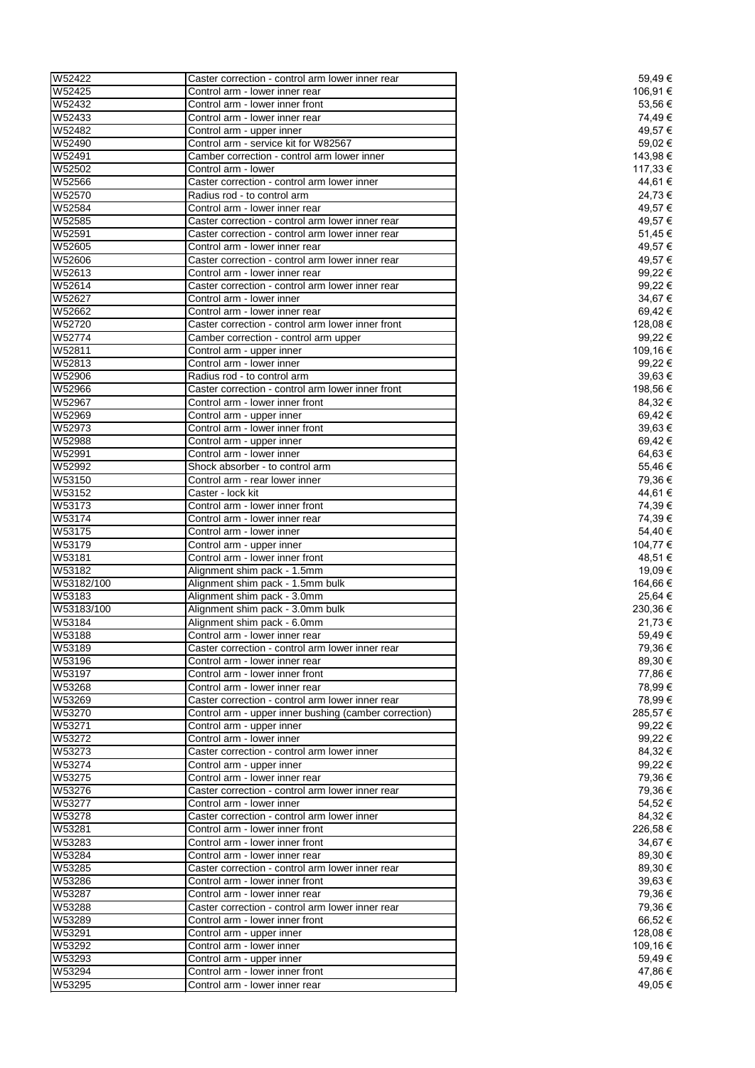| W52422 | Caster correction - control arm lower inner rear | 59,49 € |
|---|---|---|
| W52425 | Control arm - lower inner rear | 106,91 € |
| W52432 | Control arm - lower inner front | 53,56 € |
| W52433 | Control arm - lower inner rear | 74,49 € |
| W52482 | Control arm - upper inner | 49,57 € |
| W52490 | Control arm - service kit for W82567 | 59,02 € |
| W52491 | Camber correction - control arm lower inner | 143,98 € |
| W52502 | Control arm - lower | 117,33 € |
| W52566 | Caster correction - control arm lower inner | 44,61 € |
| W52570 | Radius rod - to control arm | 24,73 € |
| W52584 | Control arm - lower inner rear | 49,57 € |
| W52585 | Caster correction - control arm lower inner rear | 49,57 € |
| W52591 | Caster correction - control arm lower inner rear | 51,45 € |
| W52605 | Control arm - lower inner rear | 49,57 € |
| W52606 | Caster correction - control arm lower inner rear | 49,57 € |
| W52613 | Control arm - lower inner rear | 99,22 € |
| W52614 | Caster correction - control arm lower inner rear | 99,22 € |
| W52627 | Control arm - lower inner | 34,67 € |
| W52662 | Control arm - lower inner rear | 69,42 € |
| W52720 | Caster correction - control arm lower inner front | 128,08 € |
| W52774 | Camber correction - control arm upper | 99,22 € |
| W52811 | Control arm - upper inner | 109,16 € |
| W52813 | Control arm - lower inner | 99,22 € |
| W52906 | Radius rod - to control arm | 39,63 € |
| W52966 | Caster correction - control arm lower inner front | 198,56 € |
| W52967 | Control arm - lower inner front | 84,32 € |
| W52969 | Control arm - upper inner | 69,42 € |
| W52973 | Control arm - lower inner front | 39,63 € |
| W52988 | Control arm - upper inner | 69,42 € |
| W52991 | Control arm - lower inner | 64,63 € |
| W52992 | Shock absorber - to control arm | 55,46 € |
| W53150 | Control arm - rear lower inner | 79,36 € |
| W53152 | Caster - lock kit | 44,61 € |
| W53173 | Control arm - lower inner front | 74,39 € |
| W53174 | Control arm - lower inner rear | 74,39 € |
| W53175 | Control arm - lower inner | 54,40 € |
| W53179 | Control arm - upper inner | 104,77 € |
| W53181 | Control arm - lower inner front | 48,51 € |
| W53182 | Alignment shim pack - 1.5mm | 19,09 € |
| W53182/100 | Alignment shim pack - 1.5mm bulk | 164,66 € |
| W53183 | Alignment shim pack - 3.0mm | 25,64 € |
| W53183/100 | Alignment shim pack - 3.0mm bulk | 230,36 € |
| W53184 | Alignment shim pack - 6.0mm | 21,73 € |
| W53188 | Control arm - lower inner rear | 59,49 € |
| W53189 | Caster correction - control arm lower inner rear | 79,36 € |
| W53196 | Control arm - lower inner rear | 89,30 € |
| W53197 | Control arm - lower inner front | 77,86 € |
| W53268 | Control arm - lower inner rear | 78,99 € |
| W53269 | Caster correction - control arm lower inner rear | 78,99 € |
| W53270 | Control arm - upper inner bushing (camber correction) | 285,57 € |
| W53271 | Control arm - upper inner | 99,22 € |
| W53272 | Control arm - lower inner | 99,22 € |
| W53273 | Caster correction - control arm lower inner | 84,32 € |
| W53274 | Control arm - upper inner | 99,22 € |
| W53275 | Control arm - lower inner rear | 79,36 € |
| W53276 | Caster correction - control arm lower inner rear | 79,36 € |
| W53277 | Control arm - lower inner | 54,52 € |
| W53278 | Caster correction - control arm lower inner | 84,32 € |
| W53281 | Control arm - lower inner front | 226,58 € |
| W53283 | Control arm - lower inner front | 34,67 € |
| W53284 | Control arm - lower inner rear | 89,30 € |
| W53285 | Caster correction - control arm lower inner rear | 89,30 € |
| W53286 | Control arm - lower inner front | 39,63 € |
| W53287 | Control arm - lower inner rear | 79,36 € |
| W53288 | Caster correction - control arm lower inner rear | 79,36 € |
| W53289 | Control arm - lower inner front | 66,52 € |
| W53291 | Control arm - upper inner | 128,08 € |
| W53292 | Control arm - lower inner | 109,16 € |
| W53293 | Control arm - upper inner | 59,49 € |
| W53294 | Control arm - lower inner front | 47,86 € |
| W53295 | Control arm - lower inner rear | 49,05 € |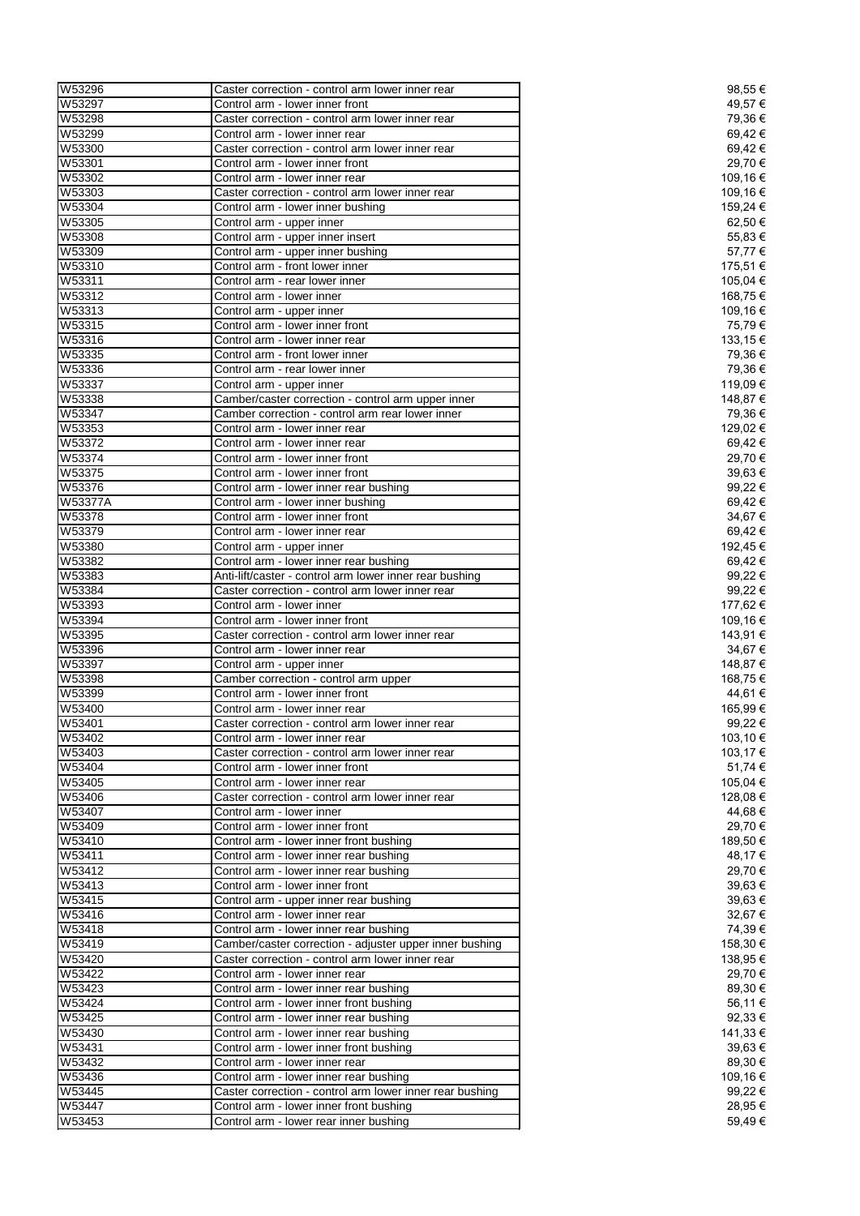| | | |
|---|---|---|
| W53296 | Caster correction - control arm lower inner rear | 98,55 € |
| W53297 | Control arm - lower inner front | 49,57 € |
| W53298 | Caster correction - control arm lower inner rear | 79,36 € |
| W53299 | Control arm - lower inner rear | 69,42 € |
| W53300 | Caster correction - control arm lower inner rear | 69,42 € |
| W53301 | Control arm - lower inner front | 29,70 € |
| W53302 | Control arm - lower inner rear | 109,16 € |
| W53303 | Caster correction - control arm lower inner rear | 109,16 € |
| W53304 | Control arm - lower inner bushing | 159,24 € |
| W53305 | Control arm - upper inner | 62,50 € |
| W53308 | Control arm - upper inner insert | 55,83 € |
| W53309 | Control arm - upper inner bushing | 57,77 € |
| W53310 | Control arm - front lower inner | 175,51 € |
| W53311 | Control arm - rear lower inner | 105,04 € |
| W53312 | Control arm - lower inner | 168,75 € |
| W53313 | Control arm - upper inner | 109,16 € |
| W53315 | Control arm - lower inner front | 75,79 € |
| W53316 | Control arm - lower inner rear | 133,15 € |
| W53335 | Control arm - front lower inner | 79,36 € |
| W53336 | Control arm - rear lower inner | 79,36 € |
| W53337 | Control arm - upper inner | 119,09 € |
| W53338 | Camber/caster correction - control arm upper inner | 148,87 € |
| W53347 | Camber correction - control arm rear lower inner | 79,36 € |
| W53353 | Control arm - lower inner rear | 129,02 € |
| W53372 | Control arm - lower inner rear | 69,42 € |
| W53374 | Control arm - lower inner front | 29,70 € |
| W53375 | Control arm - lower inner front | 39,63 € |
| W53376 | Control arm - lower inner rear bushing | 99,22 € |
| W53377A | Control arm - lower inner bushing | 69,42 € |
| W53378 | Control arm - lower inner front | 34,67 € |
| W53379 | Control arm - lower inner rear | 69,42 € |
| W53380 | Control arm - upper inner | 192,45 € |
| W53382 | Control arm - lower inner rear bushing | 69,42 € |
| W53383 | Anti-lift/caster - control arm lower inner rear bushing | 99,22 € |
| W53384 | Caster correction - control arm lower inner rear | 99,22 € |
| W53393 | Control arm - lower inner | 177,62 € |
| W53394 | Control arm - lower inner front | 109,16 € |
| W53395 | Caster correction - control arm lower inner rear | 143,91 € |
| W53396 | Control arm - lower inner rear | 34,67 € |
| W53397 | Control arm - upper inner | 148,87 € |
| W53398 | Camber correction - control arm upper | 168,75 € |
| W53399 | Control arm - lower inner front | 44,61 € |
| W53400 | Control arm - lower inner rear | 165,99 € |
| W53401 | Caster correction - control arm lower inner rear | 99,22 € |
| W53402 | Control arm - lower inner rear | 103,10 € |
| W53403 | Caster correction - control arm lower inner rear | 103,17 € |
| W53404 | Control arm - lower inner front | 51,74 € |
| W53405 | Control arm - lower inner rear | 105,04 € |
| W53406 | Caster correction - control arm lower inner rear | 128,08 € |
| W53407 | Control arm - lower inner | 44,68 € |
| W53409 | Control arm - lower inner front | 29,70 € |
| W53410 | Control arm - lower inner front bushing | 189,50 € |
| W53411 | Control arm - lower inner rear bushing | 48,17 € |
| W53412 | Control arm - lower inner rear bushing | 29,70 € |
| W53413 | Control arm - lower inner front | 39,63 € |
| W53415 | Control arm - upper inner rear bushing | 39,63 € |
| W53416 | Control arm - lower inner rear | 32,67 € |
| W53418 | Control arm - lower inner rear bushing | 74,39 € |
| W53419 | Camber/caster correction - adjuster upper inner bushing | 158,30 € |
| W53420 | Caster correction - control arm lower inner rear | 138,95 € |
| W53422 | Control arm - lower inner rear | 29,70 € |
| W53423 | Control arm - lower inner rear bushing | 89,30 € |
| W53424 | Control arm - lower inner front bushing | 56,11 € |
| W53425 | Control arm - lower inner rear bushing | 92,33 € |
| W53430 | Control arm - lower inner rear bushing | 141,33 € |
| W53431 | Control arm - lower inner front bushing | 39,63 € |
| W53432 | Control arm - lower inner rear | 89,30 € |
| W53436 | Control arm - lower inner rear bushing | 109,16 € |
| W53445 | Caster correction - control arm lower inner rear bushing | 99,22 € |
| W53447 | Control arm - lower inner front bushing | 28,95 € |
| W53453 | Control arm - lower rear inner bushing | 59,49 € |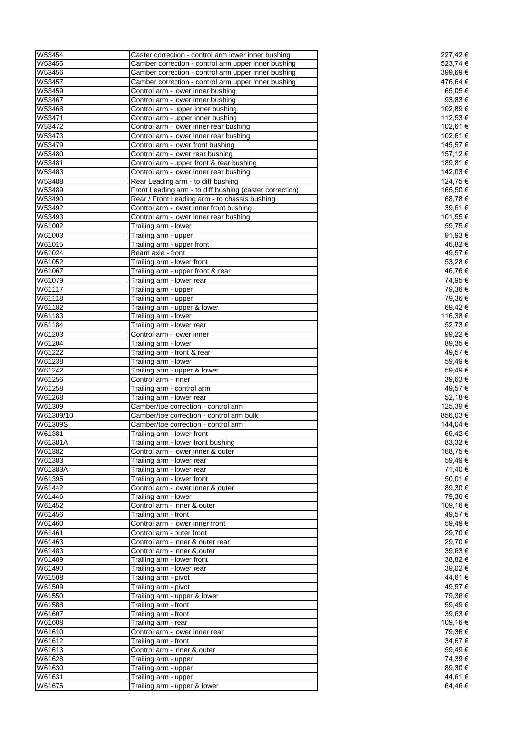| | | |
|---|---|---|
| W53454 | Caster correction - control arm lower inner bushing | 227,42 € |
| W53455 | Camber correction - control arm upper inner bushing | 523,74 € |
| W53456 | Camber correction - control arm upper inner bushing | 399,69 € |
| W53457 | Camber correction - control arm upper inner bushing | 476,64 € |
| W53459 | Control arm - lower inner bushing | 65,05 € |
| W53467 | Control arm - lower inner bushing | 93,83 € |
| W53468 | Control arm - upper inner bushing | 102,89 € |
| W53471 | Control arm - upper inner bushing | 112,53 € |
| W53472 | Control arm - lower inner rear bushing | 102,61 € |
| W53473 | Control arm - lower inner rear bushing | 102,61 € |
| W53479 | Control arm - lower front bushing | 145,57 € |
| W53480 | Control arm - lower rear bushing | 157,12 € |
| W53481 | Control arm - upper front & rear bushing | 189,81 € |
| W53483 | Control arm - lower inner rear bushing | 142,03 € |
| W53488 | Rear Leading arm - to diff bushing | 124,75 € |
| W53489 | Front Leading arm - to diff bushing (caster correction) | 165,50 € |
| W53490 | Rear / Front Leading arm - to chassis bushing | 68,78 € |
| W53492 | Control arm - lower inner front bushing | 39,61 € |
| W53493 | Control arm - lower inner rear bushing | 101,55 € |
| W61002 | Trailing arm - lower | 59,75 € |
| W61003 | Trailing arm - upper | 91,93 € |
| W61015 | Trailing arm - upper front | 46,82 € |
| W61024 | Beam axle - front | 49,57 € |
| W61052 | Trailing arm - lower front | 53,28 € |
| W61067 | Trailing arm - upper front & rear | 46,76 € |
| W61079 | Trailing arm - lower rear | 74,95 € |
| W61117 | Trailing arm - upper | 79,36 € |
| W61118 | Trailing arm - upper | 79,36 € |
| W61182 | Trailing arm - upper & lower | 69,42 € |
| W61183 | Trailing arm - lower | 116,38 € |
| W61184 | Trailing arm - lower rear | 52,73 € |
| W61203 | Control arm - lower inner | 99,22 € |
| W61204 | Trailing arm - lower | 89,35 € |
| W61222 | Trailing arm - front & rear | 49,57 € |
| W61238 | Trailing arm - lower | 59,49 € |
| W61242 | Trailing arm - upper & lower | 59,49 € |
| W61256 | Control arm - inner | 39,63 € |
| W61258 | Trailing arm - control arm | 49,57 € |
| W61268 | Trailing arm - lower rear | 52,18 € |
| W61309 | Camber/toe correction - control arm | 125,39 € |
| W61309/10 | Camber/toe correction - control arm bulk | 856,03 € |
| W61309S | Camber/toe correction - control arm | 144,04 € |
| W61381 | Trailing arm - lower front | 69,42 € |
| W61381A | Trailing arm - lower front bushing | 83,32 € |
| W61382 | Control arm - lower inner & outer | 168,75 € |
| W61383 | Trailing arm - lower rear | 59,49 € |
| W61383A | Trailing arm - lower rear | 71,40 € |
| W61395 | Trailing arm - lower front | 50,01 € |
| W61442 | Control arm - lower inner & outer | 89,30 € |
| W61446 | Trailing arm - lower | 79,36 € |
| W61452 | Control arm - inner & outer | 109,16 € |
| W61456 | Trailing arm - front | 49,57 € |
| W61460 | Control arm - lower inner front | 59,49 € |
| W61461 | Control arm - outer front | 29,70 € |
| W61463 | Control arm - inner & outer rear | 29,70 € |
| W61483 | Control arm - inner & outer | 39,63 € |
| W61489 | Trailing arm - lower front | 38,82 € |
| W61490 | Trailing arm - lower rear | 39,02 € |
| W61508 | Trailing arm - pivot | 44,61 € |
| W61509 | Trailing arm - pivot | 49,57 € |
| W61550 | Trailing arm - upper & lower | 79,36 € |
| W61588 | Trailing arm - front | 59,49 € |
| W61607 | Trailing arm - front | 39,63 € |
| W61608 | Trailing arm - rear | 109,16 € |
| W61610 | Control arm - lower inner rear | 79,36 € |
| W61612 | Trailing arm - front | 34,67 € |
| W61613 | Control arm - inner & outer | 59,49 € |
| W61628 | Trailing arm - upper | 74,39 € |
| W61630 | Trailing arm - upper | 89,30 € |
| W61631 | Trailing arm - upper | 44,61 € |
| W61675 | Trailing arm - upper & lower | 64,46 € |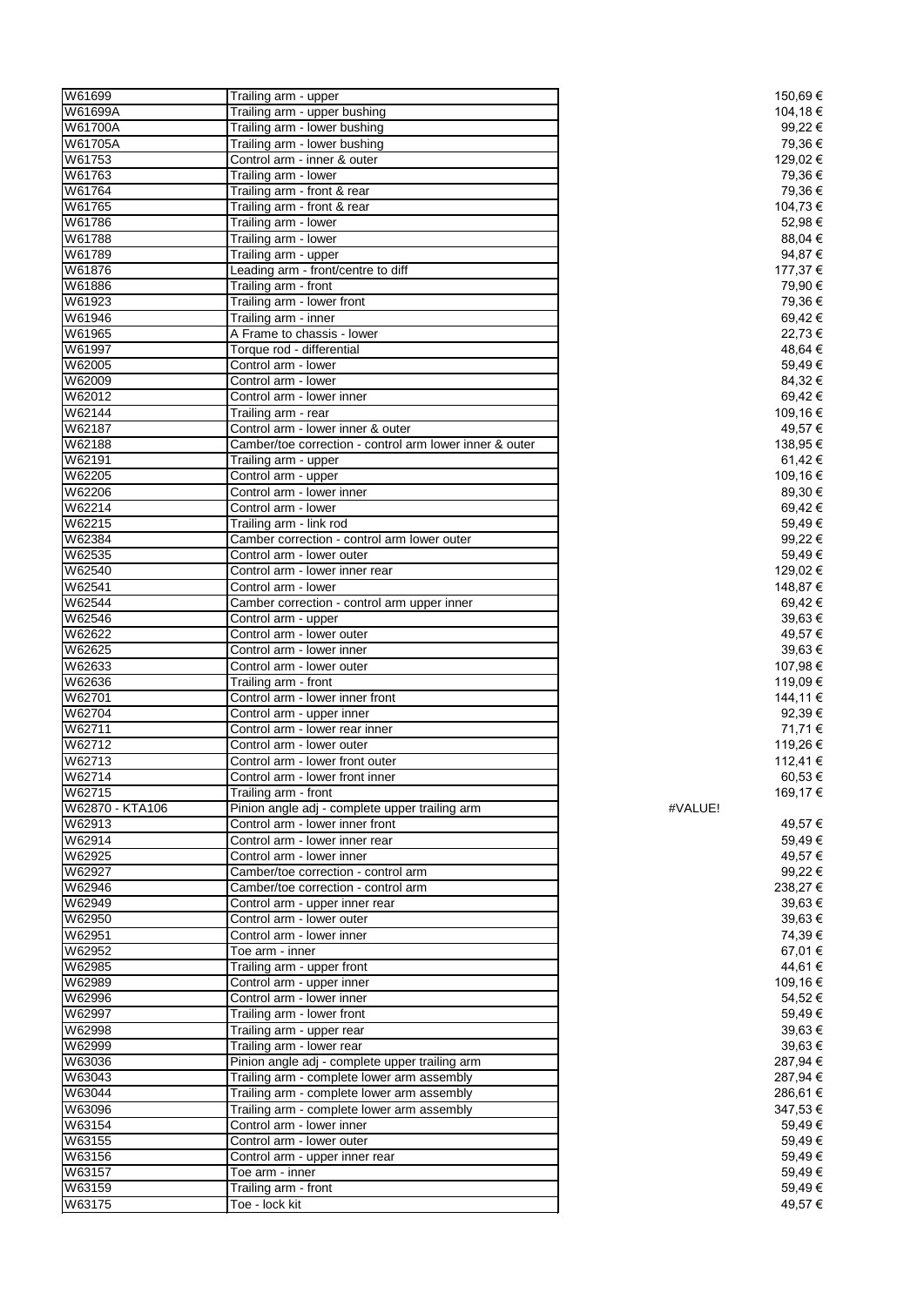| | | | |
|---|---|---|---|
| W61699 | Trailing arm - upper | | 150,69 € |
| W61699A | Trailing arm - upper bushing | | 104,18 € |
| W61700A | Trailing arm - lower bushing | | 99,22 € |
| W61705A | Trailing arm - lower bushing | | 79,36 € |
| W61753 | Control arm - inner & outer | | 129,02 € |
| W61763 | Trailing arm - lower | | 79,36 € |
| W61764 | Trailing arm - front & rear | | 79,36 € |
| W61765 | Trailing arm - front & rear | | 104,73 € |
| W61786 | Trailing arm - lower | | 52,98 € |
| W61788 | Trailing arm - lower | | 88,04 € |
| W61789 | Trailing arm - upper | | 94,87 € |
| W61876 | Leading arm - front/centre to diff | | 177,37 € |
| W61886 | Trailing arm - front | | 79,90 € |
| W61923 | Trailing arm - lower front | | 79,36 € |
| W61946 | Trailing arm - inner | | 69,42 € |
| W61965 | A Frame to chassis - lower | | 22,73 € |
| W61997 | Torque rod - differential | | 48,64 € |
| W62005 | Control arm - lower | | 59,49 € |
| W62009 | Control arm - lower | | 84,32 € |
| W62012 | Control arm - lower inner | | 69,42 € |
| W62144 | Trailing arm - rear | | 109,16 € |
| W62187 | Control arm - lower inner & outer | | 49,57 € |
| W62188 | Camber/toe correction - control arm lower inner & outer | | 138,95 € |
| W62191 | Trailing arm - upper | | 61,42 € |
| W62205 | Control arm - upper | | 109,16 € |
| W62206 | Control arm - lower inner | | 89,30 € |
| W62214 | Control arm - lower | | 69,42 € |
| W62215 | Trailing arm - link rod | | 59,49 € |
| W62384 | Camber correction - control arm lower outer | | 99,22 € |
| W62535 | Control arm - lower outer | | 59,49 € |
| W62540 | Control arm - lower inner rear | | 129,02 € |
| W62541 | Control arm - lower | | 148,87 € |
| W62544 | Camber correction - control arm upper inner | | 69,42 € |
| W62546 | Control arm - upper | | 39,63 € |
| W62622 | Control arm - lower outer | | 49,57 € |
| W62625 | Control arm - lower inner | | 39,63 € |
| W62633 | Control arm - lower outer | | 107,98 € |
| W62636 | Trailing arm - front | | 119,09 € |
| W62701 | Control arm - lower inner front | | 144,11 € |
| W62704 | Control arm - upper inner | | 92,39 € |
| W62711 | Control arm - lower rear inner | | 71,71 € |
| W62712 | Control arm - lower outer | | 119,26 € |
| W62713 | Control arm - lower front outer | | 112,41 € |
| W62714 | Control arm - lower front inner | | 60,53 € |
| W62715 | Trailing arm - front | | 169,17 € |
| W62870 - KTA106 | Pinion angle adj - complete upper trailing arm | #VALUE! | |
| W62913 | Control arm - lower inner front | | 49,57 € |
| W62914 | Control arm - lower inner rear | | 59,49 € |
| W62925 | Control arm - lower inner | | 49,57 € |
| W62927 | Camber/toe correction - control arm | | 99,22 € |
| W62946 | Camber/toe correction - control arm | | 238,27 € |
| W62949 | Control arm - upper inner rear | | 39,63 € |
| W62950 | Control arm - lower outer | | 39,63 € |
| W62951 | Control arm - lower inner | | 74,39 € |
| W62952 | Toe arm - inner | | 67,01 € |
| W62985 | Trailing arm - upper front | | 44,61 € |
| W62989 | Control arm - upper inner | | 109,16 € |
| W62996 | Control arm - lower inner | | 54,52 € |
| W62997 | Trailing arm - lower front | | 59,49 € |
| W62998 | Trailing arm - upper rear | | 39,63 € |
| W62999 | Trailing arm - lower rear | | 39,63 € |
| W63036 | Pinion angle adj - complete upper trailing arm | | 287,94 € |
| W63043 | Trailing arm - complete lower arm assembly | | 287,94 € |
| W63044 | Trailing arm - complete lower arm assembly | | 286,61 € |
| W63096 | Trailing arm - complete lower arm assembly | | 347,53 € |
| W63154 | Control arm - lower inner | | 59,49 € |
| W63155 | Control arm - lower outer | | 59,49 € |
| W63156 | Control arm - upper inner rear | | 59,49 € |
| W63157 | Toe arm - inner | | 59,49 € |
| W63159 | Trailing arm - front | | 59,49 € |
| W63175 | Toe - lock kit | | 49,57 € |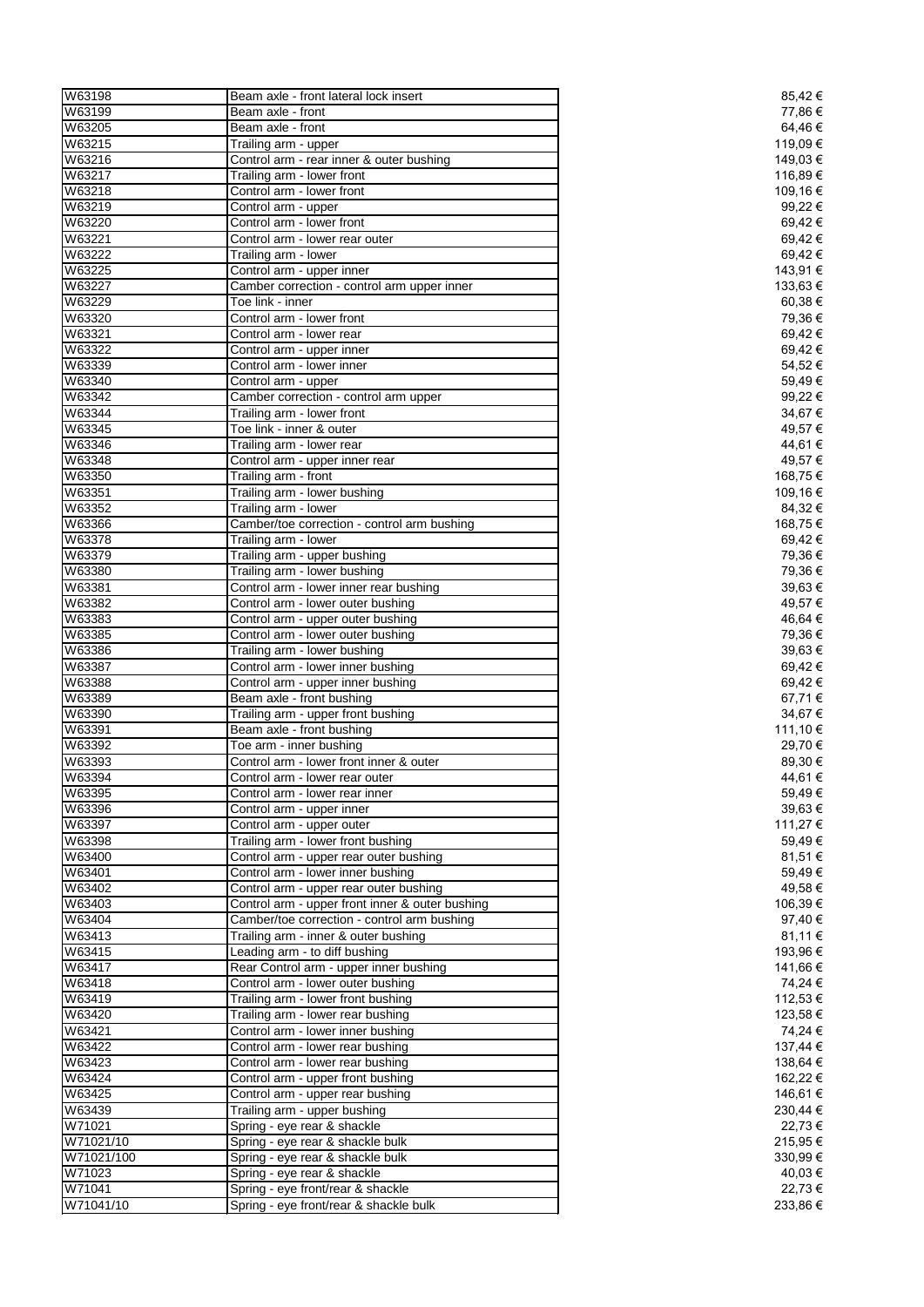| | | |
|---|---|---|
| W63198 | Beam axle - front lateral lock insert | 85,42 € |
| W63199 | Beam axle - front | 77,86 € |
| W63205 | Beam axle - front | 64,46 € |
| W63215 | Trailing arm - upper | 119,09 € |
| W63216 | Control arm - rear inner & outer bushing | 149,03 € |
| W63217 | Trailing arm - lower front | 116,89 € |
| W63218 | Control arm - lower front | 109,16 € |
| W63219 | Control arm - upper | 99,22 € |
| W63220 | Control arm - lower front | 69,42 € |
| W63221 | Control arm - lower rear outer | 69,42 € |
| W63222 | Trailing arm - lower | 69,42 € |
| W63225 | Control arm - upper inner | 143,91 € |
| W63227 | Camber correction - control arm upper inner | 133,63 € |
| W63229 | Toe link - inner | 60,38 € |
| W63320 | Control arm - lower front | 79,36 € |
| W63321 | Control arm - lower rear | 69,42 € |
| W63322 | Control arm - upper inner | 69,42 € |
| W63339 | Control arm - lower inner | 54,52 € |
| W63340 | Control arm - upper | 59,49 € |
| W63342 | Camber correction - control arm upper | 99,22 € |
| W63344 | Trailing arm - lower front | 34,67 € |
| W63345 | Toe link - inner & outer | 49,57 € |
| W63346 | Trailing arm - lower rear | 44,61 € |
| W63348 | Control arm - upper inner rear | 49,57 € |
| W63350 | Trailing arm - front | 168,75 € |
| W63351 | Trailing arm - lower bushing | 109,16 € |
| W63352 | Trailing arm - lower | 84,32 € |
| W63366 | Camber/toe correction - control arm bushing | 168,75 € |
| W63378 | Trailing arm - lower | 69,42 € |
| W63379 | Trailing arm - upper bushing | 79,36 € |
| W63380 | Trailing arm - lower bushing | 79,36 € |
| W63381 | Control arm - lower inner rear bushing | 39,63 € |
| W63382 | Control arm - lower outer bushing | 49,57 € |
| W63383 | Control arm - upper outer bushing | 46,64 € |
| W63385 | Control arm - lower outer bushing | 79,36 € |
| W63386 | Trailing arm - lower bushing | 39,63 € |
| W63387 | Control arm - lower inner bushing | 69,42 € |
| W63388 | Control arm - upper inner bushing | 69,42 € |
| W63389 | Beam axle - front bushing | 67,71 € |
| W63390 | Trailing arm - upper front bushing | 34,67 € |
| W63391 | Beam axle - front bushing | 111,10 € |
| W63392 | Toe arm - inner bushing | 29,70 € |
| W63393 | Control arm - lower front inner & outer | 89,30 € |
| W63394 | Control arm - lower rear outer | 44,61 € |
| W63395 | Control arm - lower rear inner | 59,49 € |
| W63396 | Control arm - upper inner | 39,63 € |
| W63397 | Control arm - upper outer | 111,27 € |
| W63398 | Trailing arm - lower front bushing | 59,49 € |
| W63400 | Control arm - upper rear outer bushing | 81,51 € |
| W63401 | Control arm - lower inner bushing | 59,49 € |
| W63402 | Control arm - upper rear outer bushing | 49,58 € |
| W63403 | Control arm - upper front inner & outer bushing | 106,39 € |
| W63404 | Camber/toe correction - control arm bushing | 97,40 € |
| W63413 | Trailing arm - inner & outer bushing | 81,11 € |
| W63415 | Leading arm - to diff bushing | 193,96 € |
| W63417 | Rear Control arm - upper inner bushing | 141,66 € |
| W63418 | Control arm - lower outer bushing | 74,24 € |
| W63419 | Trailing arm - lower front bushing | 112,53 € |
| W63420 | Trailing arm - lower rear bushing | 123,58 € |
| W63421 | Control arm - lower inner bushing | 74,24 € |
| W63422 | Control arm - lower rear bushing | 137,44 € |
| W63423 | Control arm - lower rear bushing | 138,64 € |
| W63424 | Control arm - upper front bushing | 162,22 € |
| W63425 | Control arm - upper rear bushing | 146,61 € |
| W63439 | Trailing arm - upper bushing | 230,44 € |
| W71021 | Spring - eye rear & shackle | 22,73 € |
| W71021/10 | Spring - eye rear & shackle bulk | 215,95 € |
| W71021/100 | Spring - eye rear & shackle bulk | 330,99 € |
| W71023 | Spring - eye rear & shackle | 40,03 € |
| W71041 | Spring - eye front/rear & shackle | 22,73 € |
| W71041/10 | Spring - eye front/rear & shackle bulk | 233,86 € |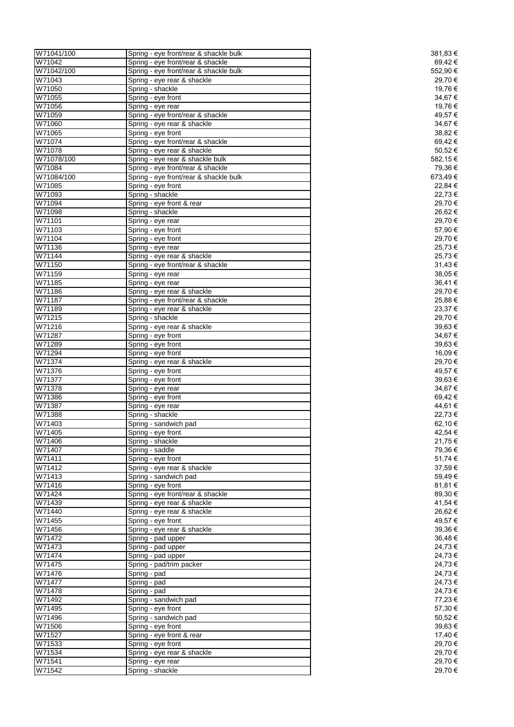| W71041/100 | Spring - eye front/rear & shackle bulk | 381,83 € |
|---|---|---|
| W71042 | Spring - eye front/rear & shackle | 69,42 € |
| W71042/100 | Spring - eye front/rear & shackle bulk | 552,90 € |
| W71043 | Spring - eye rear & shackle | 29,70 € |
| W71050 | Spring - shackle | 19,76 € |
| W71055 | Spring - eye front | 34,67 € |
| W71056 | Spring - eye rear | 19,76 € |
| W71059 | Spring - eye front/rear & shackle | 49,57 € |
| W71060 | Spring - eye rear & shackle | 34,67 € |
| W71065 | Spring - eye front | 38,82 € |
| W71074 | Spring - eye front/rear & shackle | 69,42 € |
| W71078 | Spring - eye rear & shackle | 50,52 € |
| W71078/100 | Spring - eye rear & shackle bulk | 582,15 € |
| W71084 | Spring - eye front/rear & shackle | 79,36 € |
| W71084/100 | Spring - eye front/rear & shackle bulk | 673,49 € |
| W71085 | Spring - eye front | 22,84 € |
| W71093 | Spring - shackle | 22,73 € |
| W71094 | Spring - eye front & rear | 29,70 € |
| W71098 | Spring - shackle | 26,62 € |
| W71101 | Spring - eye rear | 29,70 € |
| W71103 | Spring - eye front | 57,90 € |
| W71104 | Spring - eye front | 29,70 € |
| W71136 | Spring - eye rear | 25,73 € |
| W71144 | Spring - eye rear & shackle | 25,73 € |
| W71150 | Spring - eye front/rear & shackle | 31,43 € |
| W71159 | Spring - eye rear | 38,05 € |
| W71185 | Spring - eye rear | 36,41 € |
| W71186 | Spring - eye rear & shackle | 29,70 € |
| W71187 | Spring - eye front/rear & shackle | 25,88 € |
| W71189 | Spring - eye rear & shackle | 23,37 € |
| W71215 | Spring - shackle | 29,70 € |
| W71216 | Spring - eye rear & shackle | 39,63 € |
| W71287 | Spring - eye front | 34,67 € |
| W71289 | Spring - eye front | 39,63 € |
| W71294 | Spring - eye front | 16,09 € |
| W71374 | Spring - eye rear & shackle | 29,70 € |
| W71376 | Spring - eye front | 49,57 € |
| W71377 | Spring - eye front | 39,63 € |
| W71378 | Spring - eye rear | 34,67 € |
| W71386 | Spring - eye front | 69,42 € |
| W71387 | Spring - eye rear | 44,61 € |
| W71388 | Spring - shackle | 22,73 € |
| W71403 | Spring - sandwich pad | 62,10 € |
| W71405 | Spring - eye front | 42,54 € |
| W71406 | Spring - shackle | 21,75 € |
| W71407 | Spring - saddle | 79,36 € |
| W71411 | Spring - eye front | 51,74 € |
| W71412 | Spring - eye rear & shackle | 37,59 € |
| W71413 | Spring - sandwich pad | 59,49 € |
| W71416 | Spring - eye front | 81,81 € |
| W71424 | Spring - eye front/rear & shackle | 89,30 € |
| W71439 | Spring - eye rear & shackle | 41,54 € |
| W71440 | Spring - eye rear & shackle | 26,62 € |
| W71455 | Spring - eye front | 49,57 € |
| W71456 | Spring - eye rear & shackle | 39,36 € |
| W71472 | Spring - pad upper | 36,48 € |
| W71473 | Spring - pad upper | 24,73 € |
| W71474 | Spring - pad upper | 24,73 € |
| W71475 | Spring - pad/trim packer | 24,73 € |
| W71476 | Spring - pad | 24,73 € |
| W71477 | Spring - pad | 24,73 € |
| W71478 | Spring - pad | 24,73 € |
| W71492 | Spring - sandwich pad | 77,23 € |
| W71495 | Spring - eye front | 57,30 € |
| W71496 | Spring - sandwich pad | 50,52 € |
| W71506 | Spring - eye front | 39,63 € |
| W71527 | Spring - eye front & rear | 17,40 € |
| W71533 | Spring - eye front | 29,70 € |
| W71534 | Spring - eye rear & shackle | 29,70 € |
| W71541 | Spring - eye rear | 29,70 € |
| W71542 | Spring - shackle | 29,70 € |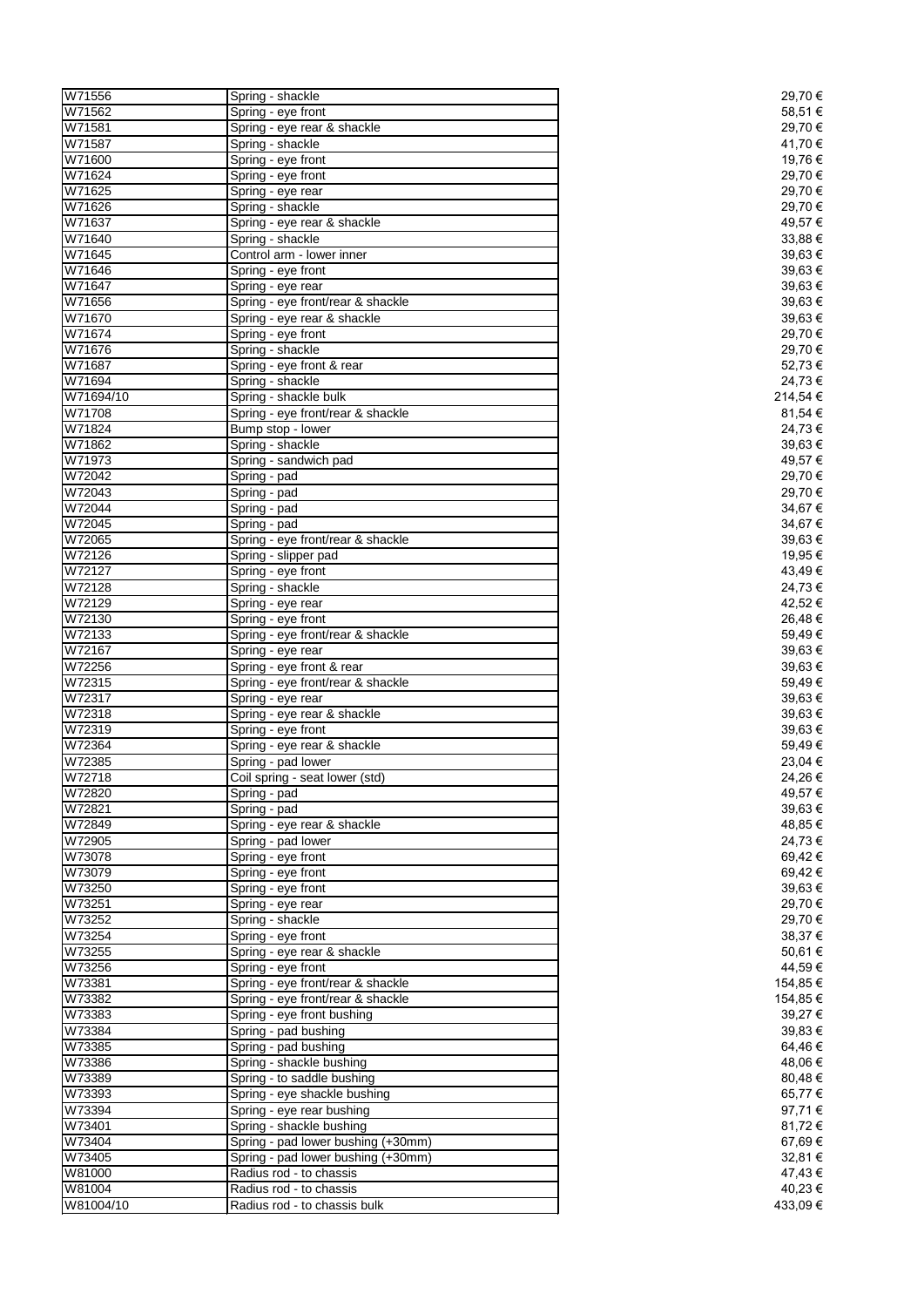| | | |
|---|---|---|
| W71556 | Spring - shackle | 29,70 € |
| W71562 | Spring - eye front | 58,51 € |
| W71581 | Spring - eye rear & shackle | 29,70 € |
| W71587 | Spring - shackle | 41,70 € |
| W71600 | Spring - eye front | 19,76 € |
| W71624 | Spring - eye front | 29,70 € |
| W71625 | Spring - eye rear | 29,70 € |
| W71626 | Spring - shackle | 29,70 € |
| W71637 | Spring - eye rear & shackle | 49,57 € |
| W71640 | Spring - shackle | 33,88 € |
| W71645 | Control arm - lower inner | 39,63 € |
| W71646 | Spring - eye front | 39,63 € |
| W71647 | Spring - eye rear | 39,63 € |
| W71656 | Spring - eye front/rear & shackle | 39,63 € |
| W71670 | Spring - eye rear & shackle | 39,63 € |
| W71674 | Spring - eye front | 29,70 € |
| W71676 | Spring - shackle | 29,70 € |
| W71687 | Spring - eye front & rear | 52,73 € |
| W71694 | Spring - shackle | 24,73 € |
| W71694/10 | Spring - shackle bulk | 214,54 € |
| W71708 | Spring - eye front/rear & shackle | 81,54 € |
| W71824 | Bump stop - lower | 24,73 € |
| W71862 | Spring - shackle | 39,63 € |
| W71973 | Spring - sandwich pad | 49,57 € |
| W72042 | Spring - pad | 29,70 € |
| W72043 | Spring - pad | 29,70 € |
| W72044 | Spring - pad | 34,67 € |
| W72045 | Spring - pad | 34,67 € |
| W72065 | Spring - eye front/rear & shackle | 39,63 € |
| W72126 | Spring - slipper pad | 19,95 € |
| W72127 | Spring - eye front | 43,49 € |
| W72128 | Spring - shackle | 24,73 € |
| W72129 | Spring - eye rear | 42,52 € |
| W72130 | Spring - eye front | 26,48 € |
| W72133 | Spring - eye front/rear & shackle | 59,49 € |
| W72167 | Spring - eye rear | 39,63 € |
| W72256 | Spring - eye front & rear | 39,63 € |
| W72315 | Spring - eye front/rear & shackle | 59,49 € |
| W72317 | Spring - eye rear | 39,63 € |
| W72318 | Spring - eye rear & shackle | 39,63 € |
| W72319 | Spring - eye front | 39,63 € |
| W72364 | Spring - eye rear & shackle | 59,49 € |
| W72385 | Spring - pad lower | 23,04 € |
| W72718 | Coil spring - seat lower (std) | 24,26 € |
| W72820 | Spring - pad | 49,57 € |
| W72821 | Spring - pad | 39,63 € |
| W72849 | Spring - eye rear & shackle | 48,85 € |
| W72905 | Spring - pad lower | 24,73 € |
| W73078 | Spring - eye front | 69,42 € |
| W73079 | Spring - eye front | 69,42 € |
| W73250 | Spring - eye front | 39,63 € |
| W73251 | Spring - eye rear | 29,70 € |
| W73252 | Spring - shackle | 29,70 € |
| W73254 | Spring - eye front | 38,37 € |
| W73255 | Spring - eye rear & shackle | 50,61 € |
| W73256 | Spring - eye front | 44,59 € |
| W73381 | Spring - eye front/rear & shackle | 154,85 € |
| W73382 | Spring - eye front/rear & shackle | 154,85 € |
| W73383 | Spring - eye front bushing | 39,27 € |
| W73384 | Spring - pad bushing | 39,83 € |
| W73385 | Spring - pad bushing | 64,46 € |
| W73386 | Spring - shackle bushing | 48,06 € |
| W73389 | Spring - to saddle bushing | 80,48 € |
| W73393 | Spring - eye shackle bushing | 65,77 € |
| W73394 | Spring - eye rear bushing | 97,71 € |
| W73401 | Spring - shackle bushing | 81,72 € |
| W73404 | Spring - pad lower bushing (+30mm) | 67,69 € |
| W73405 | Spring - pad lower bushing (+30mm) | 32,81 € |
| W81000 | Radius rod - to chassis | 47,43 € |
| W81004 | Radius rod - to chassis | 40,23 € |
| W81004/10 | Radius rod - to chassis bulk | 433,09 € |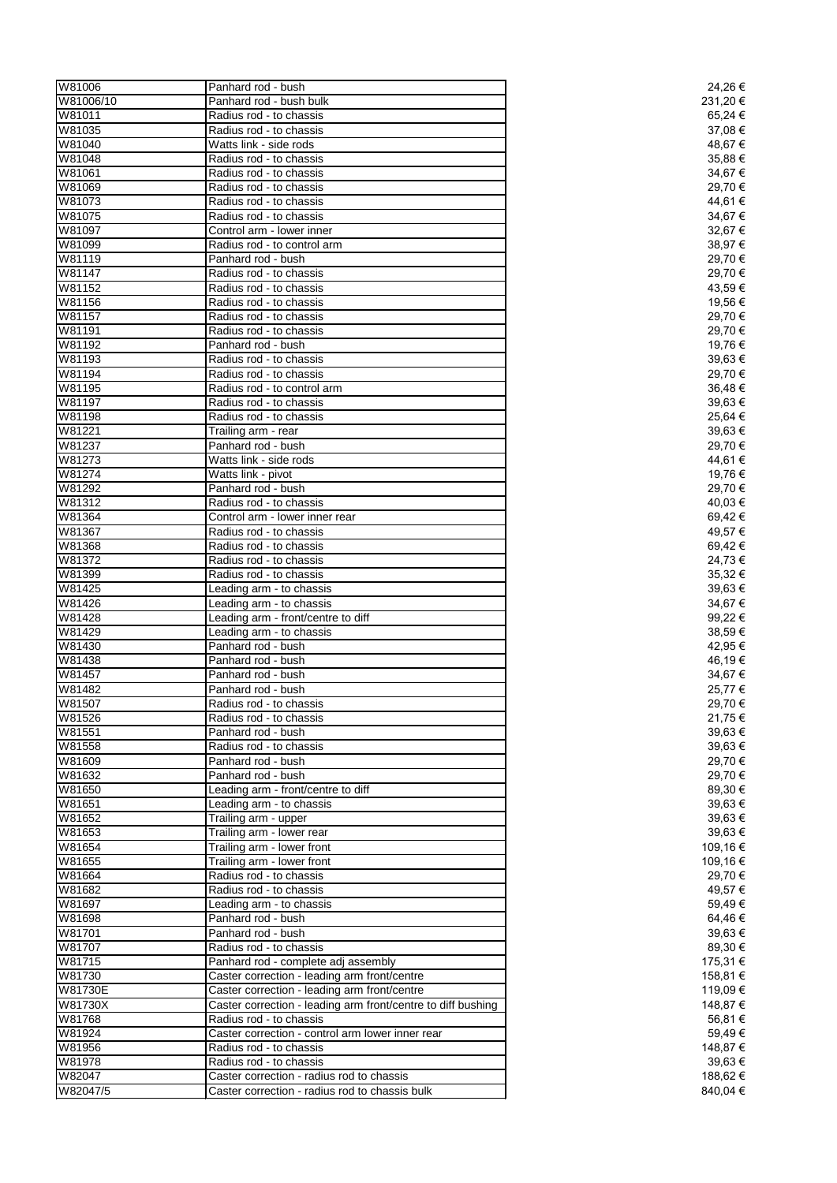| | | |
|---|---|---|
| W81006 | Panhard rod - bush | 24,26 € |
| W81006/10 | Panhard rod - bush bulk | 231,20 € |
| W81011 | Radius rod - to chassis | 65,24 € |
| W81035 | Radius rod - to chassis | 37,08 € |
| W81040 | Watts link - side rods | 48,67 € |
| W81048 | Radius rod - to chassis | 35,88 € |
| W81061 | Radius rod - to chassis | 34,67 € |
| W81069 | Radius rod - to chassis | 29,70 € |
| W81073 | Radius rod - to chassis | 44,61 € |
| W81075 | Radius rod - to chassis | 34,67 € |
| W81097 | Control arm - lower inner | 32,67 € |
| W81099 | Radius rod - to control arm | 38,97 € |
| W81119 | Panhard rod - bush | 29,70 € |
| W81147 | Radius rod - to chassis | 29,70 € |
| W81152 | Radius rod - to chassis | 43,59 € |
| W81156 | Radius rod - to chassis | 19,56 € |
| W81157 | Radius rod - to chassis | 29,70 € |
| W81191 | Radius rod - to chassis | 29,70 € |
| W81192 | Panhard rod - bush | 19,76 € |
| W81193 | Radius rod - to chassis | 39,63 € |
| W81194 | Radius rod - to chassis | 29,70 € |
| W81195 | Radius rod - to control arm | 36,48 € |
| W81197 | Radius rod - to chassis | 39,63 € |
| W81198 | Radius rod - to chassis | 25,64 € |
| W81221 | Trailing arm - rear | 39,63 € |
| W81237 | Panhard rod - bush | 29,70 € |
| W81273 | Watts link - side rods | 44,61 € |
| W81274 | Watts link - pivot | 19,76 € |
| W81292 | Panhard rod - bush | 29,70 € |
| W81312 | Radius rod - to chassis | 40,03 € |
| W81364 | Control arm - lower inner rear | 69,42 € |
| W81367 | Radius rod - to chassis | 49,57 € |
| W81368 | Radius rod - to chassis | 69,42 € |
| W81372 | Radius rod - to chassis | 24,73 € |
| W81399 | Radius rod - to chassis | 35,32 € |
| W81425 | Leading arm - to chassis | 39,63 € |
| W81426 | Leading arm - to chassis | 34,67 € |
| W81428 | Leading arm - front/centre to diff | 99,22 € |
| W81429 | Leading arm - to chassis | 38,59 € |
| W81430 | Panhard rod - bush | 42,95 € |
| W81438 | Panhard rod - bush | 46,19 € |
| W81457 | Panhard rod - bush | 34,67 € |
| W81482 | Panhard rod - bush | 25,77 € |
| W81507 | Radius rod - to chassis | 29,70 € |
| W81526 | Radius rod - to chassis | 21,75 € |
| W81551 | Panhard rod - bush | 39,63 € |
| W81558 | Radius rod - to chassis | 39,63 € |
| W81609 | Panhard rod - bush | 29,70 € |
| W81632 | Panhard rod - bush | 29,70 € |
| W81650 | Leading arm - front/centre to diff | 89,30 € |
| W81651 | Leading arm - to chassis | 39,63 € |
| W81652 | Trailing arm - upper | 39,63 € |
| W81653 | Trailing arm - lower rear | 39,63 € |
| W81654 | Trailing arm - lower front | 109,16 € |
| W81655 | Trailing arm - lower front | 109,16 € |
| W81664 | Radius rod - to chassis | 29,70 € |
| W81682 | Radius rod - to chassis | 49,57 € |
| W81697 | Leading arm - to chassis | 59,49 € |
| W81698 | Panhard rod - bush | 64,46 € |
| W81701 | Panhard rod - bush | 39,63 € |
| W81707 | Radius rod - to chassis | 89,30 € |
| W81715 | Panhard rod - complete adj assembly | 175,31 € |
| W81730 | Caster correction - leading arm front/centre | 158,81 € |
| W81730E | Caster correction - leading arm front/centre | 119,09 € |
| W81730X | Caster correction - leading arm front/centre to diff bushing | 148,87 € |
| W81768 | Radius rod - to chassis | 56,81 € |
| W81924 | Caster correction - control arm lower inner rear | 59,49 € |
| W81956 | Radius rod - to chassis | 148,87 € |
| W81978 | Radius rod - to chassis | 39,63 € |
| W82047 | Caster correction - radius rod to chassis | 188,62 € |
| W82047/5 | Caster correction - radius rod to chassis bulk | 840,04 € |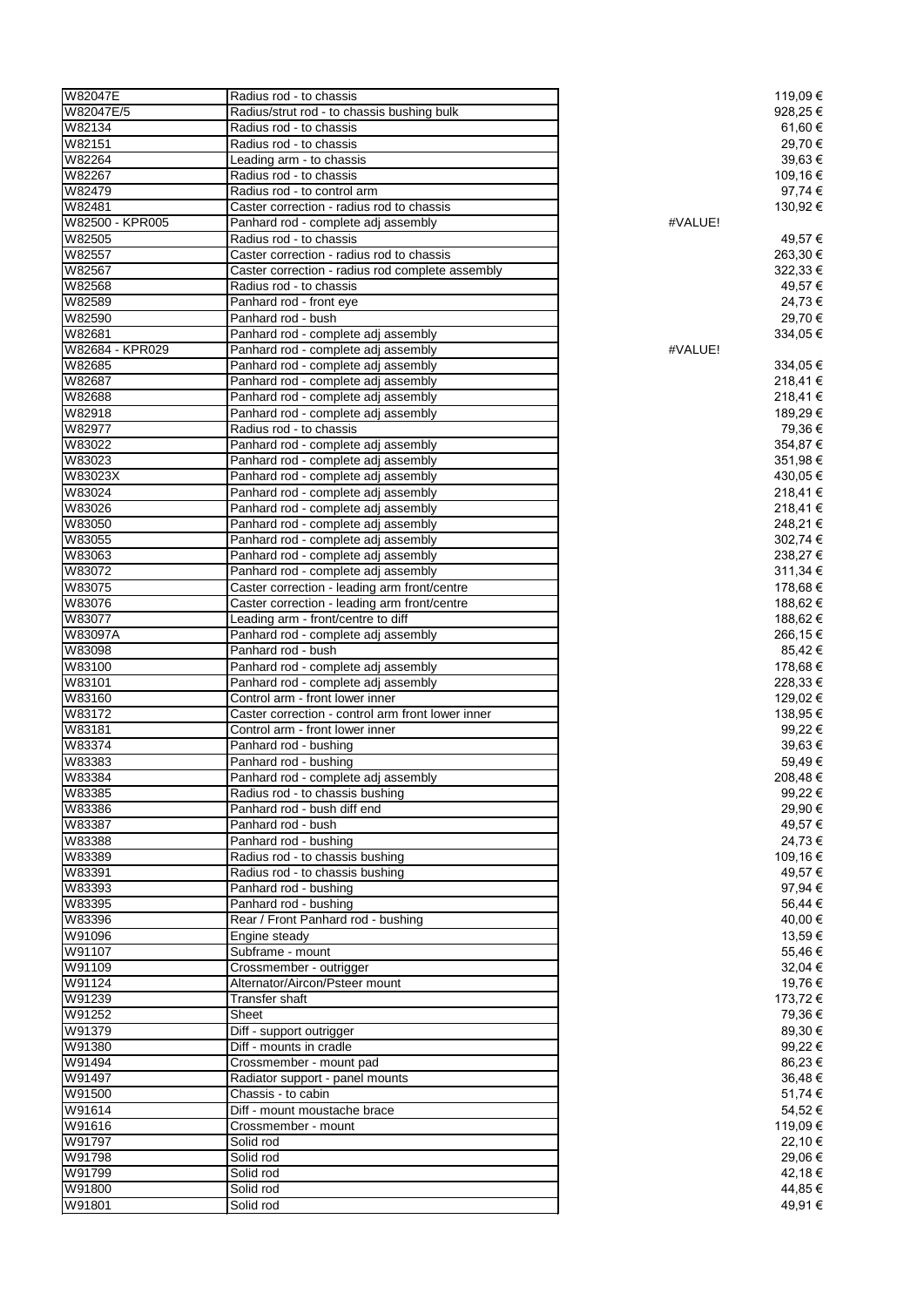| | | |
|---|---|---|
| W82047E | Radius rod - to chassis | 119,09 € |
| W82047E/5 | Radius/strut rod - to chassis bushing bulk | 928,25 € |
| W82134 | Radius rod - to chassis | 61,60 € |
| W82151 | Radius rod - to chassis | 29,70 € |
| W82264 | Leading arm - to chassis | 39,63 € |
| W82267 | Radius rod - to chassis | 109,16 € |
| W82479 | Radius rod - to control arm | 97,74 € |
| W82481 | Caster correction - radius rod to chassis | 130,92 € |
| W82500 - KPR005 | Panhard rod - complete adj assembly | #VALUE! |
| W82505 | Radius rod - to chassis | 49,57 € |
| W82557 | Caster correction - radius rod to chassis | 263,30 € |
| W82567 | Caster correction - radius rod complete assembly | 322,33 € |
| W82568 | Radius rod - to chassis | 49,57 € |
| W82589 | Panhard rod - front eye | 24,73 € |
| W82590 | Panhard rod - bush | 29,70 € |
| W82681 | Panhard rod - complete adj assembly | 334,05 € |
| W82684 - KPR029 | Panhard rod - complete adj assembly | #VALUE! |
| W82685 | Panhard rod - complete adj assembly | 334,05 € |
| W82687 | Panhard rod - complete adj assembly | 218,41 € |
| W82688 | Panhard rod - complete adj assembly | 218,41 € |
| W82918 | Panhard rod - complete adj assembly | 189,29 € |
| W82977 | Radius rod - to chassis | 79,36 € |
| W83022 | Panhard rod - complete adj assembly | 354,87 € |
| W83023 | Panhard rod - complete adj assembly | 351,98 € |
| W83023X | Panhard rod - complete adj assembly | 430,05 € |
| W83024 | Panhard rod - complete adj assembly | 218,41 € |
| W83026 | Panhard rod - complete adj assembly | 218,41 € |
| W83050 | Panhard rod - complete adj assembly | 248,21 € |
| W83055 | Panhard rod - complete adj assembly | 302,74 € |
| W83063 | Panhard rod - complete adj assembly | 238,27 € |
| W83072 | Panhard rod - complete adj assembly | 311,34 € |
| W83075 | Caster correction - leading arm front/centre | 178,68 € |
| W83076 | Caster correction - leading arm front/centre | 188,62 € |
| W83077 | Leading arm - front/centre to diff | 188,62 € |
| W83097A | Panhard rod - complete adj assembly | 266,15 € |
| W83098 | Panhard rod - bush | 85,42 € |
| W83100 | Panhard rod - complete adj assembly | 178,68 € |
| W83101 | Panhard rod - complete adj assembly | 228,33 € |
| W83160 | Control arm - front lower inner | 129,02 € |
| W83172 | Caster correction - control arm front lower inner | 138,95 € |
| W83181 | Control arm - front lower inner | 99,22 € |
| W83374 | Panhard rod - bushing | 39,63 € |
| W83383 | Panhard rod - bushing | 59,49 € |
| W83384 | Panhard rod - complete adj assembly | 208,48 € |
| W83385 | Radius rod - to chassis bushing | 99,22 € |
| W83386 | Panhard rod - bush diff end | 29,90 € |
| W83387 | Panhard rod - bush | 49,57 € |
| W83388 | Panhard rod - bushing | 24,73 € |
| W83389 | Radius rod - to chassis bushing | 109,16 € |
| W83391 | Radius rod - to chassis bushing | 49,57 € |
| W83393 | Panhard rod - bushing | 97,94 € |
| W83395 | Panhard rod - bushing | 56,44 € |
| W83396 | Rear / Front Panhard rod - bushing | 40,00 € |
| W91096 | Engine steady | 13,59 € |
| W91107 | Subframe - mount | 55,46 € |
| W91109 | Crossmember - outrigger | 32,04 € |
| W91124 | Alternator/Aircon/Psteer mount | 19,76 € |
| W91239 | Transfer shaft | 173,72 € |
| W91252 | Sheet | 79,36 € |
| W91379 | Diff - support outrigger | 89,30 € |
| W91380 | Diff - mounts in cradle | 99,22 € |
| W91494 | Crossmember - mount pad | 86,23 € |
| W91497 | Radiator support - panel mounts | 36,48 € |
| W91500 | Chassis - to cabin | 51,74 € |
| W91614 | Diff - mount moustache brace | 54,52 € |
| W91616 | Crossmember - mount | 119,09 € |
| W91797 | Solid rod | 22,10 € |
| W91798 | Solid rod | 29,06 € |
| W91799 | Solid rod | 42,18 € |
| W91800 | Solid rod | 44,85 € |
| W91801 | Solid rod | 49,91 € |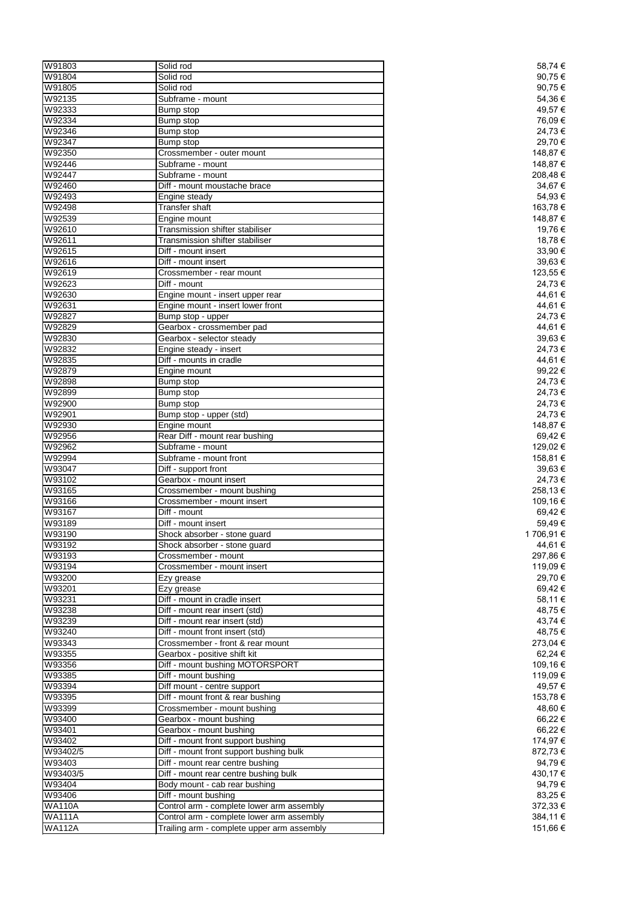| | | |
|---|---|---|
| W91803 | Solid rod | 58,74 € |
| W91804 | Solid rod | 90,75 € |
| W91805 | Solid rod | 90,75 € |
| W92135 | Subframe - mount | 54,36 € |
| W92333 | Bump stop | 49,57 € |
| W92334 | Bump stop | 76,09 € |
| W92346 | Bump stop | 24,73 € |
| W92347 | Bump stop | 29,70 € |
| W92350 | Crossmember - outer mount | 148,87 € |
| W92446 | Subframe - mount | 148,87 € |
| W92447 | Subframe - mount | 208,48 € |
| W92460 | Diff - mount moustache brace | 34,67 € |
| W92493 | Engine steady | 54,93 € |
| W92498 | Transfer shaft | 163,78 € |
| W92539 | Engine mount | 148,87 € |
| W92610 | Transmission shifter stabiliser | 19,76 € |
| W92611 | Transmission shifter stabiliser | 18,78 € |
| W92615 | Diff - mount insert | 33,90 € |
| W92616 | Diff - mount insert | 39,63 € |
| W92619 | Crossmember - rear mount | 123,55 € |
| W92623 | Diff - mount | 24,73 € |
| W92630 | Engine mount - insert upper rear | 44,61 € |
| W92631 | Engine mount - insert lower front | 44,61 € |
| W92827 | Bump stop - upper | 24,73 € |
| W92829 | Gearbox - crossmember pad | 44,61 € |
| W92830 | Gearbox - selector steady | 39,63 € |
| W92832 | Engine steady - insert | 24,73 € |
| W92835 | Diff - mounts in cradle | 44,61 € |
| W92879 | Engine mount | 99,22 € |
| W92898 | Bump stop | 24,73 € |
| W92899 | Bump stop | 24,73 € |
| W92900 | Bump stop | 24,73 € |
| W92901 | Bump stop - upper (std) | 24,73 € |
| W92930 | Engine mount | 148,87 € |
| W92956 | Rear Diff - mount rear bushing | 69,42 € |
| W92962 | Subframe - mount | 129,02 € |
| W92994 | Subframe - mount front | 158,81 € |
| W93047 | Diff - support front | 39,63 € |
| W93102 | Gearbox - mount insert | 24,73 € |
| W93165 | Crossmember - mount bushing | 258,13 € |
| W93166 | Crossmember - mount insert | 109,16 € |
| W93167 | Diff - mount | 69,42 € |
| W93189 | Diff - mount insert | 59,49 € |
| W93190 | Shock absorber - stone guard | 1 706,91 € |
| W93192 | Shock absorber - stone guard | 44,61 € |
| W93193 | Crossmember - mount | 297,86 € |
| W93194 | Crossmember - mount insert | 119,09 € |
| W93200 | Ezy grease | 29,70 € |
| W93201 | Ezy grease | 69,42 € |
| W93231 | Diff - mount in cradle insert | 58,11 € |
| W93238 | Diff - mount rear insert (std) | 48,75 € |
| W93239 | Diff - mount rear insert (std) | 43,74 € |
| W93240 | Diff - mount front insert (std) | 48,75 € |
| W93343 | Crossmember - front & rear mount | 273,04 € |
| W93355 | Gearbox - positive shift kit | 62,24 € |
| W93356 | Diff - mount bushing MOTORSPORT | 109,16 € |
| W93385 | Diff - mount bushing | 119,09 € |
| W93394 | Diff mount - centre support | 49,57 € |
| W93395 | Diff - mount front & rear bushing | 153,78 € |
| W93399 | Crossmember - mount bushing | 48,60 € |
| W93400 | Gearbox - mount bushing | 66,22 € |
| W93401 | Gearbox - mount bushing | 66,22 € |
| W93402 | Diff - mount front support bushing | 174,97 € |
| W93402/5 | Diff - mount front support bushing bulk | 872,73 € |
| W93403 | Diff - mount rear centre bushing | 94,79 € |
| W93403/5 | Diff - mount rear centre bushing bulk | 430,17 € |
| W93404 | Body mount - cab rear bushing | 94,79 € |
| W93406 | Diff - mount bushing | 83,25 € |
| WA110A | Control arm - complete lower arm assembly | 372,33 € |
| WA111A | Control arm - complete lower arm assembly | 384,11 € |
| WA112A | Trailing arm - complete upper arm assembly | 151,66 € |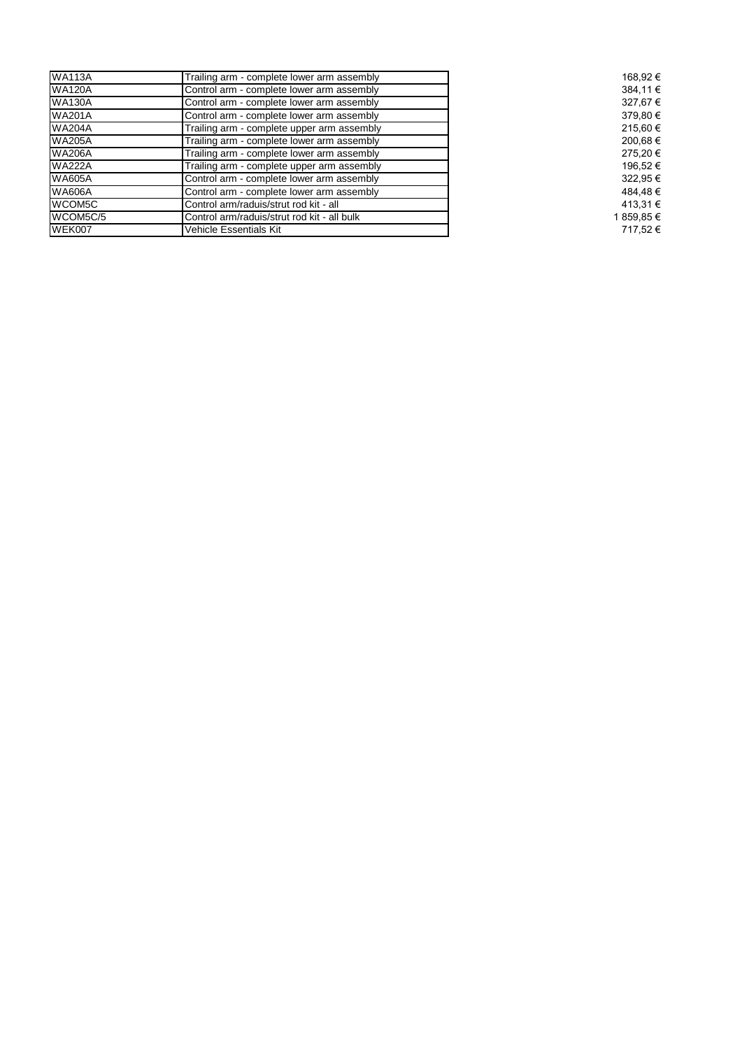| | | |
|---|---|---|
| WA113A | Trailing arm - complete lower arm assembly | 168,92 € |
| WA120A | Control arm - complete lower arm assembly | 384,11 € |
| WA130A | Control arm - complete lower arm assembly | 327,67 € |
| WA201A | Control arm - complete lower arm assembly | 379,80 € |
| WA204A | Trailing arm - complete upper arm assembly | 215,60 € |
| WA205A | Trailing arm - complete lower arm assembly | 200,68 € |
| WA206A | Trailing arm - complete lower arm assembly | 275,20 € |
| WA222A | Trailing arm - complete upper arm assembly | 196,52 € |
| WA605A | Control arm - complete lower arm assembly | 322,95 € |
| WA606A | Control arm - complete lower arm assembly | 484,48 € |
| WCOM5C | Control arm/raduis/strut rod kit - all | 413,31 € |
| WCOM5C/5 | Control arm/raduis/strut rod kit - all bulk | 1 859,85 € |
| WEK007 | Vehicle Essentials Kit | 717,52 € |